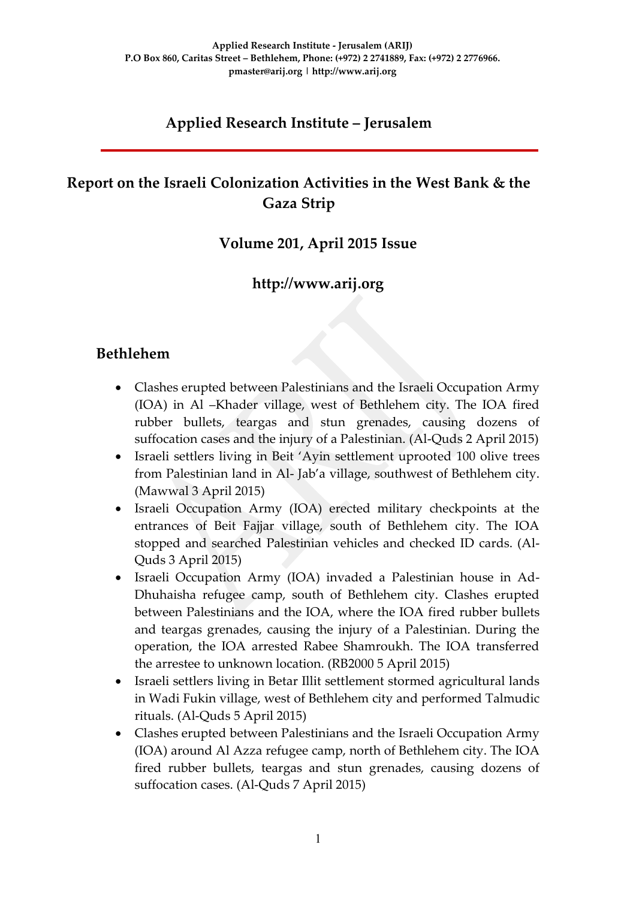Applied Research Institute - Jerusalem (ARIJ)
P.O Box 860, Caritas Street – Bethlehem, Phone: (+972) 2 2741889, Fax: (+972) 2 2776966.
pmaster@arij.org | http://www.arij.org

# Applied Research Institute – Jerusalem

## Report on the Israeli Colonization Activities in the West Bank & the Gaza Strip

### Volume 201, April 2015 Issue

### http://www.arij.org

## Bethlehem

- Clashes erupted between Palestinians and the Israeli Occupation Army (IOA) in Al –Khader village, west of Bethlehem city. The IOA fired rubber bullets, teargas and stun grenades, causing dozens of suffocation cases and the injury of a Palestinian. (Al-Quds 2 April 2015)
- Israeli settlers living in Beit 'Ayin settlement uprooted 100 olive trees from Palestinian land in Al- Jab'a village, southwest of Bethlehem city. (Mawwal 3 April 2015)
- Israeli Occupation Army (IOA) erected military checkpoints at the entrances of Beit Fajjar village, south of Bethlehem city. The IOA stopped and searched Palestinian vehicles and checked ID cards. (Al-Quds 3 April 2015)
- Israeli Occupation Army (IOA) invaded a Palestinian house in Ad-Dhuhaisha refugee camp, south of Bethlehem city. Clashes erupted between Palestinians and the IOA, where the IOA fired rubber bullets and teargas grenades, causing the injury of a Palestinian. During the operation, the IOA arrested Rabee Shamroukh. The IOA transferred the arrestee to unknown location. (RB2000 5 April 2015)
- Israeli settlers living in Betar Illit settlement stormed agricultural lands in Wadi Fukin village, west of Bethlehem city and performed Talmudic rituals. (Al-Quds 5 April 2015)
- Clashes erupted between Palestinians and the Israeli Occupation Army (IOA) around Al Azza refugee camp, north of Bethlehem city. The IOA fired rubber bullets, teargas and stun grenades, causing dozens of suffocation cases. (Al-Quds 7 April 2015)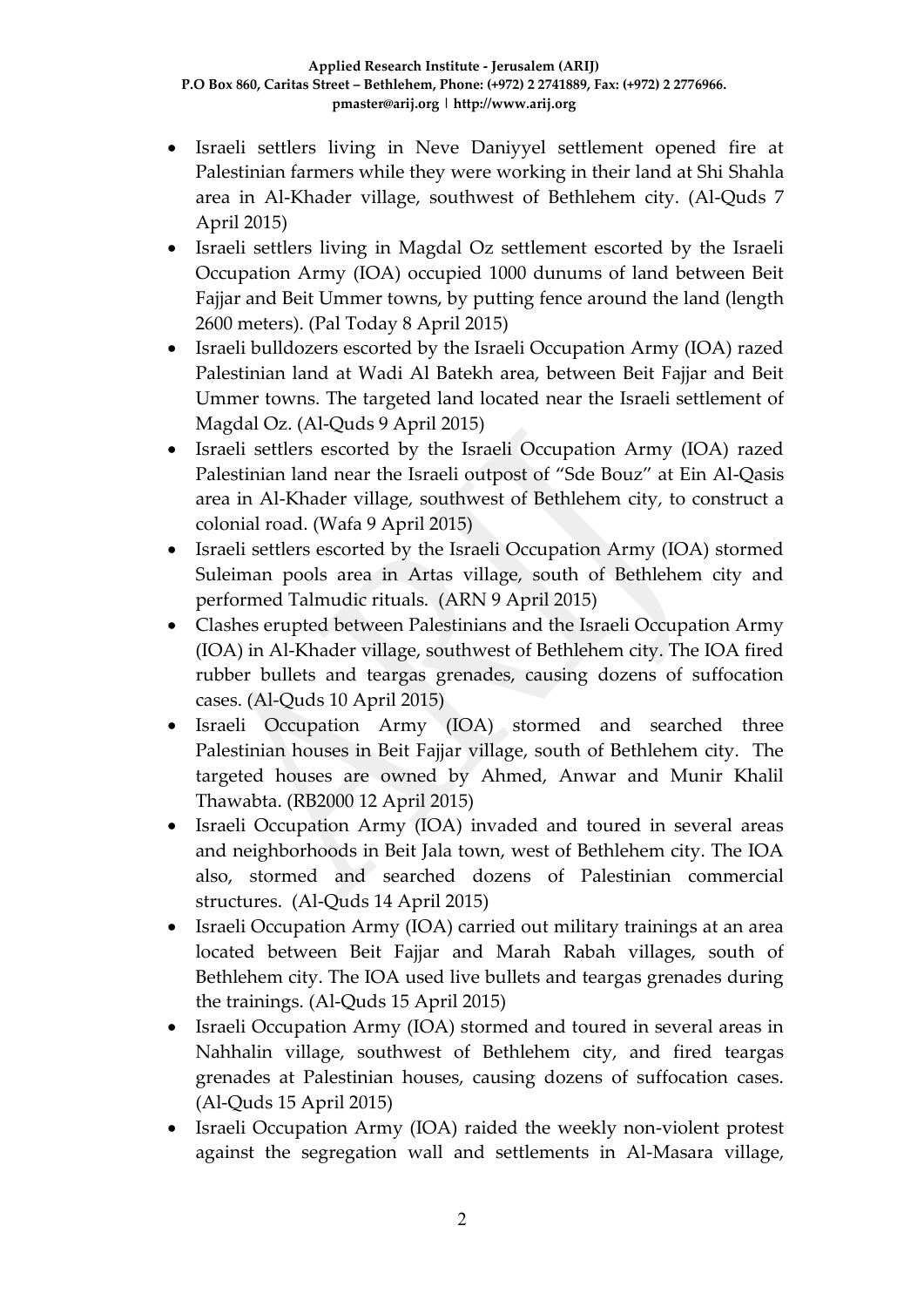- Israeli settlers living in Neve Daniyyel settlement opened fire at Palestinian farmers while they were working in their land at Shi Shahla area in Al-Khader village, southwest of Bethlehem city. (Al-Quds 7 April 2015)
- Israeli settlers living in Magdal Oz settlement escorted by the Israeli Occupation Army (IOA) occupied 1000 dunums of land between Beit Fajjar and Beit Ummer towns, by putting fence around the land (length 2600 meters). (Pal Today 8 April 2015)
- Israeli bulldozers escorted by the Israeli Occupation Army (IOA) razed Palestinian land at Wadi Al Batekh area, between Beit Fajjar and Beit Ummer towns. The targeted land located near the Israeli settlement of Magdal Oz. (Al-Quds 9 April 2015)
- Israeli settlers escorted by the Israeli Occupation Army (IOA) razed Palestinian land near the Israeli outpost of "Sde Bouz" at Ein Al-Qasis area in Al-Khader village, southwest of Bethlehem city, to construct a colonial road. (Wafa 9 April 2015)
- Israeli settlers escorted by the Israeli Occupation Army (IOA) stormed Suleiman pools area in Artas village, south of Bethlehem city and performed Talmudic rituals. (ARN 9 April 2015)
- Clashes erupted between Palestinians and the Israeli Occupation Army (IOA) in Al-Khader village, southwest of Bethlehem city. The IOA fired rubber bullets and teargas grenades, causing dozens of suffocation cases. (Al-Quds 10 April 2015)
- Israeli Occupation Army (IOA) stormed and searched three Palestinian houses in Beit Fajjar village, south of Bethlehem city. The targeted houses are owned by Ahmed, Anwar and Munir Khalil Thawabta. (RB2000 12 April 2015)
- Israeli Occupation Army (IOA) invaded and toured in several areas and neighborhoods in Beit Jala town, west of Bethlehem city. The IOA also, stormed and searched dozens of Palestinian commercial structures. (Al-Quds 14 April 2015)
- Israeli Occupation Army (IOA) carried out military trainings at an area located between Beit Fajjar and Marah Rabah villages, south of Bethlehem city. The IOA used live bullets and teargas grenades during the trainings. (Al-Quds 15 April 2015)
- Israeli Occupation Army (IOA) stormed and toured in several areas in Nahhalin village, southwest of Bethlehem city, and fired teargas grenades at Palestinian houses, causing dozens of suffocation cases. (Al-Quds 15 April 2015)
- Israeli Occupation Army (IOA) raided the weekly non-violent protest against the segregation wall and settlements in Al-Masara village,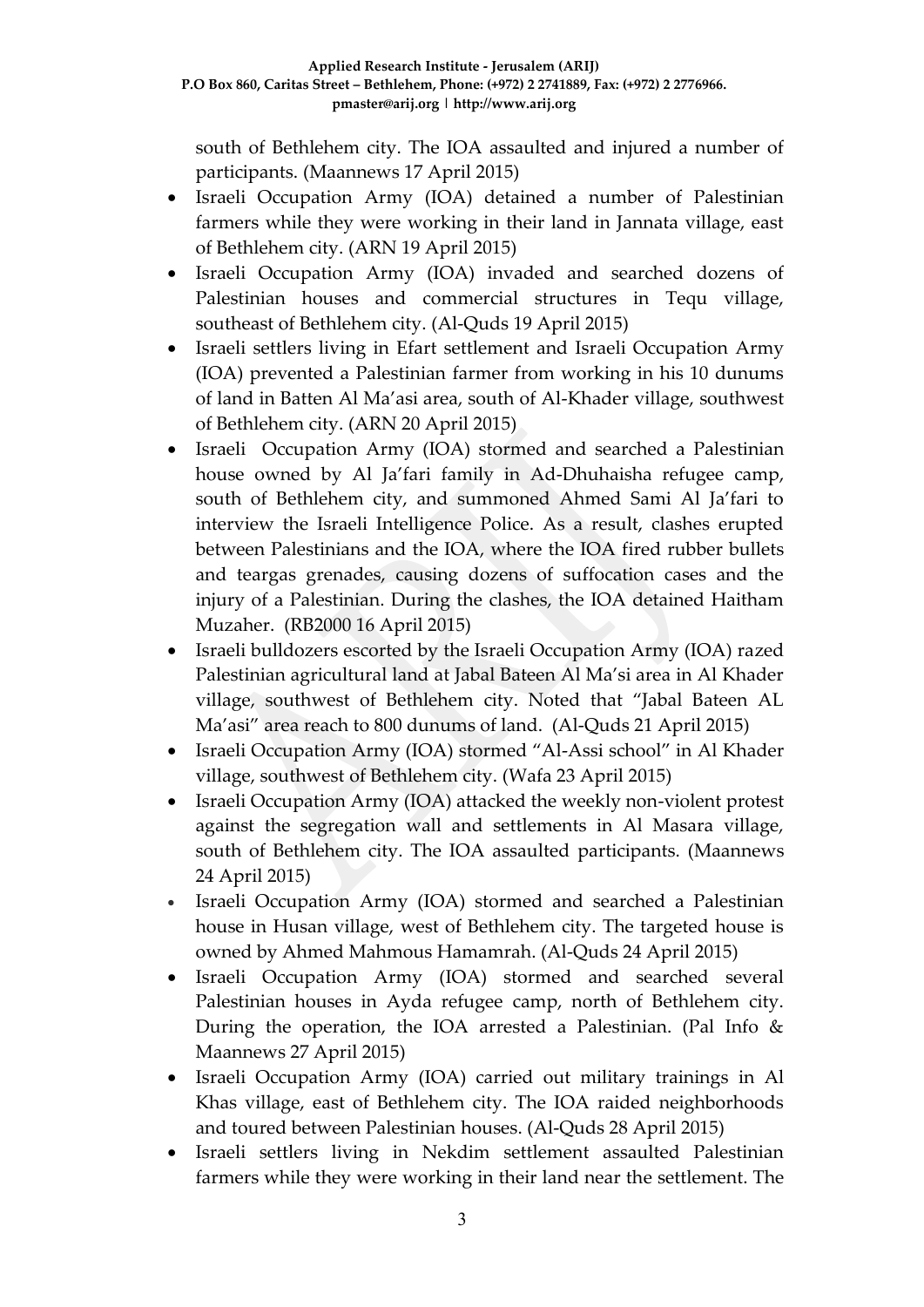south of Bethlehem city. The IOA assaulted and injured a number of participants. (Maannews 17 April 2015)

- Israeli Occupation Army (IOA) detained a number of Palestinian farmers while they were working in their land in Jannata village, east of Bethlehem city. (ARN 19 April 2015)
- Israeli Occupation Army (IOA) invaded and searched dozens of Palestinian houses and commercial structures in Tequ village, southeast of Bethlehem city. (Al-Quds 19 April 2015)
- Israeli settlers living in Efart settlement and Israeli Occupation Army (IOA) prevented a Palestinian farmer from working in his 10 dunums of land in Batten Al Ma'asi area, south of Al-Khader village, southwest of Bethlehem city. (ARN 20 April 2015)
- Israeli Occupation Army (IOA) stormed and searched a Palestinian house owned by Al Ja'fari family in Ad-Dhuhaisha refugee camp, south of Bethlehem city, and summoned Ahmed Sami Al Ja'fari to interview the Israeli Intelligence Police. As a result, clashes erupted between Palestinians and the IOA, where the IOA fired rubber bullets and teargas grenades, causing dozens of suffocation cases and the injury of a Palestinian. During the clashes, the IOA detained Haitham Muzaher. (RB2000 16 April 2015)
- Israeli bulldozers escorted by the Israeli Occupation Army (IOA) razed Palestinian agricultural land at Jabal Bateen Al Ma'si area in Al Khader village, southwest of Bethlehem city. Noted that "Jabal Bateen AL Ma'asi" area reach to 800 dunums of land. (Al-Quds 21 April 2015)
- Israeli Occupation Army (IOA) stormed "Al-Assi school" in Al Khader village, southwest of Bethlehem city. (Wafa 23 April 2015)
- Israeli Occupation Army (IOA) attacked the weekly non-violent protest against the segregation wall and settlements in Al Masara village, south of Bethlehem city. The IOA assaulted participants. (Maannews 24 April 2015)
- Israeli Occupation Army (IOA) stormed and searched a Palestinian house in Husan village, west of Bethlehem city. The targeted house is owned by Ahmed Mahmous Hamamrah. (Al-Quds 24 April 2015)
- Israeli Occupation Army (IOA) stormed and searched several Palestinian houses in Ayda refugee camp, north of Bethlehem city. During the operation, the IOA arrested a Palestinian. (Pal Info & Maannews 27 April 2015)
- Israeli Occupation Army (IOA) carried out military trainings in Al Khas village, east of Bethlehem city. The IOA raided neighborhoods and toured between Palestinian houses. (Al-Quds 28 April 2015)
- Israeli settlers living in Nekdim settlement assaulted Palestinian farmers while they were working in their land near the settlement. The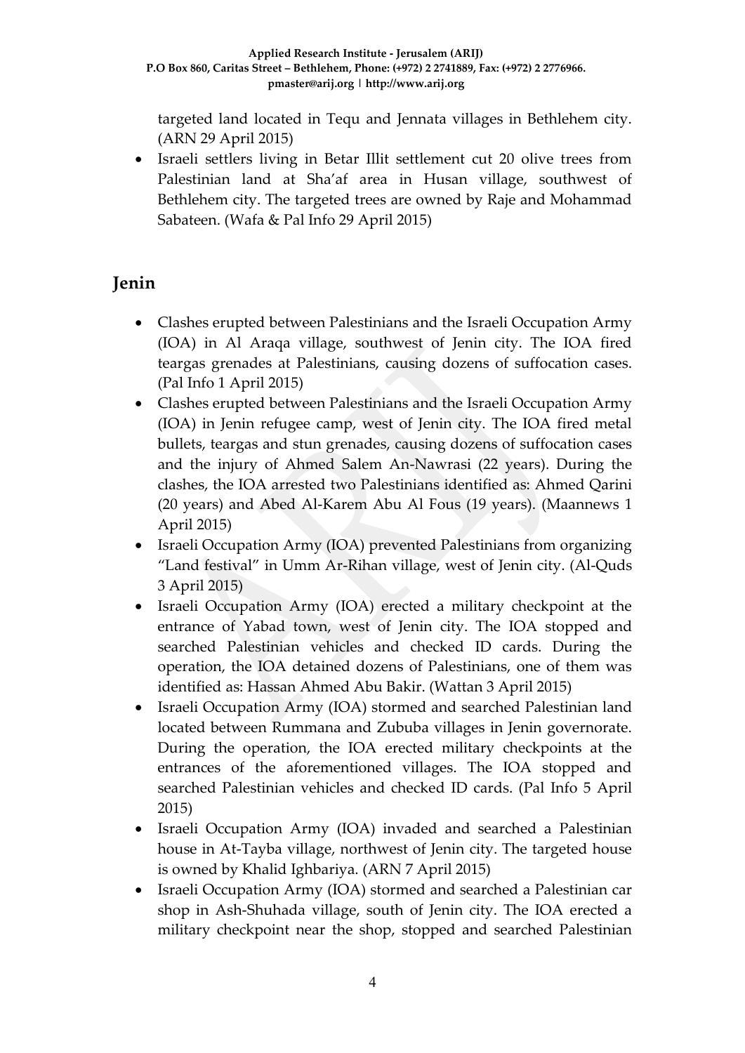targeted land located in Tequ and Jennata villages in Bethlehem city. (ARN 29 April 2015)

- Israeli settlers living in Betar Illit settlement cut 20 olive trees from Palestinian land at Sha'af area in Husan village, southwest of Bethlehem city. The targeted trees are owned by Raje and Mohammad Sabateen. (Wafa & Pal Info 29 April 2015)

## Jenin

- Clashes erupted between Palestinians and the Israeli Occupation Army (IOA) in Al Araqa village, southwest of Jenin city. The IOA fired teargas grenades at Palestinians, causing dozens of suffocation cases. (Pal Info 1 April 2015)
- Clashes erupted between Palestinians and the Israeli Occupation Army (IOA) in Jenin refugee camp, west of Jenin city. The IOA fired metal bullets, teargas and stun grenades, causing dozens of suffocation cases and the injury of Ahmed Salem An-Nawrasi (22 years). During the clashes, the IOA arrested two Palestinians identified as: Ahmed Qarini (20 years) and Abed Al-Karem Abu Al Fous (19 years). (Maannews 1 April 2015)
- Israeli Occupation Army (IOA) prevented Palestinians from organizing "Land festival" in Umm Ar-Rihan village, west of Jenin city. (Al-Quds 3 April 2015)
- Israeli Occupation Army (IOA) erected a military checkpoint at the entrance of Yabad town, west of Jenin city. The IOA stopped and searched Palestinian vehicles and checked ID cards. During the operation, the IOA detained dozens of Palestinians, one of them was identified as: Hassan Ahmed Abu Bakir. (Wattan 3 April 2015)
- Israeli Occupation Army (IOA) stormed and searched Palestinian land located between Rummana and Zububa villages in Jenin governorate. During the operation, the IOA erected military checkpoints at the entrances of the aforementioned villages. The IOA stopped and searched Palestinian vehicles and checked ID cards. (Pal Info 5 April 2015)
- Israeli Occupation Army (IOA) invaded and searched a Palestinian house in At-Tayba village, northwest of Jenin city. The targeted house is owned by Khalid Ighbariya. (ARN 7 April 2015)
- Israeli Occupation Army (IOA) stormed and searched a Palestinian car shop in Ash-Shuhada village, south of Jenin city. The IOA erected a military checkpoint near the shop, stopped and searched Palestinian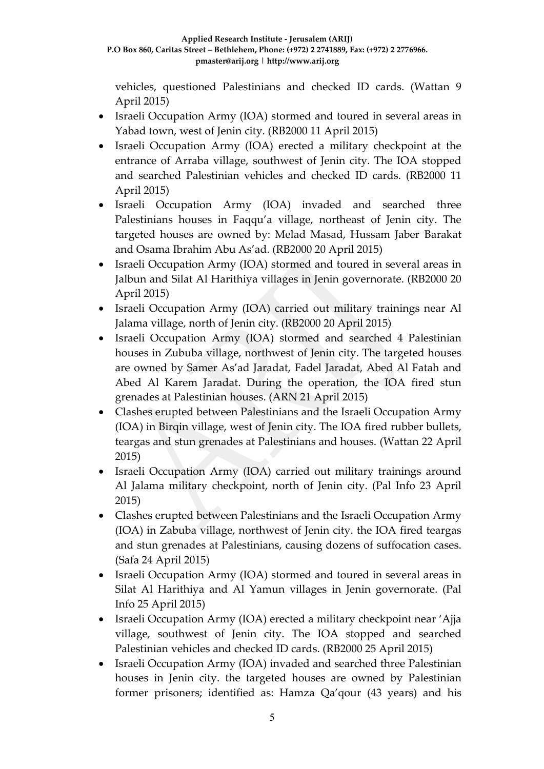vehicles, questioned Palestinians and checked ID cards. (Wattan 9 April 2015)

- Israeli Occupation Army (IOA) stormed and toured in several areas in Yabad town, west of Jenin city. (RB2000 11 April 2015)
- Israeli Occupation Army (IOA) erected a military checkpoint at the entrance of Arraba village, southwest of Jenin city. The IOA stopped and searched Palestinian vehicles and checked ID cards. (RB2000 11 April 2015)
- Israeli Occupation Army (IOA) invaded and searched three Palestinians houses in Faqqu'a village, northeast of Jenin city. The targeted houses are owned by: Melad Masad, Hussam Jaber Barakat and Osama Ibrahim Abu As'ad. (RB2000 20 April 2015)
- Israeli Occupation Army (IOA) stormed and toured in several areas in Jalbun and Silat Al Harithiya villages in Jenin governorate. (RB2000 20 April 2015)
- Israeli Occupation Army (IOA) carried out military trainings near Al Jalama village, north of Jenin city. (RB2000 20 April 2015)
- Israeli Occupation Army (IOA) stormed and searched 4 Palestinian houses in Zububa village, northwest of Jenin city. The targeted houses are owned by Samer As'ad Jaradat, Fadel Jaradat, Abed Al Fatah and Abed Al Karem Jaradat. During the operation, the IOA fired stun grenades at Palestinian houses. (ARN 21 April 2015)
- Clashes erupted between Palestinians and the Israeli Occupation Army (IOA) in Birqin village, west of Jenin city. The IOA fired rubber bullets, teargas and stun grenades at Palestinians and houses. (Wattan 22 April 2015)
- Israeli Occupation Army (IOA) carried out military trainings around Al Jalama military checkpoint, north of Jenin city. (Pal Info 23 April 2015)
- Clashes erupted between Palestinians and the Israeli Occupation Army (IOA) in Zabuba village, northwest of Jenin city. the IOA fired teargas and stun grenades at Palestinians, causing dozens of suffocation cases. (Safa 24 April 2015)
- Israeli Occupation Army (IOA) stormed and toured in several areas in Silat Al Harithiya and Al Yamun villages in Jenin governorate. (Pal Info 25 April 2015)
- Israeli Occupation Army (IOA) erected a military checkpoint near 'Ajja village, southwest of Jenin city. The IOA stopped and searched Palestinian vehicles and checked ID cards. (RB2000 25 April 2015)
- Israeli Occupation Army (IOA) invaded and searched three Palestinian houses in Jenin city. the targeted houses are owned by Palestinian former prisoners; identified as: Hamza Qa'qour (43 years) and his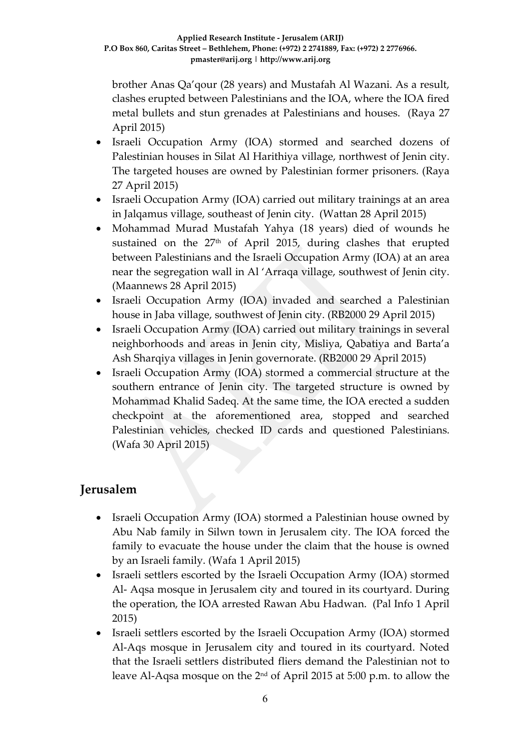brother Anas Qa'qour (28 years) and Mustafah Al Wazani. As a result, clashes erupted between Palestinians and the IOA, where the IOA fired metal bullets and stun grenades at Palestinians and houses. (Raya 27 April 2015)

- Israeli Occupation Army (IOA) stormed and searched dozens of Palestinian houses in Silat Al Harithiya village, northwest of Jenin city. The targeted houses are owned by Palestinian former prisoners. (Raya 27 April 2015)
- Israeli Occupation Army (IOA) carried out military trainings at an area in Jalqamus village, southeast of Jenin city. (Wattan 28 April 2015)
- Mohammad Murad Mustafah Yahya (18 years) died of wounds he sustained on the 27th of April 2015, during clashes that erupted between Palestinians and the Israeli Occupation Army (IOA) at an area near the segregation wall in Al 'Arraqa village, southwest of Jenin city. (Maannews 28 April 2015)
- Israeli Occupation Army (IOA) invaded and searched a Palestinian house in Jaba village, southwest of Jenin city. (RB2000 29 April 2015)
- Israeli Occupation Army (IOA) carried out military trainings in several neighborhoods and areas in Jenin city, Misliya, Qabatiya and Barta'a Ash Sharqiya villages in Jenin governorate. (RB2000 29 April 2015)
- Israeli Occupation Army (IOA) stormed a commercial structure at the southern entrance of Jenin city. The targeted structure is owned by Mohammad Khalid Sadeq. At the same time, the IOA erected a sudden checkpoint at the aforementioned area, stopped and searched Palestinian vehicles, checked ID cards and questioned Palestinians. (Wafa 30 April 2015)

## Jerusalem

- Israeli Occupation Army (IOA) stormed a Palestinian house owned by Abu Nab family in Silwn town in Jerusalem city. The IOA forced the family to evacuate the house under the claim that the house is owned by an Israeli family. (Wafa 1 April 2015)
- Israeli settlers escorted by the Israeli Occupation Army (IOA) stormed Al- Aqsa mosque in Jerusalem city and toured in its courtyard. During the operation, the IOA arrested Rawan Abu Hadwan. (Pal Info 1 April 2015)
- Israeli settlers escorted by the Israeli Occupation Army (IOA) stormed Al-Aqs mosque in Jerusalem city and toured in its courtyard. Noted that the Israeli settlers distributed fliers demand the Palestinian not to leave Al-Aqsa mosque on the 2nd of April 2015 at 5:00 p.m. to allow the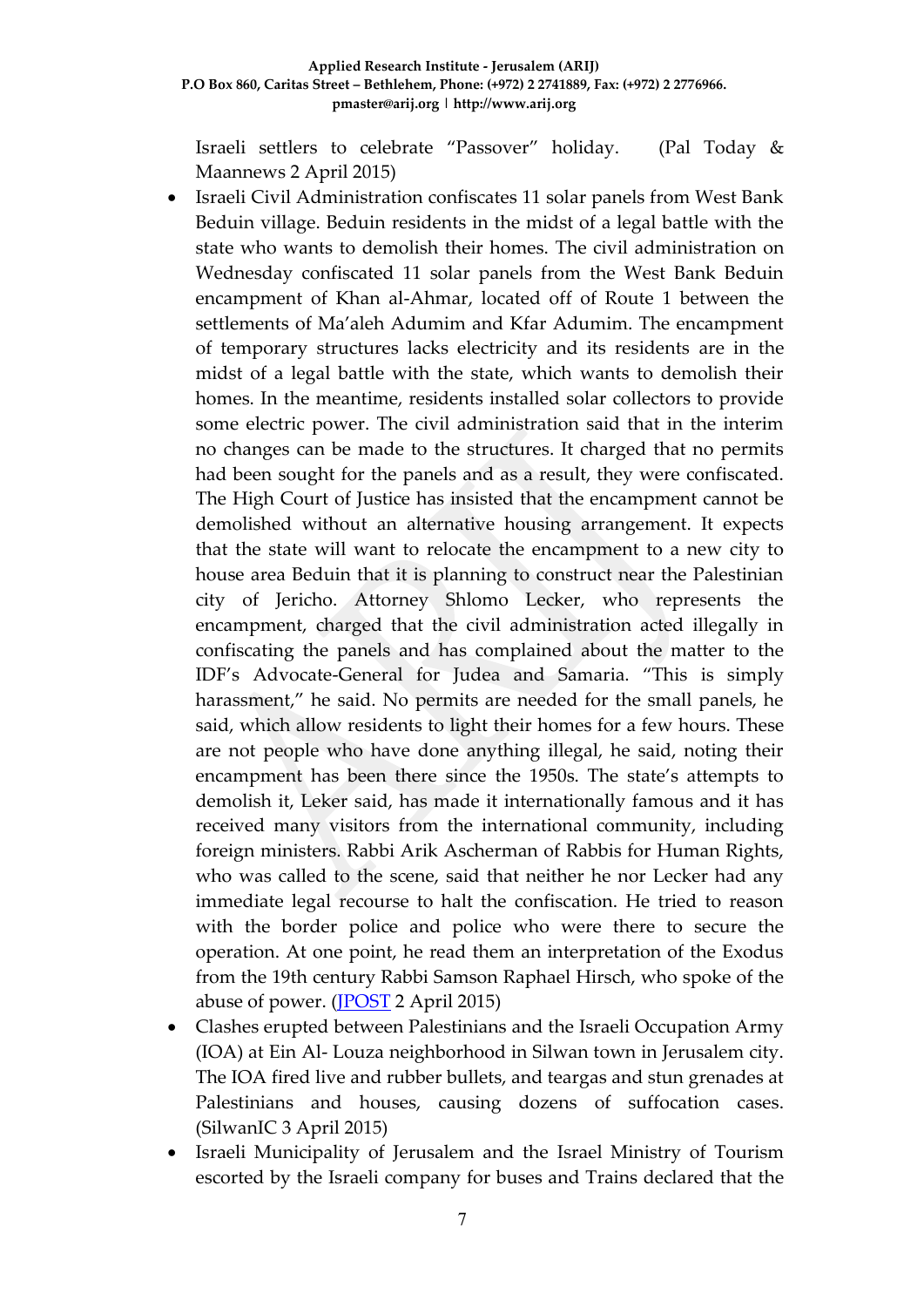Israeli settlers to celebrate "Passover" holiday. (Pal Today & Maannews 2 April 2015)

- Israeli Civil Administration confiscates 11 solar panels from West Bank Beduin village. Beduin residents in the midst of a legal battle with the state who wants to demolish their homes. The civil administration on Wednesday confiscated 11 solar panels from the West Bank Beduin encampment of Khan al-Ahmar, located off of Route 1 between the settlements of Ma'aleh Adumim and Kfar Adumim. The encampment of temporary structures lacks electricity and its residents are in the midst of a legal battle with the state, which wants to demolish their homes. In the meantime, residents installed solar collectors to provide some electric power. The civil administration said that in the interim no changes can be made to the structures. It charged that no permits had been sought for the panels and as a result, they were confiscated. The High Court of Justice has insisted that the encampment cannot be demolished without an alternative housing arrangement. It expects that the state will want to relocate the encampment to a new city to house area Beduin that it is planning to construct near the Palestinian city of Jericho. Attorney Shlomo Lecker, who represents the encampment, charged that the civil administration acted illegally in confiscating the panels and has complained about the matter to the IDF's Advocate-General for Judea and Samaria. "This is simply harassment," he said. No permits are needed for the small panels, he said, which allow residents to light their homes for a few hours. These are not people who have done anything illegal, he said, noting their encampment has been there since the 1950s. The state's attempts to demolish it, Leker said, has made it internationally famous and it has received many visitors from the international community, including foreign ministers. Rabbi Arik Ascherman of Rabbis for Human Rights, who was called to the scene, said that neither he nor Lecker had any immediate legal recourse to halt the confiscation. He tried to reason with the border police and police who were there to secure the operation. At one point, he read them an interpretation of the Exodus from the 19th century Rabbi Samson Raphael Hirsch, who spoke of the abuse of power. (JPOST 2 April 2015)
- Clashes erupted between Palestinians and the Israeli Occupation Army (IOA) at Ein Al- Louza neighborhood in Silwan town in Jerusalem city. The IOA fired live and rubber bullets, and teargas and stun grenades at Palestinians and houses, causing dozens of suffocation cases. (SilwanIC 3 April 2015)
- Israeli Municipality of Jerusalem and the Israel Ministry of Tourism escorted by the Israeli company for buses and Trains declared that the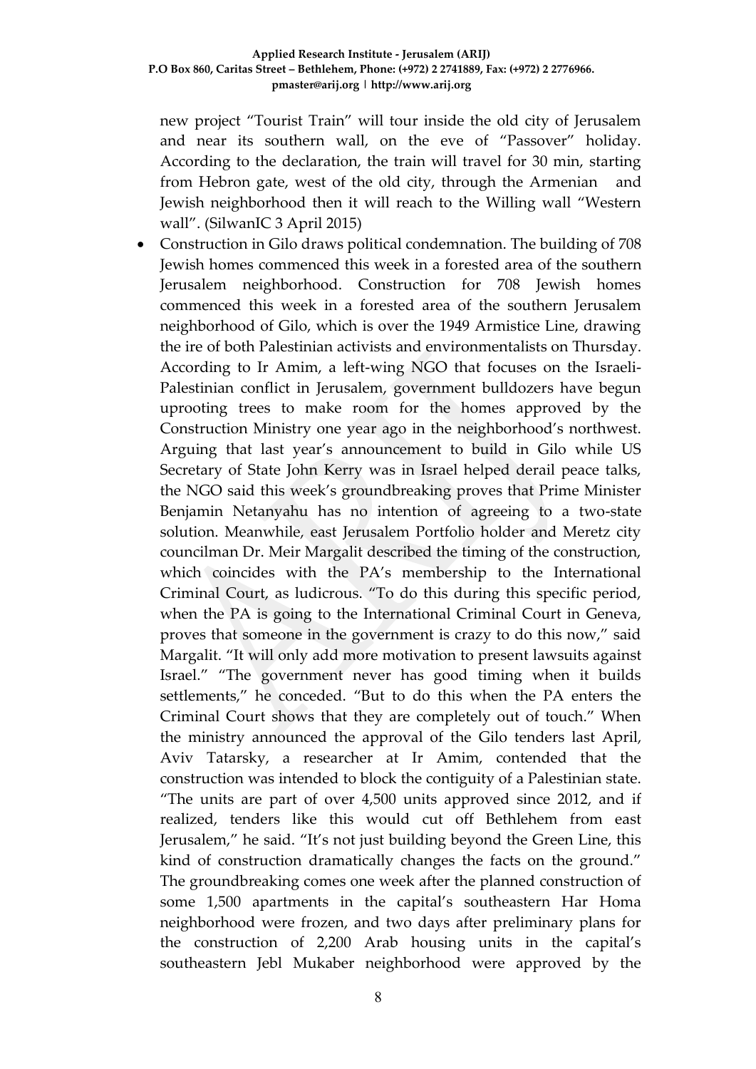new project "Tourist Train" will tour inside the old city of Jerusalem and near its southern wall, on the eve of "Passover" holiday. According to the declaration, the train will travel for 30 min, starting from Hebron gate, west of the old city, through the Armenian and Jewish neighborhood then it will reach to the Willing wall "Western wall". (SilwanIC 3 April 2015)

- Construction in Gilo draws political condemnation. The building of 708 Jewish homes commenced this week in a forested area of the southern Jerusalem neighborhood. Construction for 708 Jewish homes commenced this week in a forested area of the southern Jerusalem neighborhood of Gilo, which is over the 1949 Armistice Line, drawing the ire of both Palestinian activists and environmentalists on Thursday. According to Ir Amim, a left-wing NGO that focuses on the Israeli-Palestinian conflict in Jerusalem, government bulldozers have begun uprooting trees to make room for the homes approved by the Construction Ministry one year ago in the neighborhood's northwest. Arguing that last year's announcement to build in Gilo while US Secretary of State John Kerry was in Israel helped derail peace talks, the NGO said this week's groundbreaking proves that Prime Minister Benjamin Netanyahu has no intention of agreeing to a two-state solution. Meanwhile, east Jerusalem Portfolio holder and Meretz city councilman Dr. Meir Margalit described the timing of the construction, which coincides with the PA's membership to the International Criminal Court, as ludicrous. "To do this during this specific period, when the PA is going to the International Criminal Court in Geneva, proves that someone in the government is crazy to do this now," said Margalit. "It will only add more motivation to present lawsuits against Israel." "The government never has good timing when it builds settlements," he conceded. "But to do this when the PA enters the Criminal Court shows that they are completely out of touch." When the ministry announced the approval of the Gilo tenders last April, Aviv Tatarsky, a researcher at Ir Amim, contended that the construction was intended to block the contiguity of a Palestinian state. "The units are part of over 4,500 units approved since 2012, and if realized, tenders like this would cut off Bethlehem from east Jerusalem," he said. "It's not just building beyond the Green Line, this kind of construction dramatically changes the facts on the ground." The groundbreaking comes one week after the planned construction of some 1,500 apartments in the capital's southeastern Har Homa neighborhood were frozen, and two days after preliminary plans for the construction of 2,200 Arab housing units in the capital's southeastern Jebl Mukaber neighborhood were approved by the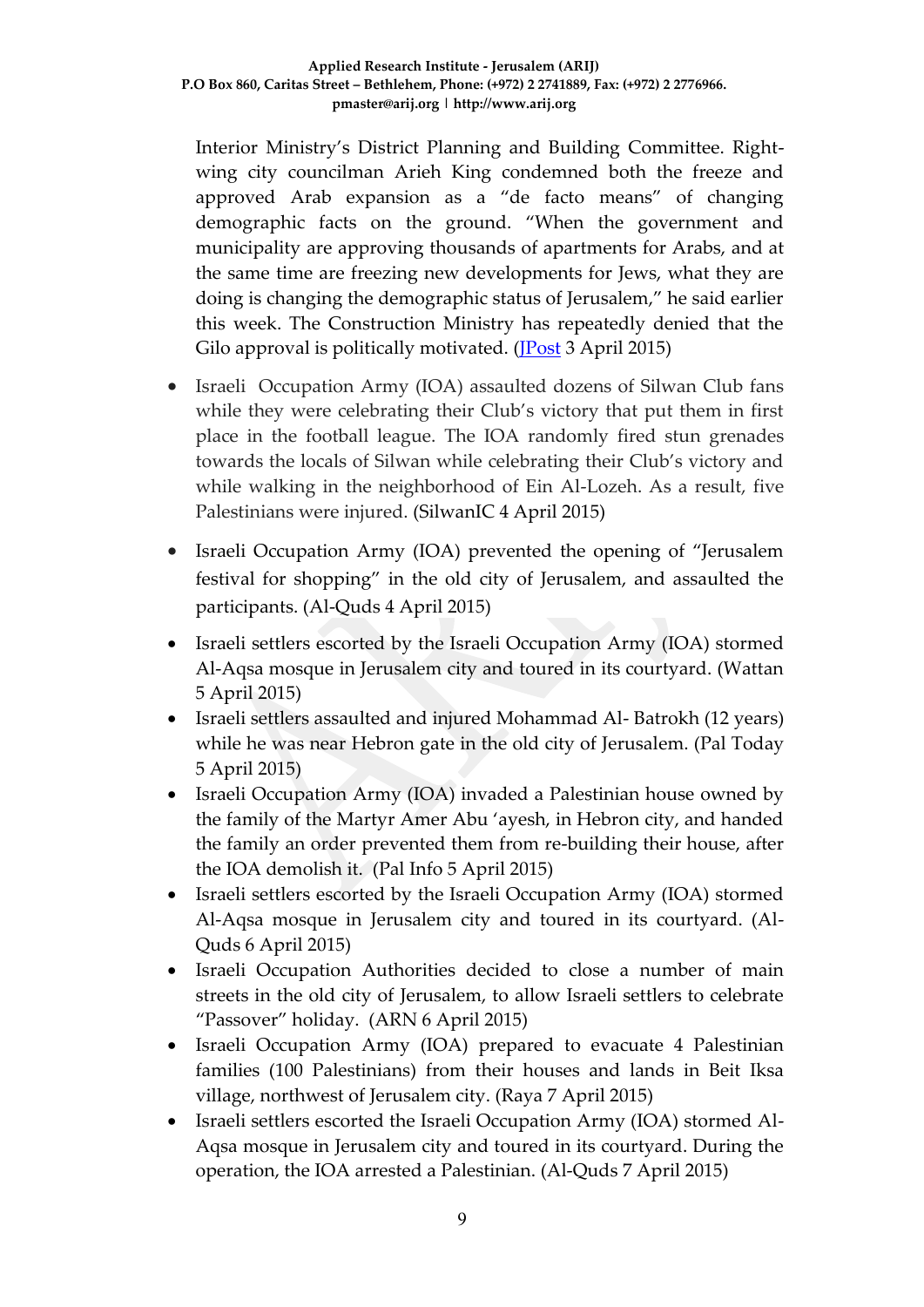Interior Ministry's District Planning and Building Committee. Right-wing city councilman Arieh King condemned both the freeze and approved Arab expansion as a "de facto means" of changing demographic facts on the ground. "When the government and municipality are approving thousands of apartments for Arabs, and at the same time are freezing new developments for Jews, what they are doing is changing the demographic status of Jerusalem," he said earlier this week. The Construction Ministry has repeatedly denied that the Gilo approval is politically motivated. (JPost 3 April 2015)

- Israeli Occupation Army (IOA) assaulted dozens of Silwan Club fans while they were celebrating their Club's victory that put them in first place in the football league. The IOA randomly fired stun grenades towards the locals of Silwan while celebrating their Club's victory and while walking in the neighborhood of Ein Al-Lozeh. As a result, five Palestinians were injured. (SilwanIC 4 April 2015)
- Israeli Occupation Army (IOA) prevented the opening of "Jerusalem festival for shopping" in the old city of Jerusalem, and assaulted the participants. (Al-Quds 4 April 2015)
- Israeli settlers escorted by the Israeli Occupation Army (IOA) stormed Al-Aqsa mosque in Jerusalem city and toured in its courtyard. (Wattan 5 April 2015)
- Israeli settlers assaulted and injured Mohammad Al- Batrokh (12 years) while he was near Hebron gate in the old city of Jerusalem. (Pal Today 5 April 2015)
- Israeli Occupation Army (IOA) invaded a Palestinian house owned by the family of the Martyr Amer Abu 'ayesh, in Hebron city, and handed the family an order prevented them from re-building their house, after the IOA demolish it. (Pal Info 5 April 2015)
- Israeli settlers escorted by the Israeli Occupation Army (IOA) stormed Al-Aqsa mosque in Jerusalem city and toured in its courtyard. (Al-Quds 6 April 2015)
- Israeli Occupation Authorities decided to close a number of main streets in the old city of Jerusalem, to allow Israeli settlers to celebrate "Passover" holiday. (ARN 6 April 2015)
- Israeli Occupation Army (IOA) prepared to evacuate 4 Palestinian families (100 Palestinians) from their houses and lands in Beit Iksa village, northwest of Jerusalem city. (Raya 7 April 2015)
- Israeli settlers escorted the Israeli Occupation Army (IOA) stormed Al-Aqsa mosque in Jerusalem city and toured in its courtyard. During the operation, the IOA arrested a Palestinian. (Al-Quds 7 April 2015)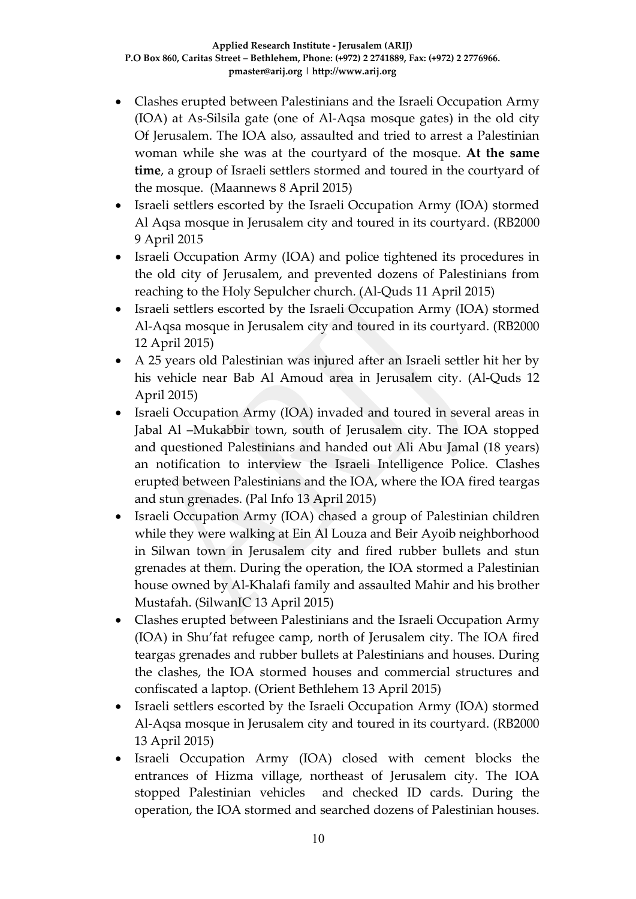- Clashes erupted between Palestinians and the Israeli Occupation Army (IOA) at As-Silsila gate (one of Al-Aqsa mosque gates) in the old city Of Jerusalem. The IOA also, assaulted and tried to arrest a Palestinian woman while she was at the courtyard of the mosque. **At the same time**, a group of Israeli settlers stormed and toured in the courtyard of the mosque. (Maannews 8 April 2015)
- Israeli settlers escorted by the Israeli Occupation Army (IOA) stormed Al Aqsa mosque in Jerusalem city and toured in its courtyard. (RB2000 9 April 2015
- Israeli Occupation Army (IOA) and police tightened its procedures in the old city of Jerusalem, and prevented dozens of Palestinians from reaching to the Holy Sepulcher church. (Al-Quds 11 April 2015)
- Israeli settlers escorted by the Israeli Occupation Army (IOA) stormed Al-Aqsa mosque in Jerusalem city and toured in its courtyard. (RB2000 12 April 2015)
- A 25 years old Palestinian was injured after an Israeli settler hit her by his vehicle near Bab Al Amoud area in Jerusalem city. (Al-Quds 12 April 2015)
- Israeli Occupation Army (IOA) invaded and toured in several areas in Jabal Al –Mukabbir town, south of Jerusalem city. The IOA stopped and questioned Palestinians and handed out Ali Abu Jamal (18 years) an notification to interview the Israeli Intelligence Police. Clashes erupted between Palestinians and the IOA, where the IOA fired teargas and stun grenades. (Pal Info 13 April 2015)
- Israeli Occupation Army (IOA) chased a group of Palestinian children while they were walking at Ein Al Louza and Beir Ayoib neighborhood in Silwan town in Jerusalem city and fired rubber bullets and stun grenades at them. During the operation, the IOA stormed a Palestinian house owned by Al-Khalafi family and assaulted Mahir and his brother Mustafah. (SilwanIC 13 April 2015)
- Clashes erupted between Palestinians and the Israeli Occupation Army (IOA) in Shu'fat refugee camp, north of Jerusalem city. The IOA fired teargas grenades and rubber bullets at Palestinians and houses. During the clashes, the IOA stormed houses and commercial structures and confiscated a laptop. (Orient Bethlehem 13 April 2015)
- Israeli settlers escorted by the Israeli Occupation Army (IOA) stormed Al-Aqsa mosque in Jerusalem city and toured in its courtyard. (RB2000 13 April 2015)
- Israeli Occupation Army (IOA) closed with cement blocks the entrances of Hizma village, northeast of Jerusalem city. The IOA stopped Palestinian vehicles and checked ID cards. During the operation, the IOA stormed and searched dozens of Palestinian houses.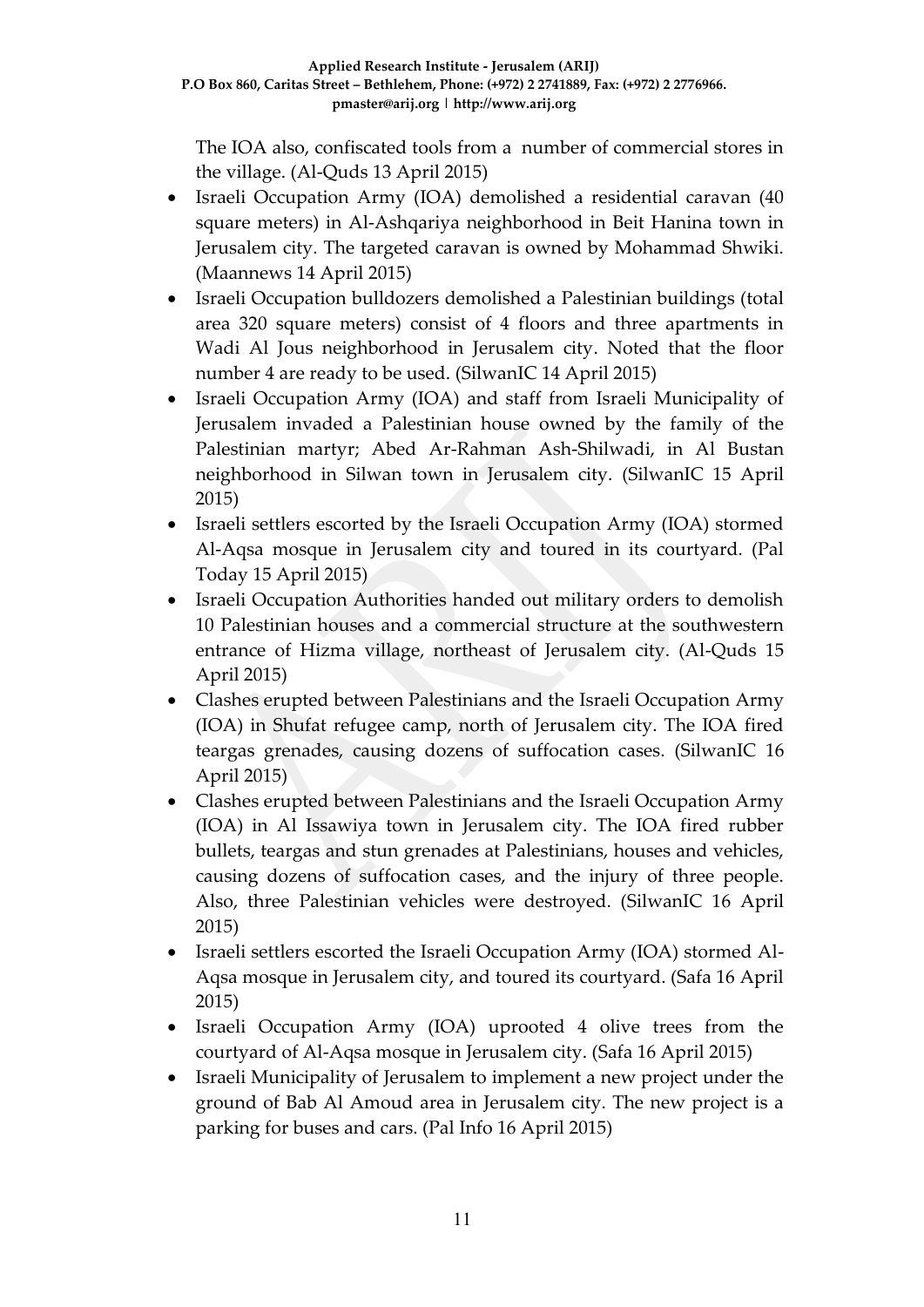The IOA also, confiscated tools from a number of commercial stores in the village. (Al-Quds 13 April 2015)

- Israeli Occupation Army (IOA) demolished a residential caravan (40 square meters) in Al-Ashqariya neighborhood in Beit Hanina town in Jerusalem city. The targeted caravan is owned by Mohammad Shwiki. (Maannews 14 April 2015)
- Israeli Occupation bulldozers demolished a Palestinian buildings (total area 320 square meters) consist of 4 floors and three apartments in Wadi Al Jous neighborhood in Jerusalem city. Noted that the floor number 4 are ready to be used. (SilwanIC 14 April 2015)
- Israeli Occupation Army (IOA) and staff from Israeli Municipality of Jerusalem invaded a Palestinian house owned by the family of the Palestinian martyr; Abed Ar-Rahman Ash-Shilwadi, in Al Bustan neighborhood in Silwan town in Jerusalem city. (SilwanIC 15 April 2015)
- Israeli settlers escorted by the Israeli Occupation Army (IOA) stormed Al-Aqsa mosque in Jerusalem city and toured in its courtyard. (Pal Today 15 April 2015)
- Israeli Occupation Authorities handed out military orders to demolish 10 Palestinian houses and a commercial structure at the southwestern entrance of Hizma village, northeast of Jerusalem city. (Al-Quds 15 April 2015)
- Clashes erupted between Palestinians and the Israeli Occupation Army (IOA) in Shufat refugee camp, north of Jerusalem city. The IOA fired teargas grenades, causing dozens of suffocation cases. (SilwanIC 16 April 2015)
- Clashes erupted between Palestinians and the Israeli Occupation Army (IOA) in Al Issawiya town in Jerusalem city. The IOA fired rubber bullets, teargas and stun grenades at Palestinians, houses and vehicles, causing dozens of suffocation cases, and the injury of three people. Also, three Palestinian vehicles were destroyed. (SilwanIC 16 April 2015)
- Israeli settlers escorted the Israeli Occupation Army (IOA) stormed Al-Aqsa mosque in Jerusalem city, and toured its courtyard. (Safa 16 April 2015)
- Israeli Occupation Army (IOA) uprooted 4 olive trees from the courtyard of Al-Aqsa mosque in Jerusalem city. (Safa 16 April 2015)
- Israeli Municipality of Jerusalem to implement a new project under the ground of Bab Al Amoud area in Jerusalem city. The new project is a parking for buses and cars. (Pal Info 16 April 2015)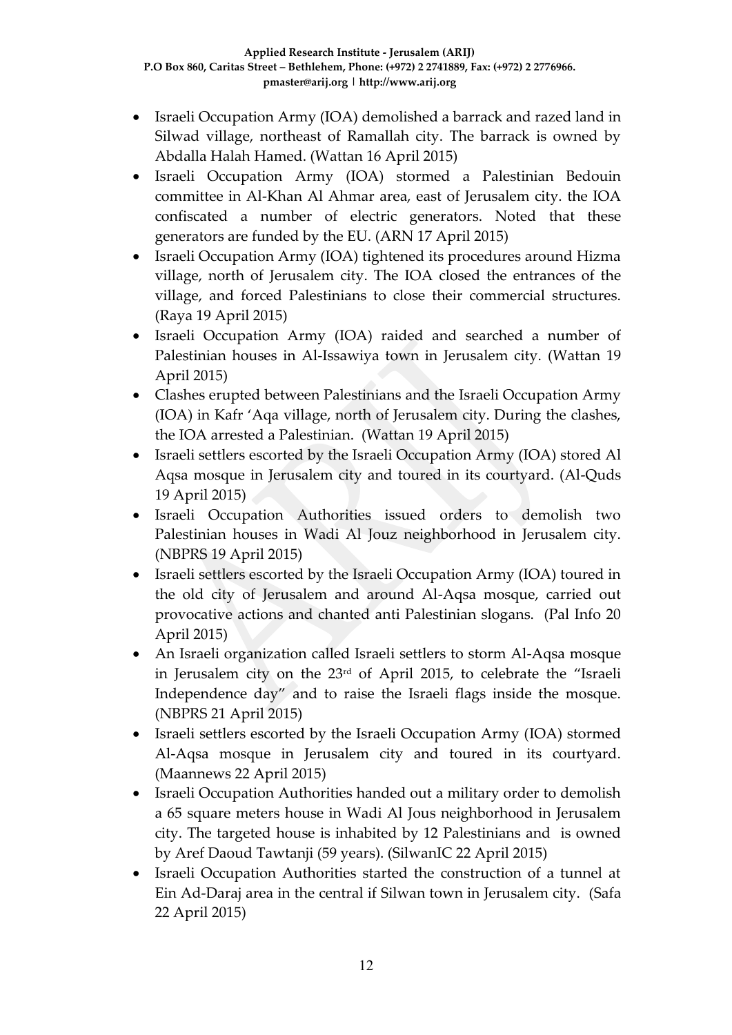- Israeli Occupation Army (IOA) demolished a barrack and razed land in Silwad village, northeast of Ramallah city. The barrack is owned by Abdalla Halah Hamed. (Wattan 16 April 2015)
- Israeli Occupation Army (IOA) stormed a Palestinian Bedouin committee in Al-Khan Al Ahmar area, east of Jerusalem city. the IOA confiscated a number of electric generators. Noted that these generators are funded by the EU. (ARN 17 April 2015)
- Israeli Occupation Army (IOA) tightened its procedures around Hizma village, north of Jerusalem city. The IOA closed the entrances of the village, and forced Palestinians to close their commercial structures. (Raya 19 April 2015)
- Israeli Occupation Army (IOA) raided and searched a number of Palestinian houses in Al-Issawiya town in Jerusalem city. (Wattan 19 April 2015)
- Clashes erupted between Palestinians and the Israeli Occupation Army (IOA) in Kafr 'Aqa village, north of Jerusalem city. During the clashes, the IOA arrested a Palestinian. (Wattan 19 April 2015)
- Israeli settlers escorted by the Israeli Occupation Army (IOA) stored Al Aqsa mosque in Jerusalem city and toured in its courtyard. (Al-Quds 19 April 2015)
- Israeli Occupation Authorities issued orders to demolish two Palestinian houses in Wadi Al Jouz neighborhood in Jerusalem city. (NBPRS 19 April 2015)
- Israeli settlers escorted by the Israeli Occupation Army (IOA) toured in the old city of Jerusalem and around Al-Aqsa mosque, carried out provocative actions and chanted anti Palestinian slogans. (Pal Info 20 April 2015)
- An Israeli organization called Israeli settlers to storm Al-Aqsa mosque in Jerusalem city on the 23rd of April 2015, to celebrate the "Israeli Independence day" and to raise the Israeli flags inside the mosque. (NBPRS 21 April 2015)
- Israeli settlers escorted by the Israeli Occupation Army (IOA) stormed Al-Aqsa mosque in Jerusalem city and toured in its courtyard. (Maannews 22 April 2015)
- Israeli Occupation Authorities handed out a military order to demolish a 65 square meters house in Wadi Al Jous neighborhood in Jerusalem city. The targeted house is inhabited by 12 Palestinians and is owned by Aref Daoud Tawtanji (59 years). (SilwanIC 22 April 2015)
- Israeli Occupation Authorities started the construction of a tunnel at Ein Ad-Daraj area in the central if Silwan town in Jerusalem city. (Safa 22 April 2015)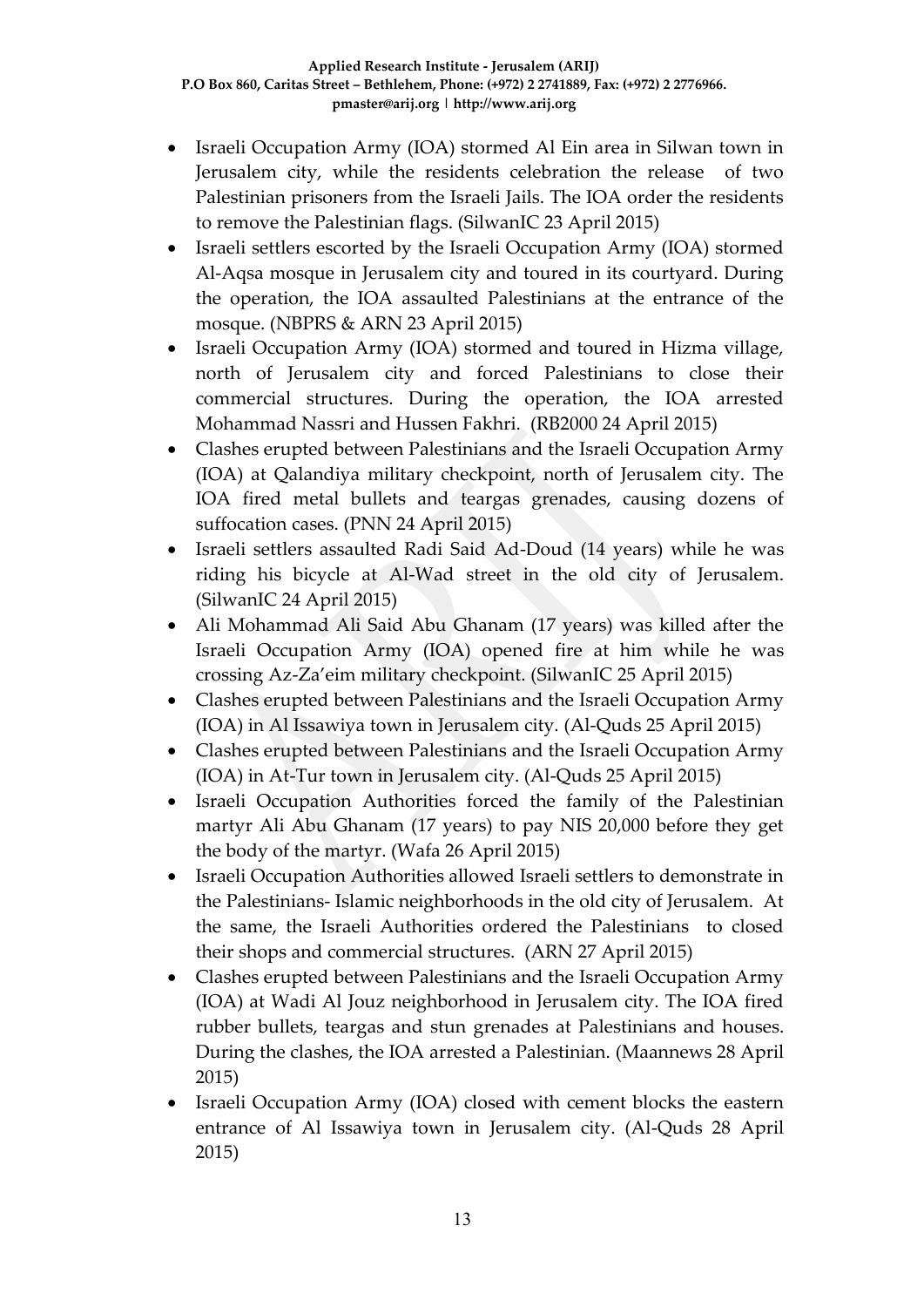- Israeli Occupation Army (IOA) stormed Al Ein area in Silwan town in Jerusalem city, while the residents celebration the release of two Palestinian prisoners from the Israeli Jails. The IOA order the residents to remove the Palestinian flags. (SilwanIC 23 April 2015)
- Israeli settlers escorted by the Israeli Occupation Army (IOA) stormed Al-Aqsa mosque in Jerusalem city and toured in its courtyard. During the operation, the IOA assaulted Palestinians at the entrance of the mosque. (NBPRS & ARN 23 April 2015)
- Israeli Occupation Army (IOA) stormed and toured in Hizma village, north of Jerusalem city and forced Palestinians to close their commercial structures. During the operation, the IOA arrested Mohammad Nassri and Hussen Fakhri. (RB2000 24 April 2015)
- Clashes erupted between Palestinians and the Israeli Occupation Army (IOA) at Qalandiya military checkpoint, north of Jerusalem city. The IOA fired metal bullets and teargas grenades, causing dozens of suffocation cases. (PNN 24 April 2015)
- Israeli settlers assaulted Radi Said Ad-Doud (14 years) while he was riding his bicycle at Al-Wad street in the old city of Jerusalem. (SilwanIC 24 April 2015)
- Ali Mohammad Ali Said Abu Ghanam (17 years) was killed after the Israeli Occupation Army (IOA) opened fire at him while he was crossing Az-Za'eim military checkpoint. (SilwanIC 25 April 2015)
- Clashes erupted between Palestinians and the Israeli Occupation Army (IOA) in Al Issawiya town in Jerusalem city. (Al-Quds 25 April 2015)
- Clashes erupted between Palestinians and the Israeli Occupation Army (IOA) in At-Tur town in Jerusalem city. (Al-Quds 25 April 2015)
- Israeli Occupation Authorities forced the family of the Palestinian martyr Ali Abu Ghanam (17 years) to pay NIS 20,000 before they get the body of the martyr. (Wafa 26 April 2015)
- Israeli Occupation Authorities allowed Israeli settlers to demonstrate in the Palestinians- Islamic neighborhoods in the old city of Jerusalem. At the same, the Israeli Authorities ordered the Palestinians to closed their shops and commercial structures. (ARN 27 April 2015)
- Clashes erupted between Palestinians and the Israeli Occupation Army (IOA) at Wadi Al Jouz neighborhood in Jerusalem city. The IOA fired rubber bullets, teargas and stun grenades at Palestinians and houses. During the clashes, the IOA arrested a Palestinian. (Maannews 28 April 2015)
- Israeli Occupation Army (IOA) closed with cement blocks the eastern entrance of Al Issawiya town in Jerusalem city. (Al-Quds 28 April 2015)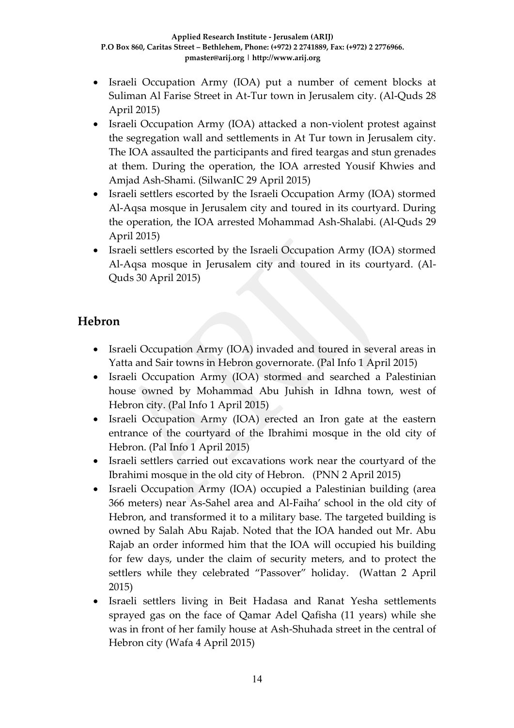- Israeli Occupation Army (IOA) put a number of cement blocks at Suliman Al Farise Street in At-Tur town in Jerusalem city. (Al-Quds 28 April 2015)
- Israeli Occupation Army (IOA) attacked a non-violent protest against the segregation wall and settlements in At Tur town in Jerusalem city. The IOA assaulted the participants and fired teargas and stun grenades at them. During the operation, the IOA arrested Yousif Khwies and Amjad Ash-Shami. (SilwanIC 29 April 2015)
- Israeli settlers escorted by the Israeli Occupation Army (IOA) stormed Al-Aqsa mosque in Jerusalem city and toured in its courtyard. During the operation, the IOA arrested Mohammad Ash-Shalabi. (Al-Quds 29 April 2015)
- Israeli settlers escorted by the Israeli Occupation Army (IOA) stormed Al-Aqsa mosque in Jerusalem city and toured in its courtyard. (Al-Quds 30 April 2015)

## Hebron

- Israeli Occupation Army (IOA) invaded and toured in several areas in Yatta and Sair towns in Hebron governorate. (Pal Info 1 April 2015)
- Israeli Occupation Army (IOA) stormed and searched a Palestinian house owned by Mohammad Abu Juhish in Idhna town, west of Hebron city. (Pal Info 1 April 2015)
- Israeli Occupation Army (IOA) erected an Iron gate at the eastern entrance of the courtyard of the Ibrahimi mosque in the old city of Hebron. (Pal Info 1 April 2015)
- Israeli settlers carried out excavations work near the courtyard of the Ibrahimi mosque in the old city of Hebron. (PNN 2 April 2015)
- Israeli Occupation Army (IOA) occupied a Palestinian building (area 366 meters) near As-Sahel area and Al-Faiha' school in the old city of Hebron, and transformed it to a military base. The targeted building is owned by Salah Abu Rajab. Noted that the IOA handed out Mr. Abu Rajab an order informed him that the IOA will occupied his building for few days, under the claim of security meters, and to protect the settlers while they celebrated "Passover" holiday. (Wattan 2 April 2015)
- Israeli settlers living in Beit Hadasa and Ranat Yesha settlements sprayed gas on the face of Qamar Adel Qafisha (11 years) while she was in front of her family house at Ash-Shuhada street in the central of Hebron city (Wafa 4 April 2015)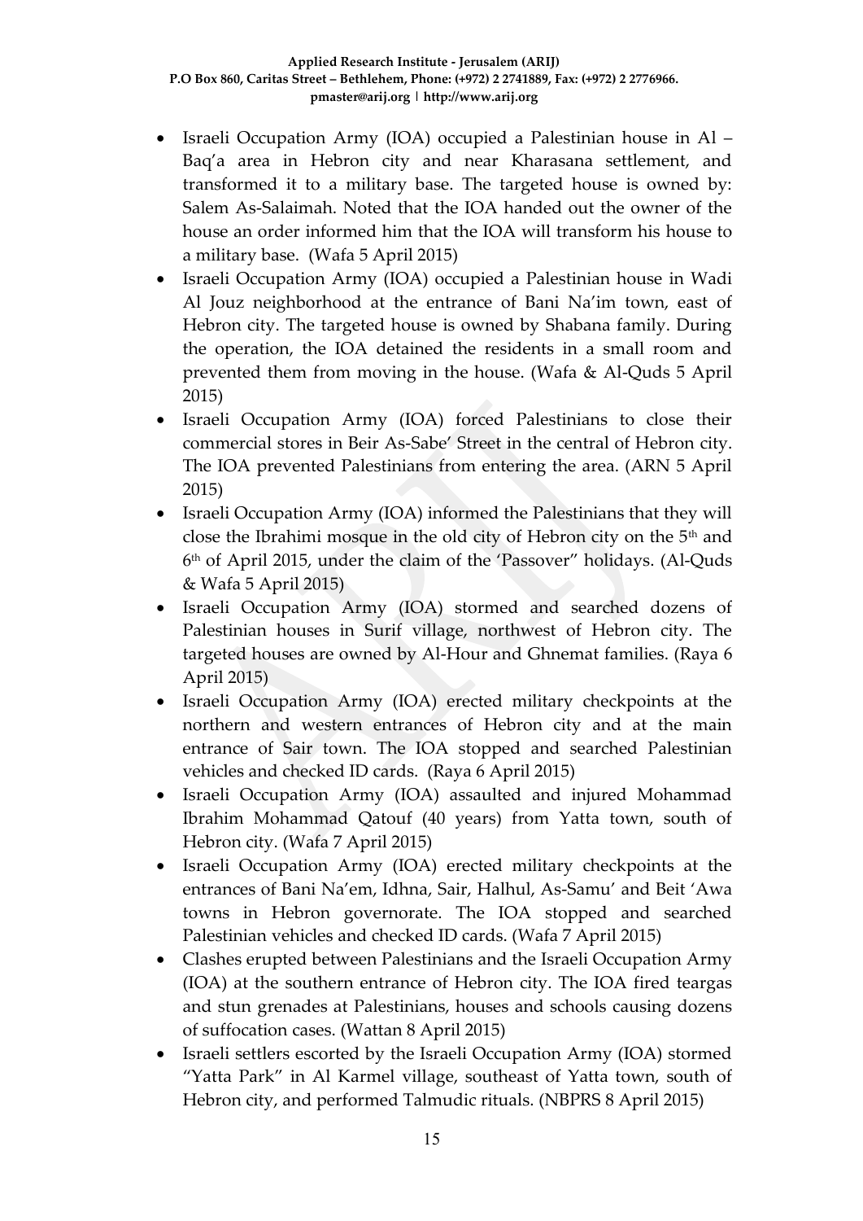- Israeli Occupation Army (IOA) occupied a Palestinian house in Al – Baq'a area in Hebron city and near Kharasana settlement, and transformed it to a military base. The targeted house is owned by: Salem As-Salaimah. Noted that the IOA handed out the owner of the house an order informed him that the IOA will transform his house to a military base. (Wafa 5 April 2015)
- Israeli Occupation Army (IOA) occupied a Palestinian house in Wadi Al Jouz neighborhood at the entrance of Bani Na'im town, east of Hebron city. The targeted house is owned by Shabana family. During the operation, the IOA detained the residents in a small room and prevented them from moving in the house. (Wafa & Al-Quds 5 April 2015)
- Israeli Occupation Army (IOA) forced Palestinians to close their commercial stores in Beir As-Sabe' Street in the central of Hebron city. The IOA prevented Palestinians from entering the area. (ARN 5 April 2015)
- Israeli Occupation Army (IOA) informed the Palestinians that they will close the Ibrahimi mosque in the old city of Hebron city on the 5th and 6th of April 2015, under the claim of the 'Passover" holidays. (Al-Quds & Wafa 5 April 2015)
- Israeli Occupation Army (IOA) stormed and searched dozens of Palestinian houses in Surif village, northwest of Hebron city. The targeted houses are owned by Al-Hour and Ghnemat families. (Raya 6 April 2015)
- Israeli Occupation Army (IOA) erected military checkpoints at the northern and western entrances of Hebron city and at the main entrance of Sair town. The IOA stopped and searched Palestinian vehicles and checked ID cards. (Raya 6 April 2015)
- Israeli Occupation Army (IOA) assaulted and injured Mohammad Ibrahim Mohammad Qatouf (40 years) from Yatta town, south of Hebron city. (Wafa 7 April 2015)
- Israeli Occupation Army (IOA) erected military checkpoints at the entrances of Bani Na'em, Idhna, Sair, Halhul, As-Samu' and Beit 'Awa towns in Hebron governorate. The IOA stopped and searched Palestinian vehicles and checked ID cards. (Wafa 7 April 2015)
- Clashes erupted between Palestinians and the Israeli Occupation Army (IOA) at the southern entrance of Hebron city. The IOA fired teargas and stun grenades at Palestinians, houses and schools causing dozens of suffocation cases. (Wattan 8 April 2015)
- Israeli settlers escorted by the Israeli Occupation Army (IOA) stormed "Yatta Park" in Al Karmel village, southeast of Yatta town, south of Hebron city, and performed Talmudic rituals. (NBPRS 8 April 2015)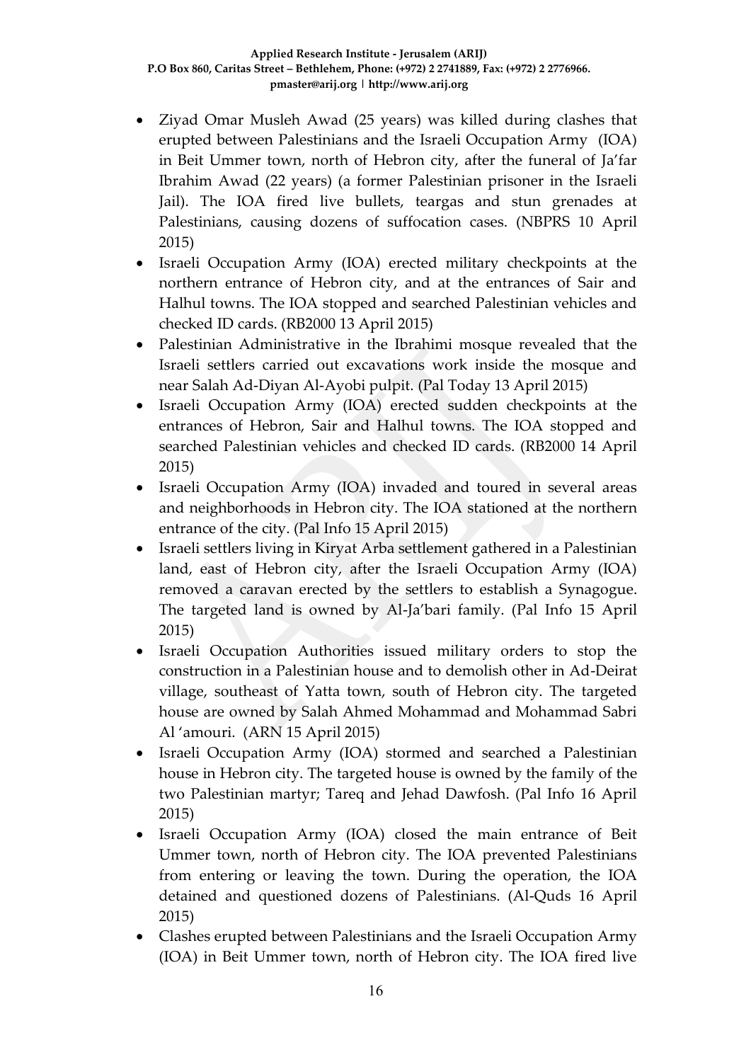- Ziyad Omar Musleh Awad (25 years) was killed during clashes that erupted between Palestinians and the Israeli Occupation Army (IOA) in Beit Ummer town, north of Hebron city, after the funeral of Ja'far Ibrahim Awad (22 years) (a former Palestinian prisoner in the Israeli Jail). The IOA fired live bullets, teargas and stun grenades at Palestinians, causing dozens of suffocation cases. (NBPRS 10 April 2015)
- Israeli Occupation Army (IOA) erected military checkpoints at the northern entrance of Hebron city, and at the entrances of Sair and Halhul towns. The IOA stopped and searched Palestinian vehicles and checked ID cards. (RB2000 13 April 2015)
- Palestinian Administrative in the Ibrahimi mosque revealed that the Israeli settlers carried out excavations work inside the mosque and near Salah Ad-Diyan Al-Ayobi pulpit. (Pal Today 13 April 2015)
- Israeli Occupation Army (IOA) erected sudden checkpoints at the entrances of Hebron, Sair and Halhul towns. The IOA stopped and searched Palestinian vehicles and checked ID cards. (RB2000 14 April 2015)
- Israeli Occupation Army (IOA) invaded and toured in several areas and neighborhoods in Hebron city. The IOA stationed at the northern entrance of the city. (Pal Info 15 April 2015)
- Israeli settlers living in Kiryat Arba settlement gathered in a Palestinian land, east of Hebron city, after the Israeli Occupation Army (IOA) removed a caravan erected by the settlers to establish a Synagogue. The targeted land is owned by Al-Ja'bari family. (Pal Info 15 April 2015)
- Israeli Occupation Authorities issued military orders to stop the construction in a Palestinian house and to demolish other in Ad-Deirat village, southeast of Yatta town, south of Hebron city. The targeted house are owned by Salah Ahmed Mohammad and Mohammad Sabri Al 'amouri. (ARN 15 April 2015)
- Israeli Occupation Army (IOA) stormed and searched a Palestinian house in Hebron city. The targeted house is owned by the family of the two Palestinian martyr; Tareq and Jehad Dawfosh. (Pal Info 16 April 2015)
- Israeli Occupation Army (IOA) closed the main entrance of Beit Ummer town, north of Hebron city. The IOA prevented Palestinians from entering or leaving the town. During the operation, the IOA detained and questioned dozens of Palestinians. (Al-Quds 16 April 2015)
- Clashes erupted between Palestinians and the Israeli Occupation Army (IOA) in Beit Ummer town, north of Hebron city. The IOA fired live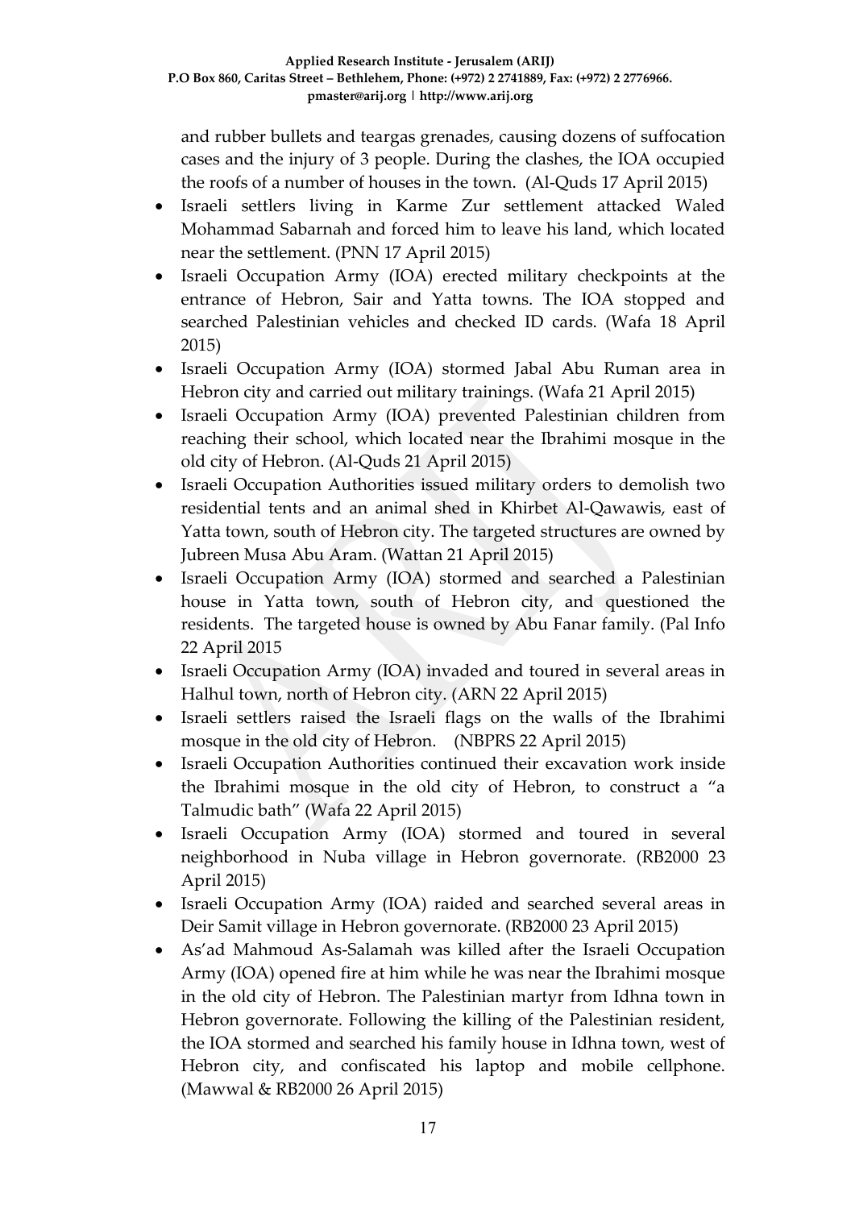and rubber bullets and teargas grenades, causing dozens of suffocation cases and the injury of 3 people. During the clashes, the IOA occupied the roofs of a number of houses in the town. (Al-Quds 17 April 2015)

- Israeli settlers living in Karme Zur settlement attacked Waled Mohammad Sabarnah and forced him to leave his land, which located near the settlement. (PNN 17 April 2015)
- Israeli Occupation Army (IOA) erected military checkpoints at the entrance of Hebron, Sair and Yatta towns. The IOA stopped and searched Palestinian vehicles and checked ID cards. (Wafa 18 April 2015)
- Israeli Occupation Army (IOA) stormed Jabal Abu Ruman area in Hebron city and carried out military trainings. (Wafa 21 April 2015)
- Israeli Occupation Army (IOA) prevented Palestinian children from reaching their school, which located near the Ibrahimi mosque in the old city of Hebron. (Al-Quds 21 April 2015)
- Israeli Occupation Authorities issued military orders to demolish two residential tents and an animal shed in Khirbet Al-Qawawis, east of Yatta town, south of Hebron city. The targeted structures are owned by Jubreen Musa Abu Aram. (Wattan 21 April 2015)
- Israeli Occupation Army (IOA) stormed and searched a Palestinian house in Yatta town, south of Hebron city, and questioned the residents. The targeted house is owned by Abu Fanar family. (Pal Info 22 April 2015
- Israeli Occupation Army (IOA) invaded and toured in several areas in Halhul town, north of Hebron city. (ARN 22 April 2015)
- Israeli settlers raised the Israeli flags on the walls of the Ibrahimi mosque in the old city of Hebron. (NBPRS 22 April 2015)
- Israeli Occupation Authorities continued their excavation work inside the Ibrahimi mosque in the old city of Hebron, to construct a "a Talmudic bath" (Wafa 22 April 2015)
- Israeli Occupation Army (IOA) stormed and toured in several neighborhood in Nuba village in Hebron governorate. (RB2000 23 April 2015)
- Israeli Occupation Army (IOA) raided and searched several areas in Deir Samit village in Hebron governorate. (RB2000 23 April 2015)
- As'ad Mahmoud As-Salamah was killed after the Israeli Occupation Army (IOA) opened fire at him while he was near the Ibrahimi mosque in the old city of Hebron. The Palestinian martyr from Idhna town in Hebron governorate. Following the killing of the Palestinian resident, the IOA stormed and searched his family house in Idhna town, west of Hebron city, and confiscated his laptop and mobile cellphone. (Mawwal & RB2000 26 April 2015)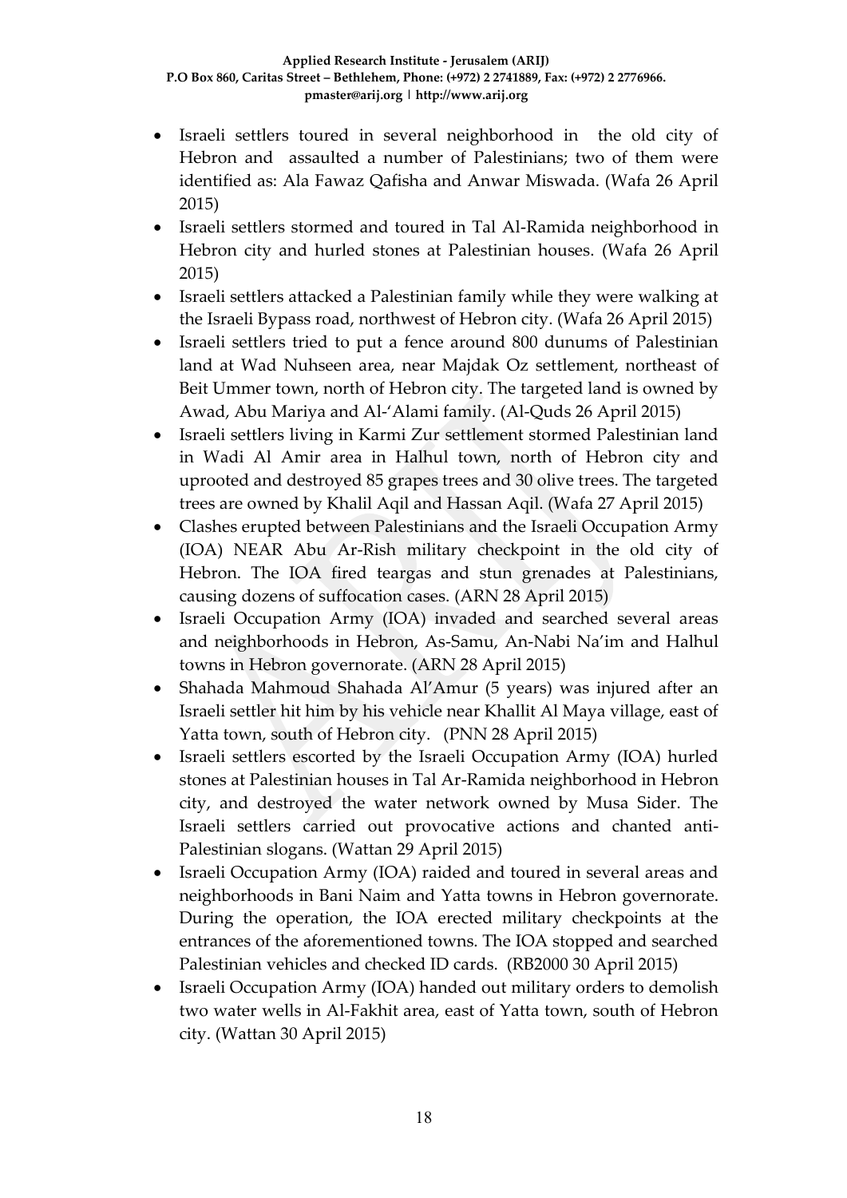- Israeli settlers toured in several neighborhood in the old city of Hebron and assaulted a number of Palestinians; two of them were identified as: Ala Fawaz Qafisha and Anwar Miswada. (Wafa 26 April 2015)
- Israeli settlers stormed and toured in Tal Al-Ramida neighborhood in Hebron city and hurled stones at Palestinian houses. (Wafa 26 April 2015)
- Israeli settlers attacked a Palestinian family while they were walking at the Israeli Bypass road, northwest of Hebron city. (Wafa 26 April 2015)
- Israeli settlers tried to put a fence around 800 dunums of Palestinian land at Wad Nuhseen area, near Majdak Oz settlement, northeast of Beit Ummer town, north of Hebron city. The targeted land is owned by Awad, Abu Mariya and Al-'Alami family. (Al-Quds 26 April 2015)
- Israeli settlers living in Karmi Zur settlement stormed Palestinian land in Wadi Al Amir area in Halhul town, north of Hebron city and uprooted and destroyed 85 grapes trees and 30 olive trees. The targeted trees are owned by Khalil Aqil and Hassan Aqil. (Wafa 27 April 2015)
- Clashes erupted between Palestinians and the Israeli Occupation Army (IOA) NEAR Abu Ar-Rish military checkpoint in the old city of Hebron. The IOA fired teargas and stun grenades at Palestinians, causing dozens of suffocation cases. (ARN 28 April 2015)
- Israeli Occupation Army (IOA) invaded and searched several areas and neighborhoods in Hebron, As-Samu, An-Nabi Na'im and Halhul towns in Hebron governorate. (ARN 28 April 2015)
- Shahada Mahmoud Shahada Al'Amur (5 years) was injured after an Israeli settler hit him by his vehicle near Khallit Al Maya village, east of Yatta town, south of Hebron city. (PNN 28 April 2015)
- Israeli settlers escorted by the Israeli Occupation Army (IOA) hurled stones at Palestinian houses in Tal Ar-Ramida neighborhood in Hebron city, and destroyed the water network owned by Musa Sider. The Israeli settlers carried out provocative actions and chanted anti-Palestinian slogans. (Wattan 29 April 2015)
- Israeli Occupation Army (IOA) raided and toured in several areas and neighborhoods in Bani Naim and Yatta towns in Hebron governorate. During the operation, the IOA erected military checkpoints at the entrances of the aforementioned towns. The IOA stopped and searched Palestinian vehicles and checked ID cards. (RB2000 30 April 2015)
- Israeli Occupation Army (IOA) handed out military orders to demolish two water wells in Al-Fakhit area, east of Yatta town, south of Hebron city. (Wattan 30 April 2015)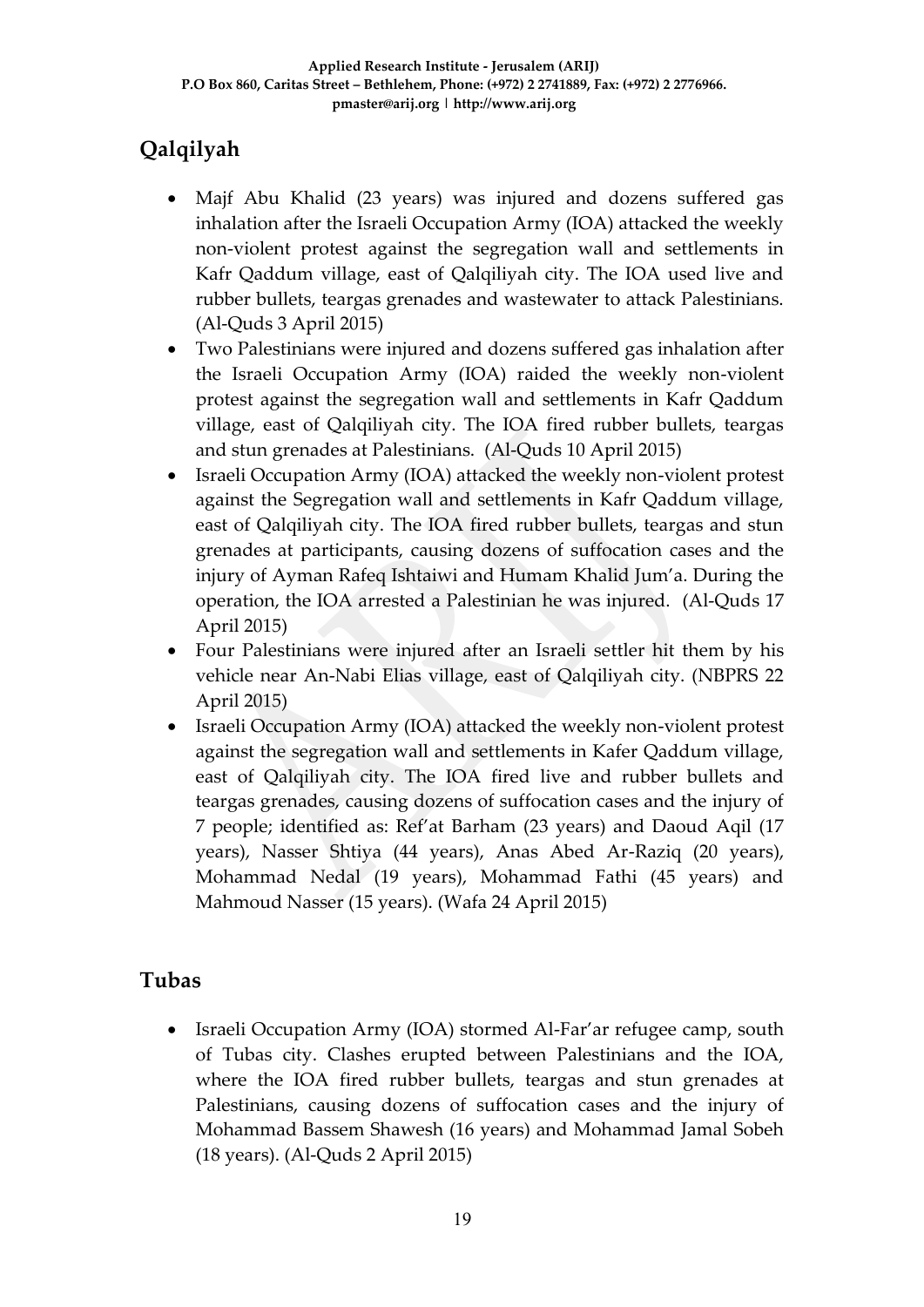## Qalqilyah

- Majf Abu Khalid (23 years) was injured and dozens suffered gas inhalation after the Israeli Occupation Army (IOA) attacked the weekly non-violent protest against the segregation wall and settlements in Kafr Qaddum village, east of Qalqiliyah city. The IOA used live and rubber bullets, teargas grenades and wastewater to attack Palestinians. (Al-Quds 3 April 2015)
- Two Palestinians were injured and dozens suffered gas inhalation after the Israeli Occupation Army (IOA) raided the weekly non-violent protest against the segregation wall and settlements in Kafr Qaddum village, east of Qalqiliyah city. The IOA fired rubber bullets, teargas and stun grenades at Palestinians. (Al-Quds 10 April 2015)
- Israeli Occupation Army (IOA) attacked the weekly non-violent protest against the Segregation wall and settlements in Kafr Qaddum village, east of Qalqiliyah city. The IOA fired rubber bullets, teargas and stun grenades at participants, causing dozens of suffocation cases and the injury of Ayman Rafeq Ishtaiwi and Humam Khalid Jum'a. During the operation, the IOA arrested a Palestinian he was injured. (Al-Quds 17 April 2015)
- Four Palestinians were injured after an Israeli settler hit them by his vehicle near An-Nabi Elias village, east of Qalqiliyah city. (NBPRS 22 April 2015)
- Israeli Occupation Army (IOA) attacked the weekly non-violent protest against the segregation wall and settlements in Kafer Qaddum village, east of Qalqiliyah city. The IOA fired live and rubber bullets and teargas grenades, causing dozens of suffocation cases and the injury of 7 people; identified as: Ref'at Barham (23 years) and Daoud Aqil (17 years), Nasser Shtiya (44 years), Anas Abed Ar-Raziq (20 years), Mohammad Nedal (19 years), Mohammad Fathi (45 years) and Mahmoud Nasser (15 years). (Wafa 24 April 2015)

## Tubas

- Israeli Occupation Army (IOA) stormed Al-Far'ar refugee camp, south of Tubas city. Clashes erupted between Palestinians and the IOA, where the IOA fired rubber bullets, teargas and stun grenades at Palestinians, causing dozens of suffocation cases and the injury of Mohammad Bassem Shawesh (16 years) and Mohammad Jamal Sobeh (18 years). (Al-Quds 2 April 2015)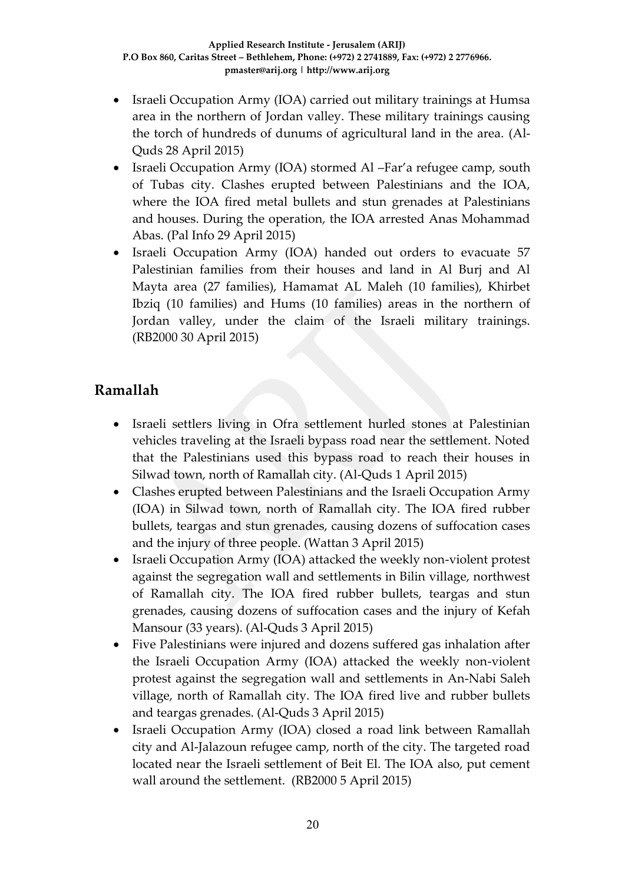- Israeli Occupation Army (IOA) carried out military trainings at Humsa area in the northern of Jordan valley. These military trainings causing the torch of hundreds of dunums of agricultural land in the area. (Al-Quds 28 April 2015)
- Israeli Occupation Army (IOA) stormed Al –Far'a refugee camp, south of Tubas city. Clashes erupted between Palestinians and the IOA, where the IOA fired metal bullets and stun grenades at Palestinians and houses. During the operation, the IOA arrested Anas Mohammad Abas. (Pal Info 29 April 2015)
- Israeli Occupation Army (IOA) handed out orders to evacuate 57 Palestinian families from their houses and land in Al Burj and Al Mayta area (27 families), Hamamat AL Maleh (10 families), Khirbet Ibziq (10 families) and Hums (10 families) areas in the northern of Jordan valley, under the claim of the Israeli military trainings. (RB2000 30 April 2015)

## Ramallah

- Israeli settlers living in Ofra settlement hurled stones at Palestinian vehicles traveling at the Israeli bypass road near the settlement. Noted that the Palestinians used this bypass road to reach their houses in Silwad town, north of Ramallah city. (Al-Quds 1 April 2015)
- Clashes erupted between Palestinians and the Israeli Occupation Army (IOA) in Silwad town, north of Ramallah city. The IOA fired rubber bullets, teargas and stun grenades, causing dozens of suffocation cases and the injury of three people. (Wattan 3 April 2015)
- Israeli Occupation Army (IOA) attacked the weekly non-violent protest against the segregation wall and settlements in Bilin village, northwest of Ramallah city. The IOA fired rubber bullets, teargas and stun grenades, causing dozens of suffocation cases and the injury of Kefah Mansour (33 years). (Al-Quds 3 April 2015)
- Five Palestinians were injured and dozens suffered gas inhalation after the Israeli Occupation Army (IOA) attacked the weekly non-violent protest against the segregation wall and settlements in An-Nabi Saleh village, north of Ramallah city. The IOA fired live and rubber bullets and teargas grenades. (Al-Quds 3 April 2015)
- Israeli Occupation Army (IOA) closed a road link between Ramallah city and Al-Jalazoun refugee camp, north of the city. The targeted road located near the Israeli settlement of Beit El. The IOA also, put cement wall around the settlement. (RB2000 5 April 2015)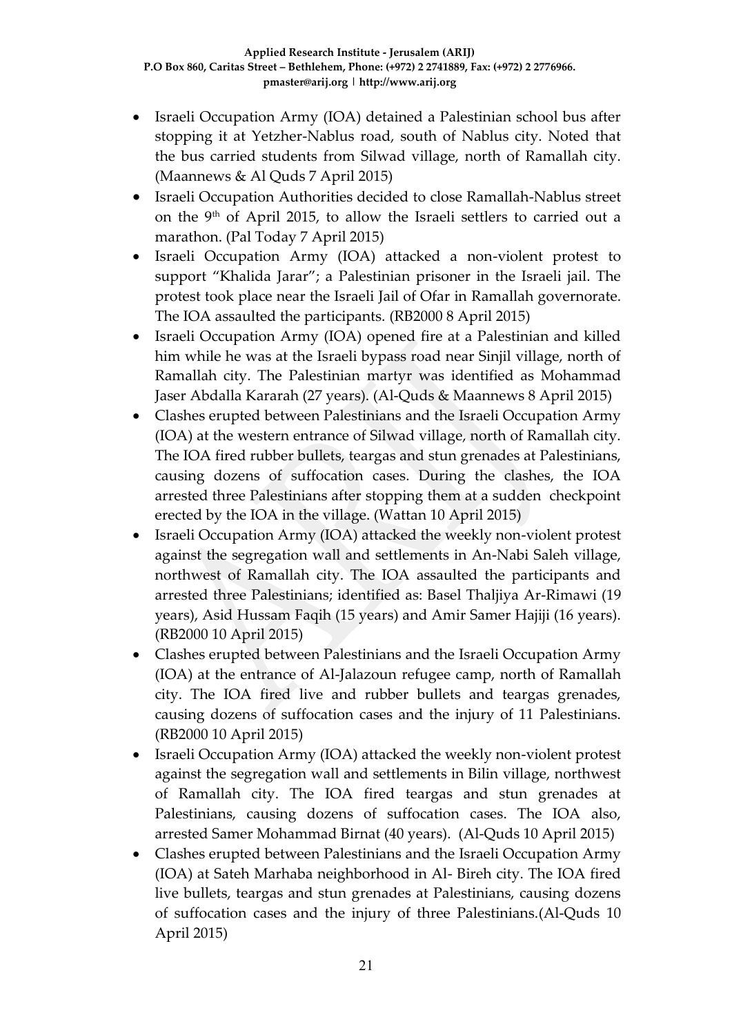- Israeli Occupation Army (IOA) detained a Palestinian school bus after stopping it at Yetzher-Nablus road, south of Nablus city. Noted that the bus carried students from Silwad village, north of Ramallah city. (Maannews & Al Quds 7 April 2015)
- Israeli Occupation Authorities decided to close Ramallah-Nablus street on the 9th of April 2015, to allow the Israeli settlers to carried out a marathon. (Pal Today 7 April 2015)
- Israeli Occupation Army (IOA) attacked a non-violent protest to support "Khalida Jarar"; a Palestinian prisoner in the Israeli jail. The protest took place near the Israeli Jail of Ofar in Ramallah governorate. The IOA assaulted the participants. (RB2000 8 April 2015)
- Israeli Occupation Army (IOA) opened fire at a Palestinian and killed him while he was at the Israeli bypass road near Sinjil village, north of Ramallah city. The Palestinian martyr was identified as Mohammad Jaser Abdalla Kararah (27 years). (Al-Quds & Maannews 8 April 2015)
- Clashes erupted between Palestinians and the Israeli Occupation Army (IOA) at the western entrance of Silwad village, north of Ramallah city. The IOA fired rubber bullets, teargas and stun grenades at Palestinians, causing dozens of suffocation cases. During the clashes, the IOA arrested three Palestinians after stopping them at a sudden checkpoint erected by the IOA in the village. (Wattan 10 April 2015)
- Israeli Occupation Army (IOA) attacked the weekly non-violent protest against the segregation wall and settlements in An-Nabi Saleh village, northwest of Ramallah city. The IOA assaulted the participants and arrested three Palestinians; identified as: Basel Thaljiya Ar-Rimawi (19 years), Asid Hussam Faqih (15 years) and Amir Samer Hajiji (16 years). (RB2000 10 April 2015)
- Clashes erupted between Palestinians and the Israeli Occupation Army (IOA) at the entrance of Al-Jalazoun refugee camp, north of Ramallah city. The IOA fired live and rubber bullets and teargas grenades, causing dozens of suffocation cases and the injury of 11 Palestinians. (RB2000 10 April 2015)
- Israeli Occupation Army (IOA) attacked the weekly non-violent protest against the segregation wall and settlements in Bilin village, northwest of Ramallah city. The IOA fired teargas and stun grenades at Palestinians, causing dozens of suffocation cases. The IOA also, arrested Samer Mohammad Birnat (40 years). (Al-Quds 10 April 2015)
- Clashes erupted between Palestinians and the Israeli Occupation Army (IOA) at Sateh Marhaba neighborhood in Al- Bireh city. The IOA fired live bullets, teargas and stun grenades at Palestinians, causing dozens of suffocation cases and the injury of three Palestinians.(Al-Quds 10 April 2015)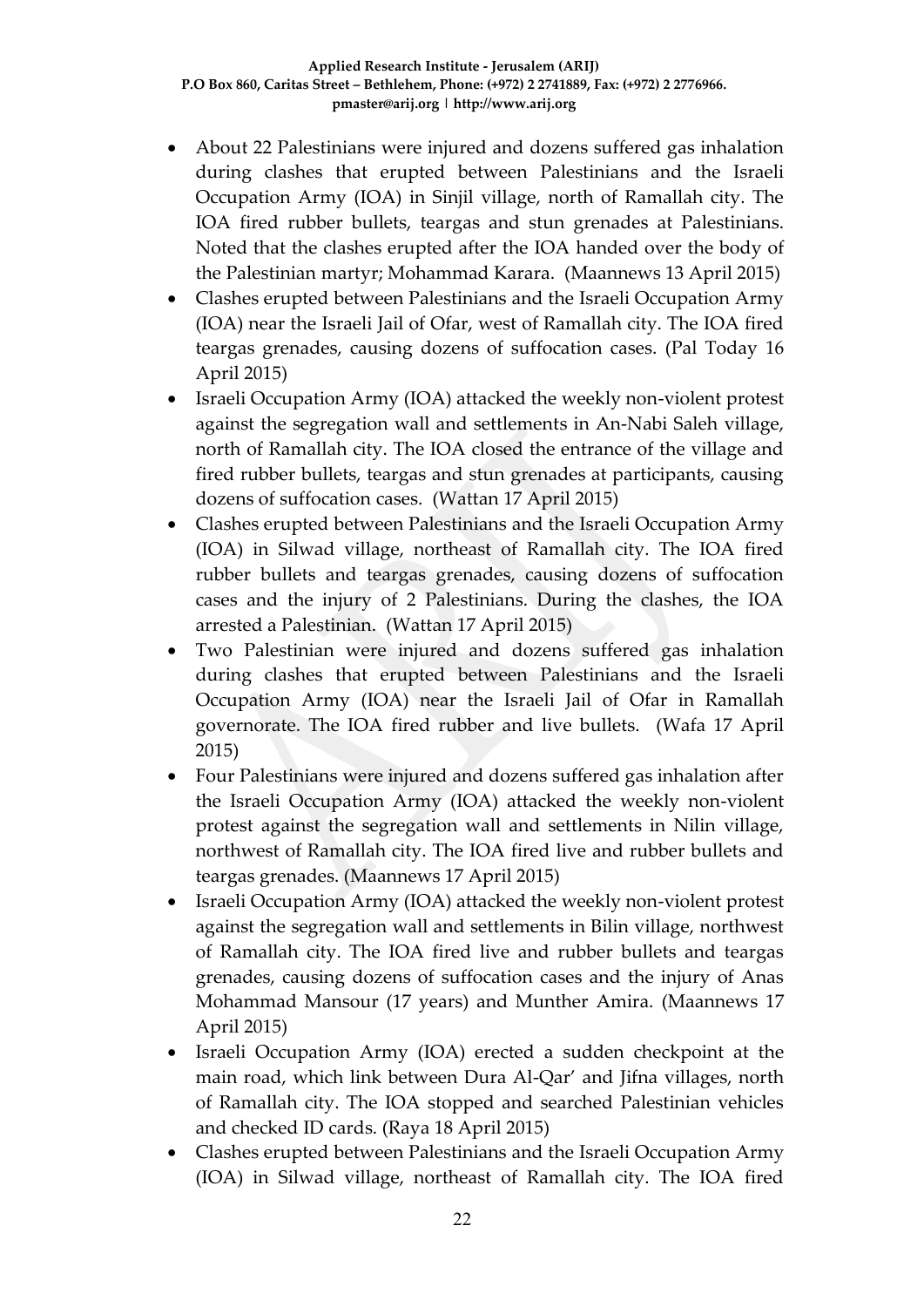- About 22 Palestinians were injured and dozens suffered gas inhalation during clashes that erupted between Palestinians and the Israeli Occupation Army (IOA) in Sinjil village, north of Ramallah city. The IOA fired rubber bullets, teargas and stun grenades at Palestinians. Noted that the clashes erupted after the IOA handed over the body of the Palestinian martyr; Mohammad Karara. (Maannews 13 April 2015)
- Clashes erupted between Palestinians and the Israeli Occupation Army (IOA) near the Israeli Jail of Ofar, west of Ramallah city. The IOA fired teargas grenades, causing dozens of suffocation cases. (Pal Today 16 April 2015)
- Israeli Occupation Army (IOA) attacked the weekly non-violent protest against the segregation wall and settlements in An-Nabi Saleh village, north of Ramallah city. The IOA closed the entrance of the village and fired rubber bullets, teargas and stun grenades at participants, causing dozens of suffocation cases. (Wattan 17 April 2015)
- Clashes erupted between Palestinians and the Israeli Occupation Army (IOA) in Silwad village, northeast of Ramallah city. The IOA fired rubber bullets and teargas grenades, causing dozens of suffocation cases and the injury of 2 Palestinians. During the clashes, the IOA arrested a Palestinian. (Wattan 17 April 2015)
- Two Palestinian were injured and dozens suffered gas inhalation during clashes that erupted between Palestinians and the Israeli Occupation Army (IOA) near the Israeli Jail of Ofar in Ramallah governorate. The IOA fired rubber and live bullets. (Wafa 17 April 2015)
- Four Palestinians were injured and dozens suffered gas inhalation after the Israeli Occupation Army (IOA) attacked the weekly non-violent protest against the segregation wall and settlements in Nilin village, northwest of Ramallah city. The IOA fired live and rubber bullets and teargas grenades. (Maannews 17 April 2015)
- Israeli Occupation Army (IOA) attacked the weekly non-violent protest against the segregation wall and settlements in Bilin village, northwest of Ramallah city. The IOA fired live and rubber bullets and teargas grenades, causing dozens of suffocation cases and the injury of Anas Mohammad Mansour (17 years) and Munther Amira. (Maannews 17 April 2015)
- Israeli Occupation Army (IOA) erected a sudden checkpoint at the main road, which link between Dura Al-Qar' and Jifna villages, north of Ramallah city. The IOA stopped and searched Palestinian vehicles and checked ID cards. (Raya 18 April 2015)
- Clashes erupted between Palestinians and the Israeli Occupation Army (IOA) in Silwad village, northeast of Ramallah city. The IOA fired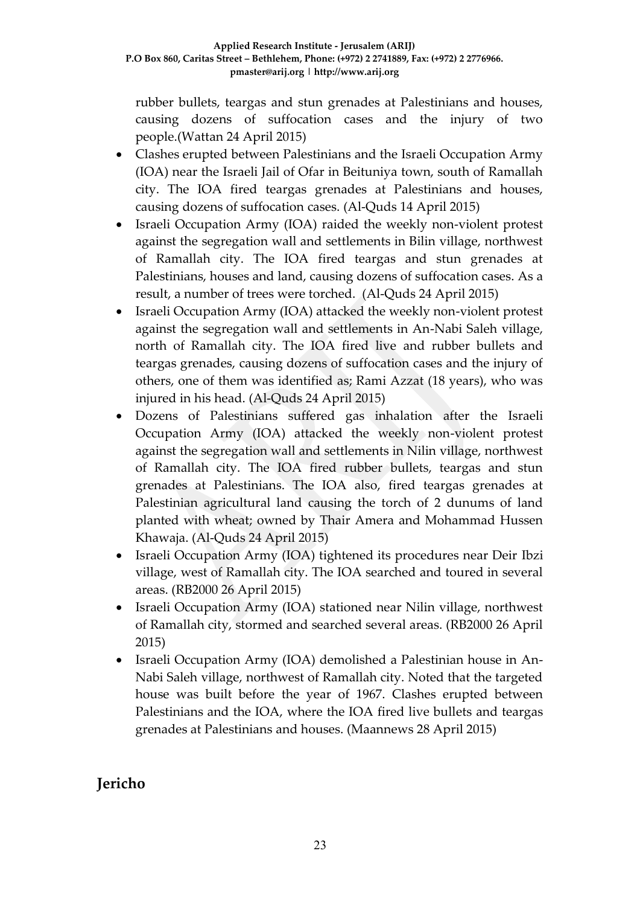rubber bullets, teargas and stun grenades at Palestinians and houses, causing dozens of suffocation cases and the injury of two people.(Wattan 24 April 2015)

- Clashes erupted between Palestinians and the Israeli Occupation Army (IOA) near the Israeli Jail of Ofar in Beituniya town, south of Ramallah city. The IOA fired teargas grenades at Palestinians and houses, causing dozens of suffocation cases. (Al-Quds 14 April 2015)
- Israeli Occupation Army (IOA) raided the weekly non-violent protest against the segregation wall and settlements in Bilin village, northwest of Ramallah city. The IOA fired teargas and stun grenades at Palestinians, houses and land, causing dozens of suffocation cases. As a result, a number of trees were torched. (Al-Quds 24 April 2015)
- Israeli Occupation Army (IOA) attacked the weekly non-violent protest against the segregation wall and settlements in An-Nabi Saleh village, north of Ramallah city. The IOA fired live and rubber bullets and teargas grenades, causing dozens of suffocation cases and the injury of others, one of them was identified as; Rami Azzat (18 years), who was injured in his head. (Al-Quds 24 April 2015)
- Dozens of Palestinians suffered gas inhalation after the Israeli Occupation Army (IOA) attacked the weekly non-violent protest against the segregation wall and settlements in Nilin village, northwest of Ramallah city. The IOA fired rubber bullets, teargas and stun grenades at Palestinians. The IOA also, fired teargas grenades at Palestinian agricultural land causing the torch of 2 dunums of land planted with wheat; owned by Thair Amera and Mohammad Hussen Khawaja. (Al-Quds 24 April 2015)
- Israeli Occupation Army (IOA) tightened its procedures near Deir Ibzi village, west of Ramallah city. The IOA searched and toured in several areas. (RB2000 26 April 2015)
- Israeli Occupation Army (IOA) stationed near Nilin village, northwest of Ramallah city, stormed and searched several areas. (RB2000 26 April 2015)
- Israeli Occupation Army (IOA) demolished a Palestinian house in An-Nabi Saleh village, northwest of Ramallah city. Noted that the targeted house was built before the year of 1967. Clashes erupted between Palestinians and the IOA, where the IOA fired live bullets and teargas grenades at Palestinians and houses. (Maannews 28 April 2015)

## Jericho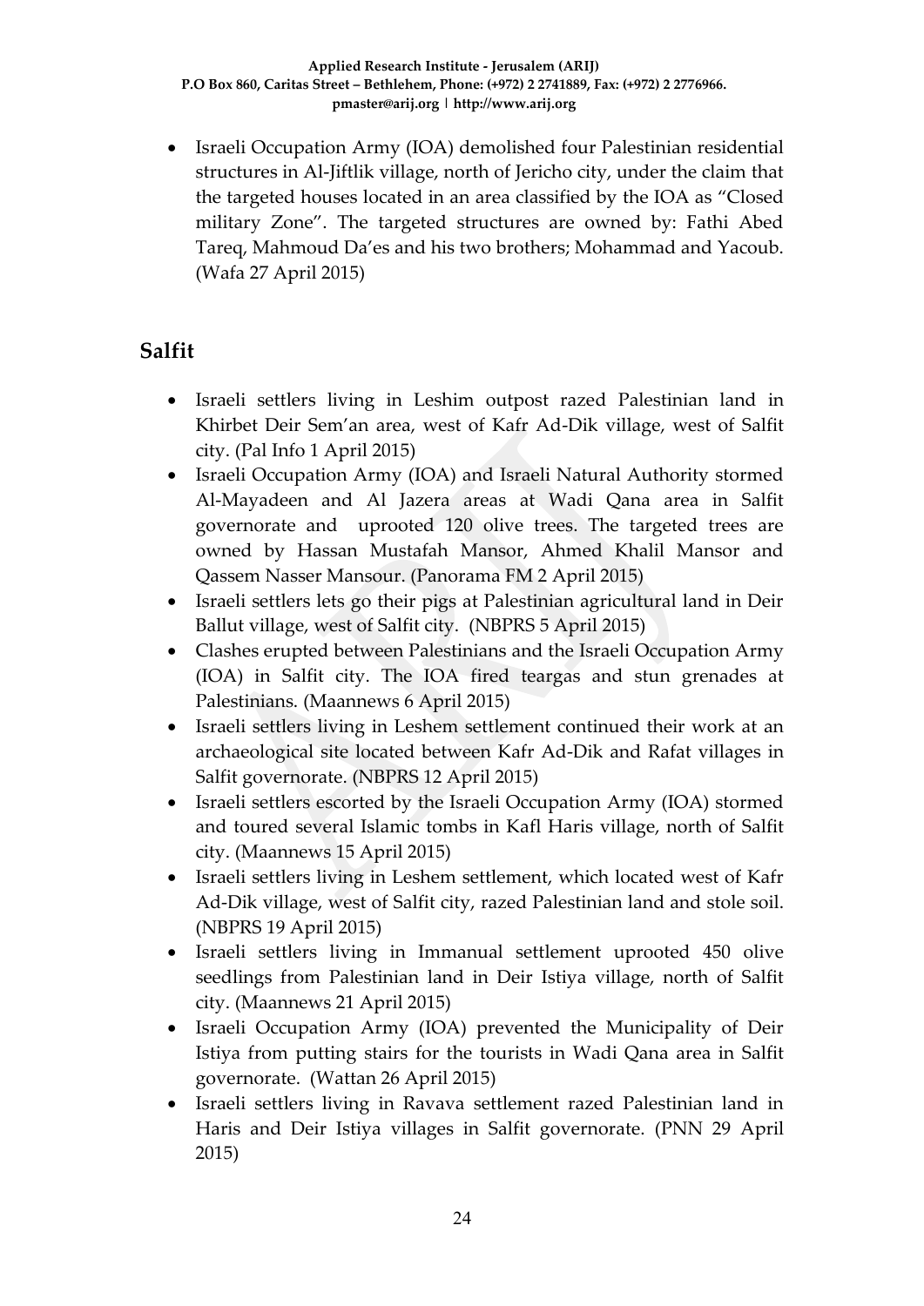- Israeli Occupation Army (IOA) demolished four Palestinian residential structures in Al-Jiftlik village, north of Jericho city, under the claim that the targeted houses located in an area classified by the IOA as "Closed military Zone". The targeted structures are owned by: Fathi Abed Tareq, Mahmoud Da'es and his two brothers; Mohammad and Yacoub. (Wafa 27 April 2015)

## Salfit

- Israeli settlers living in Leshim outpost razed Palestinian land in Khirbet Deir Sem'an area, west of Kafr Ad-Dik village, west of Salfit city. (Pal Info 1 April 2015)
- Israeli Occupation Army (IOA) and Israeli Natural Authority stormed Al-Mayadeen and Al Jazera areas at Wadi Qana area in Salfit governorate and uprooted 120 olive trees. The targeted trees are owned by Hassan Mustafah Mansor, Ahmed Khalil Mansor and Qassem Nasser Mansour. (Panorama FM 2 April 2015)
- Israeli settlers lets go their pigs at Palestinian agricultural land in Deir Ballut village, west of Salfit city. (NBPRS 5 April 2015)
- Clashes erupted between Palestinians and the Israeli Occupation Army (IOA) in Salfit city. The IOA fired teargas and stun grenades at Palestinians. (Maannews 6 April 2015)
- Israeli settlers living in Leshem settlement continued their work at an archaeological site located between Kafr Ad-Dik and Rafat villages in Salfit governorate. (NBPRS 12 April 2015)
- Israeli settlers escorted by the Israeli Occupation Army (IOA) stormed and toured several Islamic tombs in Kafl Haris village, north of Salfit city. (Maannews 15 April 2015)
- Israeli settlers living in Leshem settlement, which located west of Kafr Ad-Dik village, west of Salfit city, razed Palestinian land and stole soil. (NBPRS 19 April 2015)
- Israeli settlers living in Immanual settlement uprooted 450 olive seedlings from Palestinian land in Deir Istiya village, north of Salfit city. (Maannews 21 April 2015)
- Israeli Occupation Army (IOA) prevented the Municipality of Deir Istiya from putting stairs for the tourists in Wadi Qana area in Salfit governorate. (Wattan 26 April 2015)
- Israeli settlers living in Ravava settlement razed Palestinian land in Haris and Deir Istiya villages in Salfit governorate. (PNN 29 April 2015)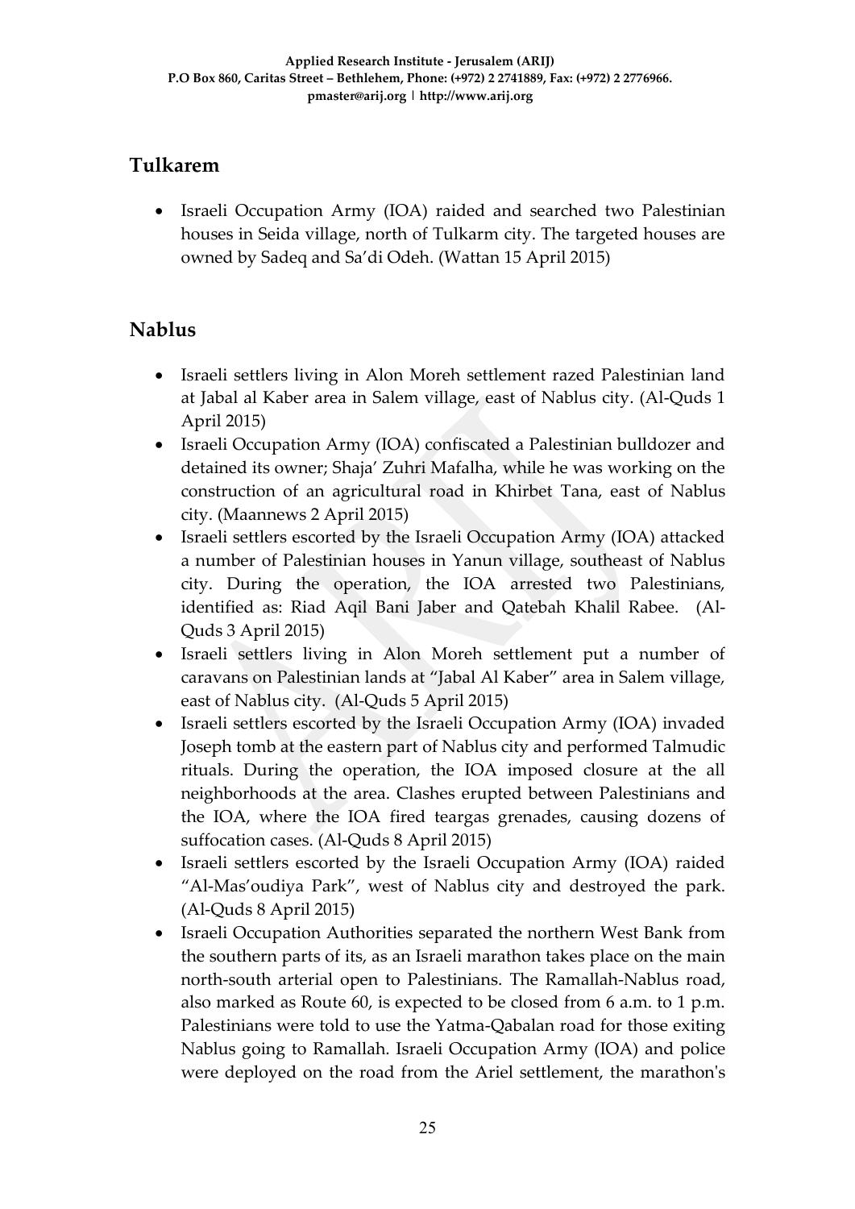## Tulkarem

- Israeli Occupation Army (IOA) raided and searched two Palestinian houses in Seida village, north of Tulkarm city. The targeted houses are owned by Sadeq and Sa'di Odeh. (Wattan 15 April 2015)

## Nablus

- Israeli settlers living in Alon Moreh settlement razed Palestinian land at Jabal al Kaber area in Salem village, east of Nablus city. (Al-Quds 1 April 2015)
- Israeli Occupation Army (IOA) confiscated a Palestinian bulldozer and detained its owner; Shaja' Zuhri Mafalha, while he was working on the construction of an agricultural road in Khirbet Tana, east of Nablus city. (Maannews 2 April 2015)
- Israeli settlers escorted by the Israeli Occupation Army (IOA) attacked a number of Palestinian houses in Yanun village, southeast of Nablus city. During the operation, the IOA arrested two Palestinians, identified as: Riad Aqil Bani Jaber and Qatebah Khalil Rabee. (Al-Quds 3 April 2015)
- Israeli settlers living in Alon Moreh settlement put a number of caravans on Palestinian lands at "Jabal Al Kaber" area in Salem village, east of Nablus city. (Al-Quds 5 April 2015)
- Israeli settlers escorted by the Israeli Occupation Army (IOA) invaded Joseph tomb at the eastern part of Nablus city and performed Talmudic rituals. During the operation, the IOA imposed closure at the all neighborhoods at the area. Clashes erupted between Palestinians and the IOA, where the IOA fired teargas grenades, causing dozens of suffocation cases. (Al-Quds 8 April 2015)
- Israeli settlers escorted by the Israeli Occupation Army (IOA) raided "Al-Mas'oudiya Park", west of Nablus city and destroyed the park. (Al-Quds 8 April 2015)
- Israeli Occupation Authorities separated the northern West Bank from the southern parts of its, as an Israeli marathon takes place on the main north-south arterial open to Palestinians. The Ramallah-Nablus road, also marked as Route 60, is expected to be closed from 6 a.m. to 1 p.m. Palestinians were told to use the Yatma-Qabalan road for those exiting Nablus going to Ramallah. Israeli Occupation Army (IOA) and police were deployed on the road from the Ariel settlement, the marathon's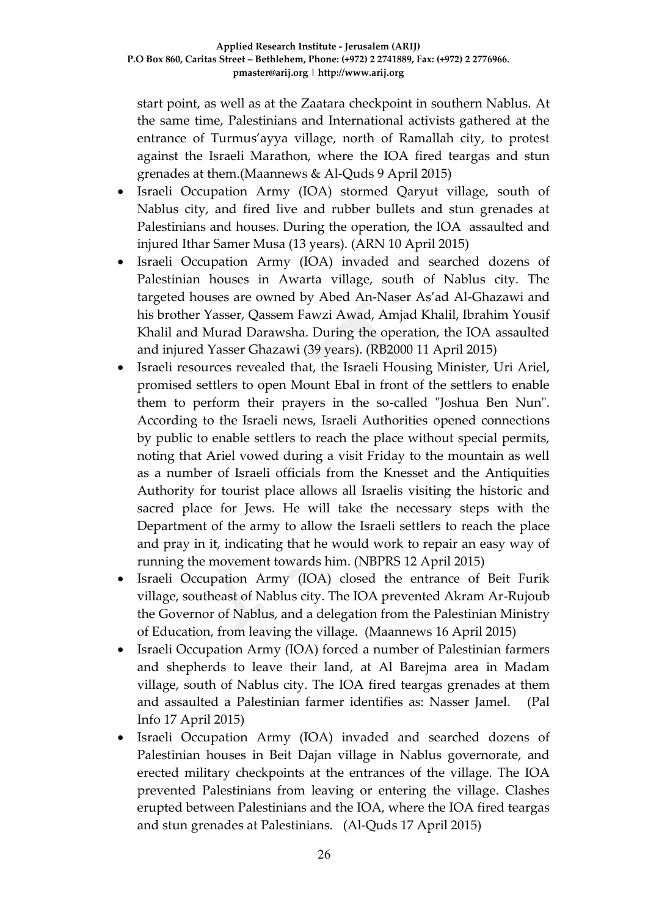start point, as well as at the Zaatara checkpoint in southern Nablus. At the same time, Palestinians and International activists gathered at the entrance of Turmus'ayya village, north of Ramallah city, to protest against the Israeli Marathon, where the IOA fired teargas and stun grenades at them.(Maannews & Al-Quds 9 April 2015)

- Israeli Occupation Army (IOA) stormed Qaryut village, south of Nablus city, and fired live and rubber bullets and stun grenades at Palestinians and houses. During the operation, the IOA assaulted and injured Ithar Samer Musa (13 years). (ARN 10 April 2015)
- Israeli Occupation Army (IOA) invaded and searched dozens of Palestinian houses in Awarta village, south of Nablus city. The targeted houses are owned by Abed An-Naser As'ad Al-Ghazawi and his brother Yasser, Qassem Fawzi Awad, Amjad Khalil, Ibrahim Yousif Khalil and Murad Darawsha. During the operation, the IOA assaulted and injured Yasser Ghazawi (39 years). (RB2000 11 April 2015)
- Israeli resources revealed that, the Israeli Housing Minister, Uri Ariel, promised settlers to open Mount Ebal in front of the settlers to enable them to perform their prayers in the so-called "Joshua Ben Nun". According to the Israeli news, Israeli Authorities opened connections by public to enable settlers to reach the place without special permits, noting that Ariel vowed during a visit Friday to the mountain as well as a number of Israeli officials from the Knesset and the Antiquities Authority for tourist place allows all Israelis visiting the historic and sacred place for Jews. He will take the necessary steps with the Department of the army to allow the Israeli settlers to reach the place and pray in it, indicating that he would work to repair an easy way of running the movement towards him. (NBPRS 12 April 2015)
- Israeli Occupation Army (IOA) closed the entrance of Beit Furik village, southeast of Nablus city. The IOA prevented Akram Ar-Rujoub the Governor of Nablus, and a delegation from the Palestinian Ministry of Education, from leaving the village. (Maannews 16 April 2015)
- Israeli Occupation Army (IOA) forced a number of Palestinian farmers and shepherds to leave their land, at Al Barejma area in Madam village, south of Nablus city. The IOA fired teargas grenades at them and assaulted a Palestinian farmer identifies as: Nasser Jamel. (Pal Info 17 April 2015)
- Israeli Occupation Army (IOA) invaded and searched dozens of Palestinian houses in Beit Dajan village in Nablus governorate, and erected military checkpoints at the entrances of the village. The IOA prevented Palestinians from leaving or entering the village. Clashes erupted between Palestinians and the IOA, where the IOA fired teargas and stun grenades at Palestinians. (Al-Quds 17 April 2015)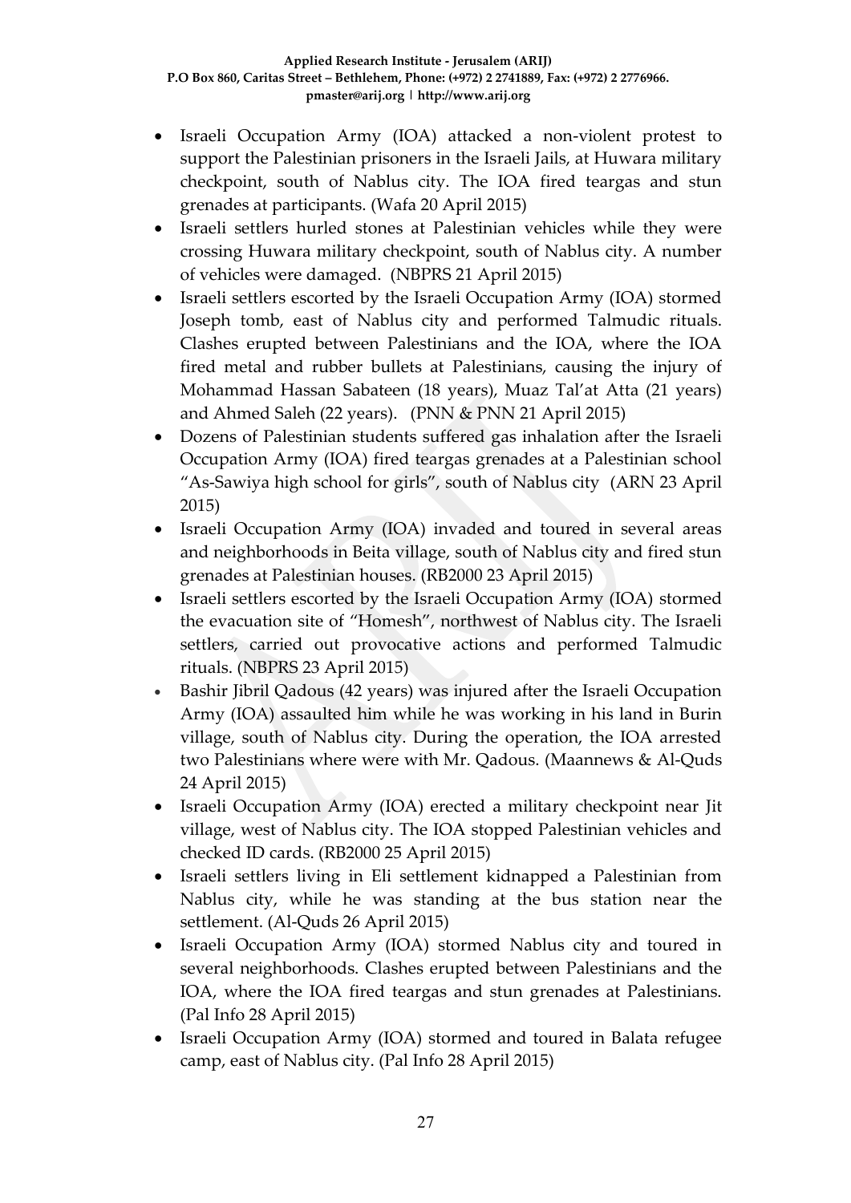- Israeli Occupation Army (IOA) attacked a non-violent protest to support the Palestinian prisoners in the Israeli Jails, at Huwara military checkpoint, south of Nablus city. The IOA fired teargas and stun grenades at participants. (Wafa 20 April 2015)
- Israeli settlers hurled stones at Palestinian vehicles while they were crossing Huwara military checkpoint, south of Nablus city. A number of vehicles were damaged. (NBPRS 21 April 2015)
- Israeli settlers escorted by the Israeli Occupation Army (IOA) stormed Joseph tomb, east of Nablus city and performed Talmudic rituals. Clashes erupted between Palestinians and the IOA, where the IOA fired metal and rubber bullets at Palestinians, causing the injury of Mohammad Hassan Sabateen (18 years), Muaz Tal'at Atta (21 years) and Ahmed Saleh (22 years). (PNN & PNN 21 April 2015)
- Dozens of Palestinian students suffered gas inhalation after the Israeli Occupation Army (IOA) fired teargas grenades at a Palestinian school "As-Sawiya high school for girls", south of Nablus city (ARN 23 April 2015)
- Israeli Occupation Army (IOA) invaded and toured in several areas and neighborhoods in Beita village, south of Nablus city and fired stun grenades at Palestinian houses. (RB2000 23 April 2015)
- Israeli settlers escorted by the Israeli Occupation Army (IOA) stormed the evacuation site of "Homesh", northwest of Nablus city. The Israeli settlers, carried out provocative actions and performed Talmudic rituals. (NBPRS 23 April 2015)
- Bashir Jibril Qadous (42 years) was injured after the Israeli Occupation Army (IOA) assaulted him while he was working in his land in Burin village, south of Nablus city. During the operation, the IOA arrested two Palestinians where were with Mr. Qadous. (Maannews & Al-Quds 24 April 2015)
- Israeli Occupation Army (IOA) erected a military checkpoint near Jit village, west of Nablus city. The IOA stopped Palestinian vehicles and checked ID cards. (RB2000 25 April 2015)
- Israeli settlers living in Eli settlement kidnapped a Palestinian from Nablus city, while he was standing at the bus station near the settlement. (Al-Quds 26 April 2015)
- Israeli Occupation Army (IOA) stormed Nablus city and toured in several neighborhoods. Clashes erupted between Palestinians and the IOA, where the IOA fired teargas and stun grenades at Palestinians. (Pal Info 28 April 2015)
- Israeli Occupation Army (IOA) stormed and toured in Balata refugee camp, east of Nablus city. (Pal Info 28 April 2015)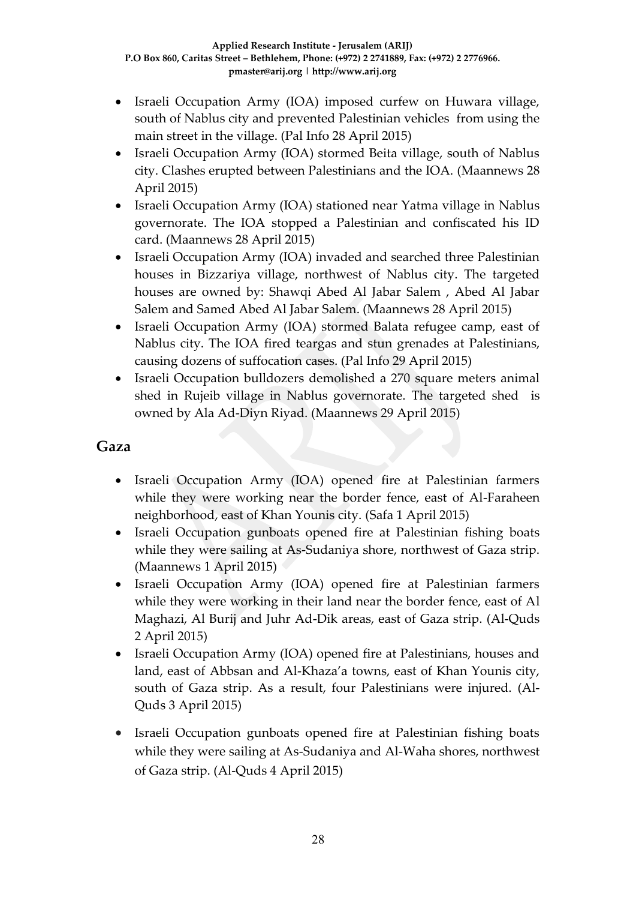- Israeli Occupation Army (IOA) imposed curfew on Huwara village, south of Nablus city and prevented Palestinian vehicles from using the main street in the village. (Pal Info 28 April 2015)
- Israeli Occupation Army (IOA) stormed Beita village, south of Nablus city. Clashes erupted between Palestinians and the IOA. (Maannews 28 April 2015)
- Israeli Occupation Army (IOA) stationed near Yatma village in Nablus governorate. The IOA stopped a Palestinian and confiscated his ID card. (Maannews 28 April 2015)
- Israeli Occupation Army (IOA) invaded and searched three Palestinian houses in Bizzariya village, northwest of Nablus city. The targeted houses are owned by: Shawqi Abed Al Jabar Salem , Abed Al Jabar Salem and Samed Abed Al Jabar Salem. (Maannews 28 April 2015)
- Israeli Occupation Army (IOA) stormed Balata refugee camp, east of Nablus city. The IOA fired teargas and stun grenades at Palestinians, causing dozens of suffocation cases. (Pal Info 29 April 2015)
- Israeli Occupation bulldozers demolished a 270 square meters animal shed in Rujeib village in Nablus governorate. The targeted shed is owned by Ala Ad-Diyn Riyad. (Maannews 29 April 2015)

## Gaza

- Israeli Occupation Army (IOA) opened fire at Palestinian farmers while they were working near the border fence, east of Al-Faraheen neighborhood, east of Khan Younis city. (Safa 1 April 2015)
- Israeli Occupation gunboats opened fire at Palestinian fishing boats while they were sailing at As-Sudaniya shore, northwest of Gaza strip. (Maannews 1 April 2015)
- Israeli Occupation Army (IOA) opened fire at Palestinian farmers while they were working in their land near the border fence, east of Al Maghazi, Al Burij and Juhr Ad-Dik areas, east of Gaza strip. (Al-Quds 2 April 2015)
- Israeli Occupation Army (IOA) opened fire at Palestinians, houses and land, east of Abbsan and Al-Khaza'a towns, east of Khan Younis city, south of Gaza strip. As a result, four Palestinians were injured. (Al-Quds 3 April 2015)
- Israeli Occupation gunboats opened fire at Palestinian fishing boats while they were sailing at As-Sudaniya and Al-Waha shores, northwest of Gaza strip. (Al-Quds 4 April 2015)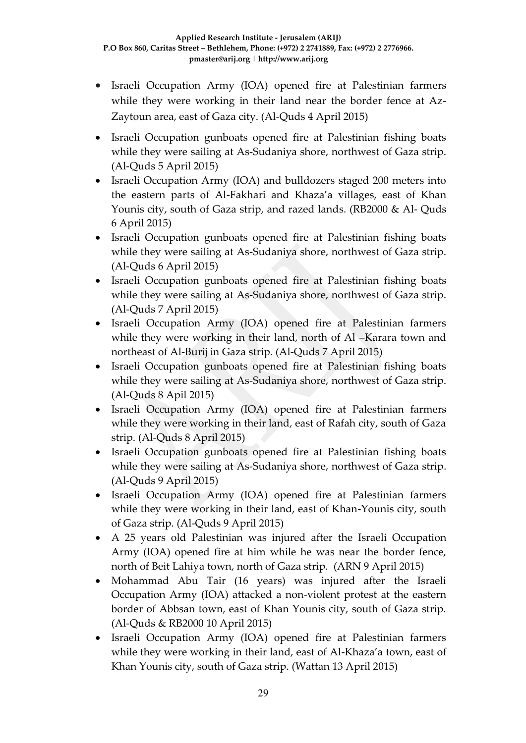- Israeli Occupation Army (IOA) opened fire at Palestinian farmers while they were working in their land near the border fence at Az-Zaytoun area, east of Gaza city. (Al-Quds 4 April 2015)
- Israeli Occupation gunboats opened fire at Palestinian fishing boats while they were sailing at As-Sudaniya shore, northwest of Gaza strip. (Al-Quds 5 April 2015)
- Israeli Occupation Army (IOA) and bulldozers staged 200 meters into the eastern parts of Al-Fakhari and Khaza'a villages, east of Khan Younis city, south of Gaza strip, and razed lands. (RB2000 & Al- Quds 6 April 2015)
- Israeli Occupation gunboats opened fire at Palestinian fishing boats while they were sailing at As-Sudaniya shore, northwest of Gaza strip. (Al-Quds 6 April 2015)
- Israeli Occupation gunboats opened fire at Palestinian fishing boats while they were sailing at As-Sudaniya shore, northwest of Gaza strip. (Al-Quds 7 April 2015)
- Israeli Occupation Army (IOA) opened fire at Palestinian farmers while they were working in their land, north of Al –Karara town and northeast of Al-Burij in Gaza strip. (Al-Quds 7 April 2015)
- Israeli Occupation gunboats opened fire at Palestinian fishing boats while they were sailing at As-Sudaniya shore, northwest of Gaza strip. (Al-Quds 8 Apil 2015)
- Israeli Occupation Army (IOA) opened fire at Palestinian farmers while they were working in their land, east of Rafah city, south of Gaza strip. (Al-Quds 8 April 2015)
- Israeli Occupation gunboats opened fire at Palestinian fishing boats while they were sailing at As-Sudaniya shore, northwest of Gaza strip. (Al-Quds 9 April 2015)
- Israeli Occupation Army (IOA) opened fire at Palestinian farmers while they were working in their land, east of Khan-Younis city, south of Gaza strip. (Al-Quds 9 April 2015)
- A 25 years old Palestinian was injured after the Israeli Occupation Army (IOA) opened fire at him while he was near the border fence, north of Beit Lahiya town, north of Gaza strip. (ARN 9 April 2015)
- Mohammad Abu Tair (16 years) was injured after the Israeli Occupation Army (IOA) attacked a non-violent protest at the eastern border of Abbsan town, east of Khan Younis city, south of Gaza strip. (Al-Quds & RB2000 10 April 2015)
- Israeli Occupation Army (IOA) opened fire at Palestinian farmers while they were working in their land, east of Al-Khaza'a town, east of Khan Younis city, south of Gaza strip. (Wattan 13 April 2015)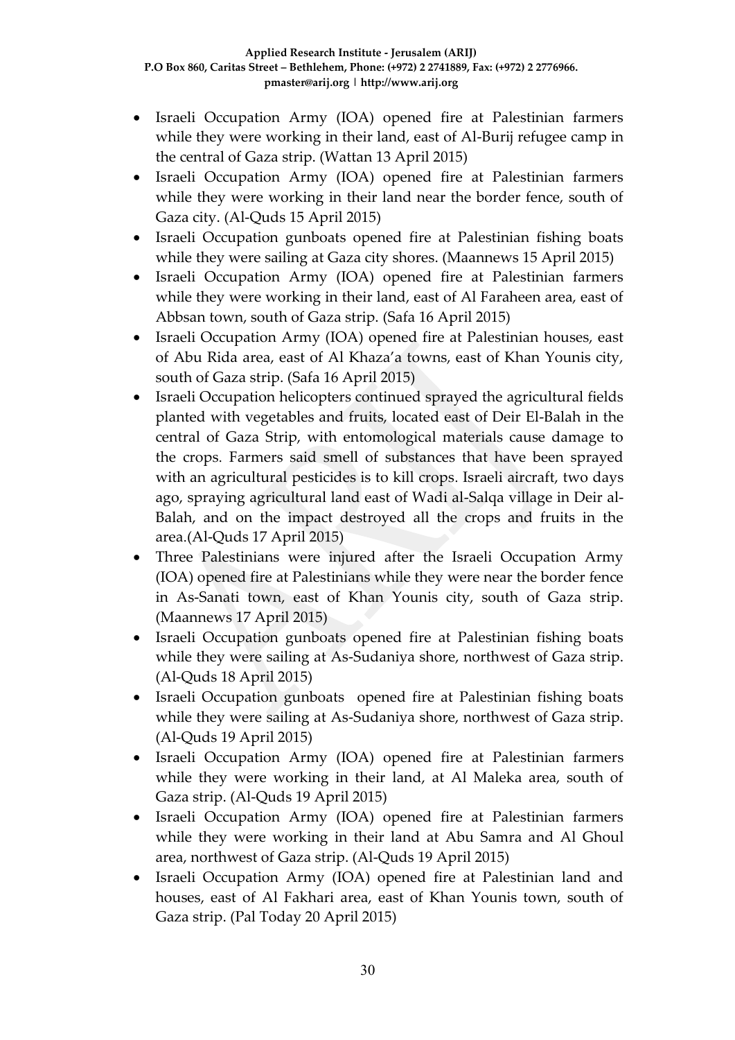- Israeli Occupation Army (IOA) opened fire at Palestinian farmers while they were working in their land, east of Al-Burij refugee camp in the central of Gaza strip. (Wattan 13 April 2015)
- Israeli Occupation Army (IOA) opened fire at Palestinian farmers while they were working in their land near the border fence, south of Gaza city. (Al-Quds 15 April 2015)
- Israeli Occupation gunboats opened fire at Palestinian fishing boats while they were sailing at Gaza city shores. (Maannews 15 April 2015)
- Israeli Occupation Army (IOA) opened fire at Palestinian farmers while they were working in their land, east of Al Faraheen area, east of Abbsan town, south of Gaza strip. (Safa 16 April 2015)
- Israeli Occupation Army (IOA) opened fire at Palestinian houses, east of Abu Rida area, east of Al Khaza'a towns, east of Khan Younis city, south of Gaza strip. (Safa 16 April 2015)
- Israeli Occupation helicopters continued sprayed the agricultural fields planted with vegetables and fruits, located east of Deir El-Balah in the central of Gaza Strip, with entomological materials cause damage to the crops. Farmers said smell of substances that have been sprayed with an agricultural pesticides is to kill crops. Israeli aircraft, two days ago, spraying agricultural land east of Wadi al-Salqa village in Deir al-Balah, and on the impact destroyed all the crops and fruits in the area.(Al-Quds 17 April 2015)
- Three Palestinians were injured after the Israeli Occupation Army (IOA) opened fire at Palestinians while they were near the border fence in As-Sanati town, east of Khan Younis city, south of Gaza strip. (Maannews 17 April 2015)
- Israeli Occupation gunboats opened fire at Palestinian fishing boats while they were sailing at As-Sudaniya shore, northwest of Gaza strip. (Al-Quds 18 April 2015)
- Israeli Occupation gunboats opened fire at Palestinian fishing boats while they were sailing at As-Sudaniya shore, northwest of Gaza strip. (Al-Quds 19 April 2015)
- Israeli Occupation Army (IOA) opened fire at Palestinian farmers while they were working in their land, at Al Maleka area, south of Gaza strip. (Al-Quds 19 April 2015)
- Israeli Occupation Army (IOA) opened fire at Palestinian farmers while they were working in their land at Abu Samra and Al Ghoul area, northwest of Gaza strip. (Al-Quds 19 April 2015)
- Israeli Occupation Army (IOA) opened fire at Palestinian land and houses, east of Al Fakhari area, east of Khan Younis town, south of Gaza strip. (Pal Today 20 April 2015)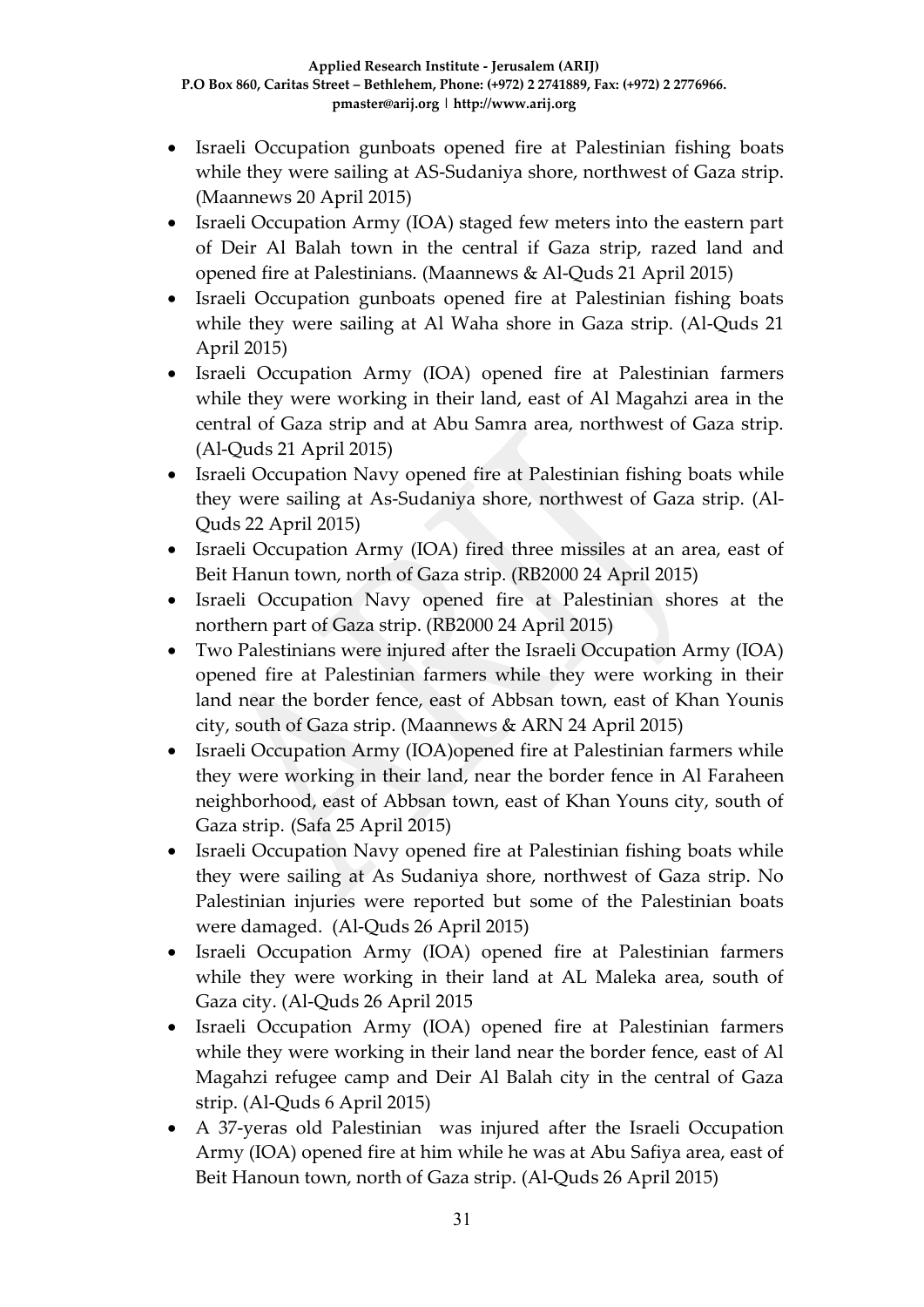- Israeli Occupation gunboats opened fire at Palestinian fishing boats while they were sailing at AS-Sudaniya shore, northwest of Gaza strip. (Maannews 20 April 2015)
- Israeli Occupation Army (IOA) staged few meters into the eastern part of Deir Al Balah town in the central if Gaza strip, razed land and opened fire at Palestinians. (Maannews & Al-Quds 21 April 2015)
- Israeli Occupation gunboats opened fire at Palestinian fishing boats while they were sailing at Al Waha shore in Gaza strip. (Al-Quds 21 April 2015)
- Israeli Occupation Army (IOA) opened fire at Palestinian farmers while they were working in their land, east of Al Magahzi area in the central of Gaza strip and at Abu Samra area, northwest of Gaza strip. (Al-Quds 21 April 2015)
- Israeli Occupation Navy opened fire at Palestinian fishing boats while they were sailing at As-Sudaniya shore, northwest of Gaza strip. (Al-Quds 22 April 2015)
- Israeli Occupation Army (IOA) fired three missiles at an area, east of Beit Hanun town, north of Gaza strip. (RB2000 24 April 2015)
- Israeli Occupation Navy opened fire at Palestinian shores at the northern part of Gaza strip. (RB2000 24 April 2015)
- Two Palestinians were injured after the Israeli Occupation Army (IOA) opened fire at Palestinian farmers while they were working in their land near the border fence, east of Abbsan town, east of Khan Younis city, south of Gaza strip. (Maannews & ARN 24 April 2015)
- Israeli Occupation Army (IOA)opened fire at Palestinian farmers while they were working in their land, near the border fence in Al Faraheen neighborhood, east of Abbsan town, east of Khan Youns city, south of Gaza strip. (Safa 25 April 2015)
- Israeli Occupation Navy opened fire at Palestinian fishing boats while they were sailing at As Sudaniya shore, northwest of Gaza strip. No Palestinian injuries were reported but some of the Palestinian boats were damaged. (Al-Quds 26 April 2015)
- Israeli Occupation Army (IOA) opened fire at Palestinian farmers while they were working in their land at AL Maleka area, south of Gaza city. (Al-Quds 26 April 2015
- Israeli Occupation Army (IOA) opened fire at Palestinian farmers while they were working in their land near the border fence, east of Al Magahzi refugee camp and Deir Al Balah city in the central of Gaza strip. (Al-Quds 6 April 2015)
- A 37-yeras old Palestinian was injured after the Israeli Occupation Army (IOA) opened fire at him while he was at Abu Safiya area, east of Beit Hanoun town, north of Gaza strip. (Al-Quds 26 April 2015)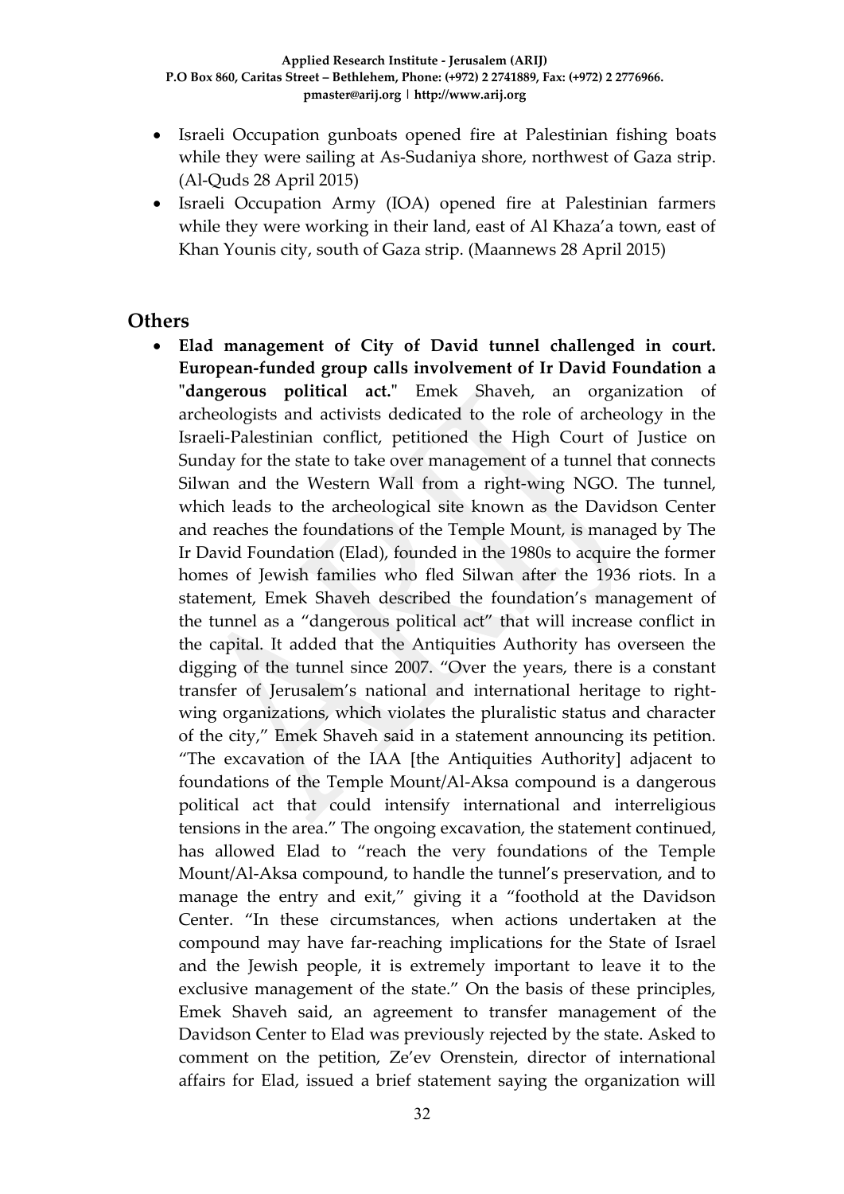- Israeli Occupation gunboats opened fire at Palestinian fishing boats while they were sailing at As-Sudaniya shore, northwest of Gaza strip. (Al-Quds 28 April 2015)
- Israeli Occupation Army (IOA) opened fire at Palestinian farmers while they were working in their land, east of Al Khaza'a town, east of Khan Younis city, south of Gaza strip. (Maannews 28 April 2015)

## Others

- **Elad management of City of David tunnel challenged in court. European-funded group calls involvement of Ir David Foundation a "dangerous political act."** Emek Shaveh, an organization of archeologists and activists dedicated to the role of archeology in the Israeli-Palestinian conflict, petitioned the High Court of Justice on Sunday for the state to take over management of a tunnel that connects Silwan and the Western Wall from a right-wing NGO. The tunnel, which leads to the archeological site known as the Davidson Center and reaches the foundations of the Temple Mount, is managed by The Ir David Foundation (Elad), founded in the 1980s to acquire the former homes of Jewish families who fled Silwan after the 1936 riots. In a statement, Emek Shaveh described the foundation's management of the tunnel as a "dangerous political act" that will increase conflict in the capital. It added that the Antiquities Authority has overseen the digging of the tunnel since 2007. "Over the years, there is a constant transfer of Jerusalem's national and international heritage to right-wing organizations, which violates the pluralistic status and character of the city," Emek Shaveh said in a statement announcing its petition. "The excavation of the IAA [the Antiquities Authority] adjacent to foundations of the Temple Mount/Al-Aksa compound is a dangerous political act that could intensify international and interreligious tensions in the area." The ongoing excavation, the statement continued, has allowed Elad to "reach the very foundations of the Temple Mount/Al-Aksa compound, to handle the tunnel's preservation, and to manage the entry and exit," giving it a "foothold at the Davidson Center. "In these circumstances, when actions undertaken at the compound may have far-reaching implications for the State of Israel and the Jewish people, it is extremely important to leave it to the exclusive management of the state." On the basis of these principles, Emek Shaveh said, an agreement to transfer management of the Davidson Center to Elad was previously rejected by the state. Asked to comment on the petition, Ze'ev Orenstein, director of international affairs for Elad, issued a brief statement saying the organization will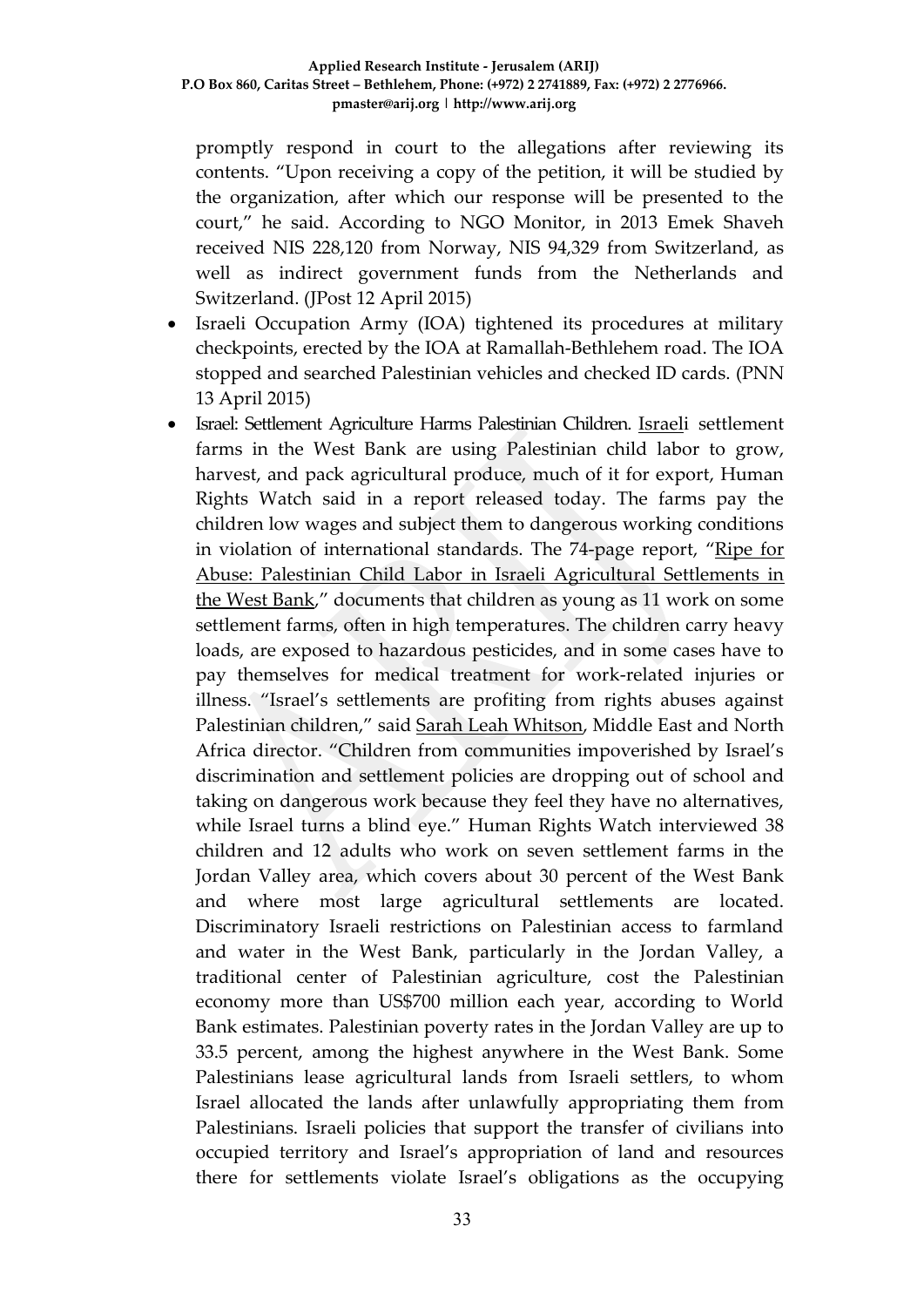promptly respond in court to the allegations after reviewing its contents. "Upon receiving a copy of the petition, it will be studied by the organization, after which our response will be presented to the court," he said. According to NGO Monitor, in 2013 Emek Shaveh received NIS 228,120 from Norway, NIS 94,329 from Switzerland, as well as indirect government funds from the Netherlands and Switzerland. (JPost 12 April 2015)

- Israeli Occupation Army (IOA) tightened its procedures at military checkpoints, erected by the IOA at Ramallah-Bethlehem road. The IOA stopped and searched Palestinian vehicles and checked ID cards. (PNN 13 April 2015)
- Israel: Settlement Agriculture Harms Palestinian Children. Israeli settlement farms in the West Bank are using Palestinian child labor to grow, harvest, and pack agricultural produce, much of it for export, Human Rights Watch said in a report released today. The farms pay the children low wages and subject them to dangerous working conditions in violation of international standards. The 74-page report, "Ripe for Abuse: Palestinian Child Labor in Israeli Agricultural Settlements in the West Bank," documents that children as young as 11 work on some settlement farms, often in high temperatures. The children carry heavy loads, are exposed to hazardous pesticides, and in some cases have to pay themselves for medical treatment for work-related injuries or illness. "Israel's settlements are profiting from rights abuses against Palestinian children," said Sarah Leah Whitson, Middle East and North Africa director. "Children from communities impoverished by Israel's discrimination and settlement policies are dropping out of school and taking on dangerous work because they feel they have no alternatives, while Israel turns a blind eye." Human Rights Watch interviewed 38 children and 12 adults who work on seven settlement farms in the Jordan Valley area, which covers about 30 percent of the West Bank and where most large agricultural settlements are located. Discriminatory Israeli restrictions on Palestinian access to farmland and water in the West Bank, particularly in the Jordan Valley, a traditional center of Palestinian agriculture, cost the Palestinian economy more than US$700 million each year, according to World Bank estimates. Palestinian poverty rates in the Jordan Valley are up to 33.5 percent, among the highest anywhere in the West Bank. Some Palestinians lease agricultural lands from Israeli settlers, to whom Israel allocated the lands after unlawfully appropriating them from Palestinians. Israeli policies that support the transfer of civilians into occupied territory and Israel's appropriation of land and resources there for settlements violate Israel's obligations as the occupying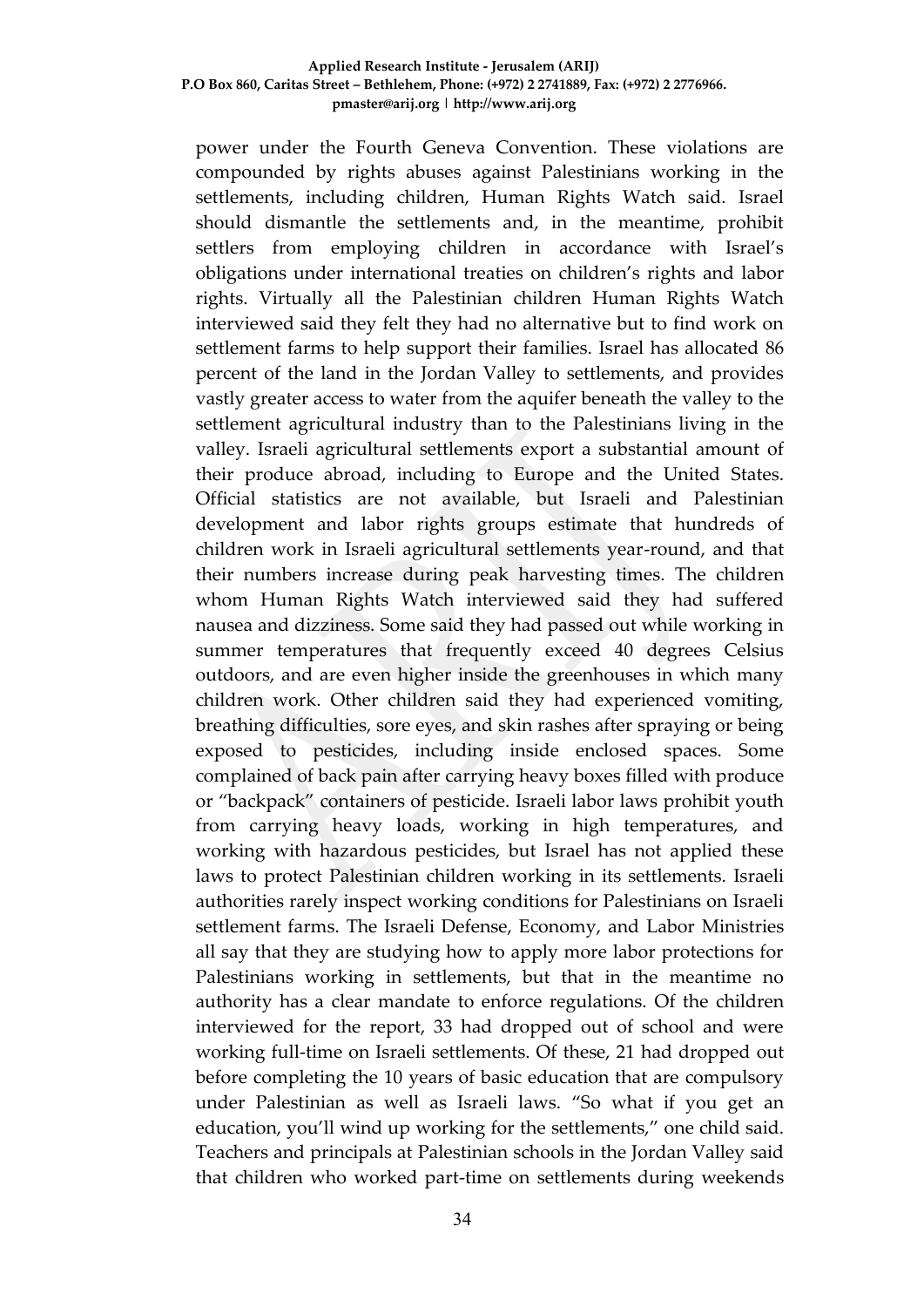power under the Fourth Geneva Convention. These violations are compounded by rights abuses against Palestinians working in the settlements, including children, Human Rights Watch said. Israel should dismantle the settlements and, in the meantime, prohibit settlers from employing children in accordance with Israel's obligations under international treaties on children's rights and labor rights. Virtually all the Palestinian children Human Rights Watch interviewed said they felt they had no alternative but to find work on settlement farms to help support their families. Israel has allocated 86 percent of the land in the Jordan Valley to settlements, and provides vastly greater access to water from the aquifer beneath the valley to the settlement agricultural industry than to the Palestinians living in the valley. Israeli agricultural settlements export a substantial amount of their produce abroad, including to Europe and the United States. Official statistics are not available, but Israeli and Palestinian development and labor rights groups estimate that hundreds of children work in Israeli agricultural settlements year-round, and that their numbers increase during peak harvesting times. The children whom Human Rights Watch interviewed said they had suffered nausea and dizziness. Some said they had passed out while working in summer temperatures that frequently exceed 40 degrees Celsius outdoors, and are even higher inside the greenhouses in which many children work. Other children said they had experienced vomiting, breathing difficulties, sore eyes, and skin rashes after spraying or being exposed to pesticides, including inside enclosed spaces. Some complained of back pain after carrying heavy boxes filled with produce or "backpack" containers of pesticide. Israeli labor laws prohibit youth from carrying heavy loads, working in high temperatures, and working with hazardous pesticides, but Israel has not applied these laws to protect Palestinian children working in its settlements. Israeli authorities rarely inspect working conditions for Palestinians on Israeli settlement farms. The Israeli Defense, Economy, and Labor Ministries all say that they are studying how to apply more labor protections for Palestinians working in settlements, but that in the meantime no authority has a clear mandate to enforce regulations. Of the children interviewed for the report, 33 had dropped out of school and were working full-time on Israeli settlements. Of these, 21 had dropped out before completing the 10 years of basic education that are compulsory under Palestinian as well as Israeli laws. "So what if you get an education, you'll wind up working for the settlements," one child said. Teachers and principals at Palestinian schools in the Jordan Valley said that children who worked part-time on settlements during weekends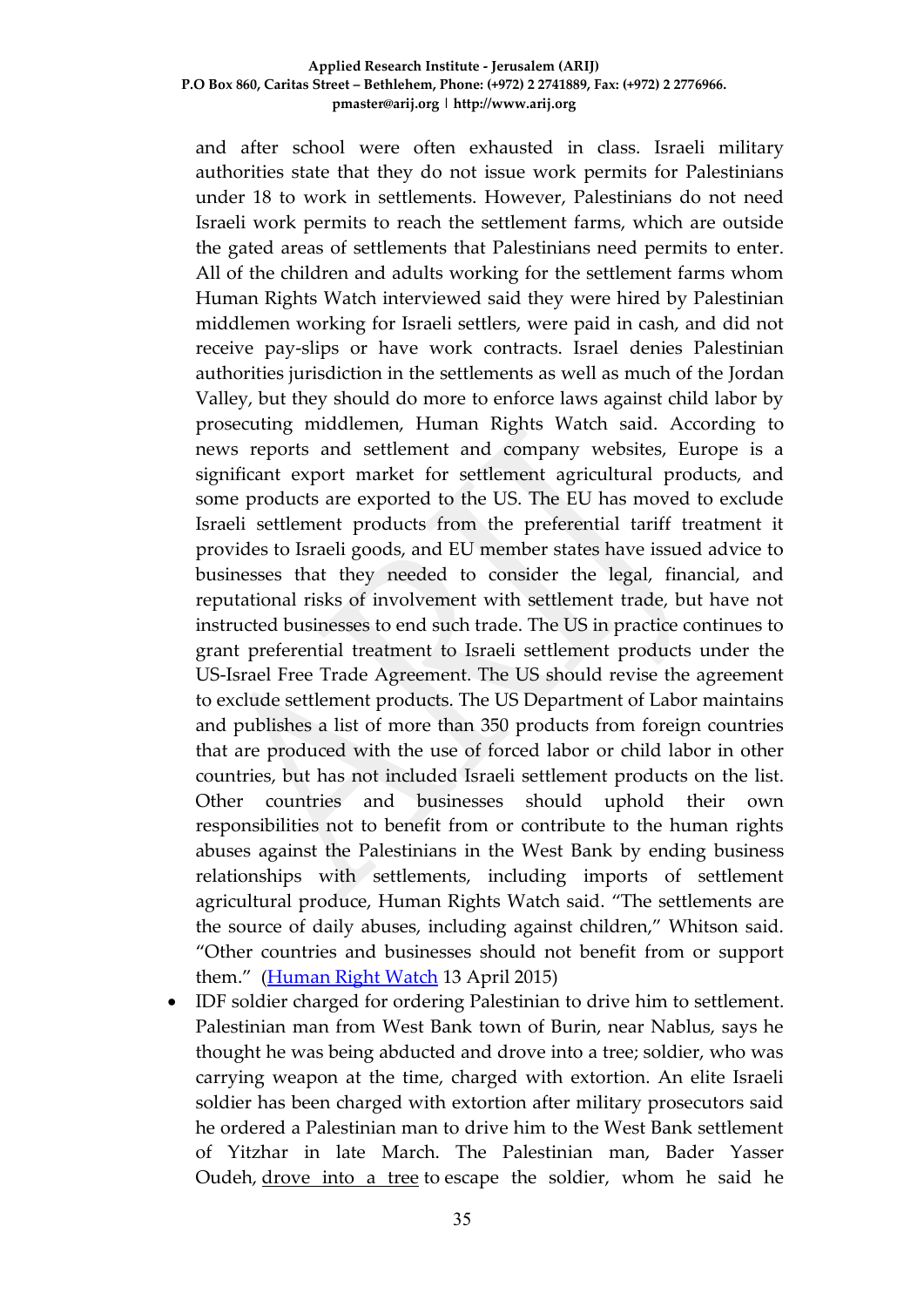and after school were often exhausted in class. Israeli military authorities state that they do not issue work permits for Palestinians under 18 to work in settlements. However, Palestinians do not need Israeli work permits to reach the settlement farms, which are outside the gated areas of settlements that Palestinians need permits to enter. All of the children and adults working for the settlement farms whom Human Rights Watch interviewed said they were hired by Palestinian middlemen working for Israeli settlers, were paid in cash, and did not receive pay-slips or have work contracts. Israel denies Palestinian authorities jurisdiction in the settlements as well as much of the Jordan Valley, but they should do more to enforce laws against child labor by prosecuting middlemen, Human Rights Watch said. According to news reports and settlement and company websites, Europe is a significant export market for settlement agricultural products, and some products are exported to the US. The EU has moved to exclude Israeli settlement products from the preferential tariff treatment it provides to Israeli goods, and EU member states have issued advice to businesses that they needed to consider the legal, financial, and reputational risks of involvement with settlement trade, but have not instructed businesses to end such trade. The US in practice continues to grant preferential treatment to Israeli settlement products under the US-Israel Free Trade Agreement. The US should revise the agreement to exclude settlement products. The US Department of Labor maintains and publishes a list of more than 350 products from foreign countries that are produced with the use of forced labor or child labor in other countries, but has not included Israeli settlement products on the list. Other countries and businesses should uphold their own responsibilities not to benefit from or contribute to the human rights abuses against the Palestinians in the West Bank by ending business relationships with settlements, including imports of settlement agricultural produce, Human Rights Watch said. "The settlements are the source of daily abuses, including against children," Whitson said. "Other countries and businesses should not benefit from or support them." (Human Right Watch 13 April 2015)

- IDF soldier charged for ordering Palestinian to drive him to settlement. Palestinian man from West Bank town of Burin, near Nablus, says he thought he was being abducted and drove into a tree; soldier, who was carrying weapon at the time, charged with extortion. An elite Israeli soldier has been charged with extortion after military prosecutors said he ordered a Palestinian man to drive him to the West Bank settlement of Yitzhar in late March. The Palestinian man, Bader Yasser Oudeh, drove into a tree to escape the soldier, whom he said he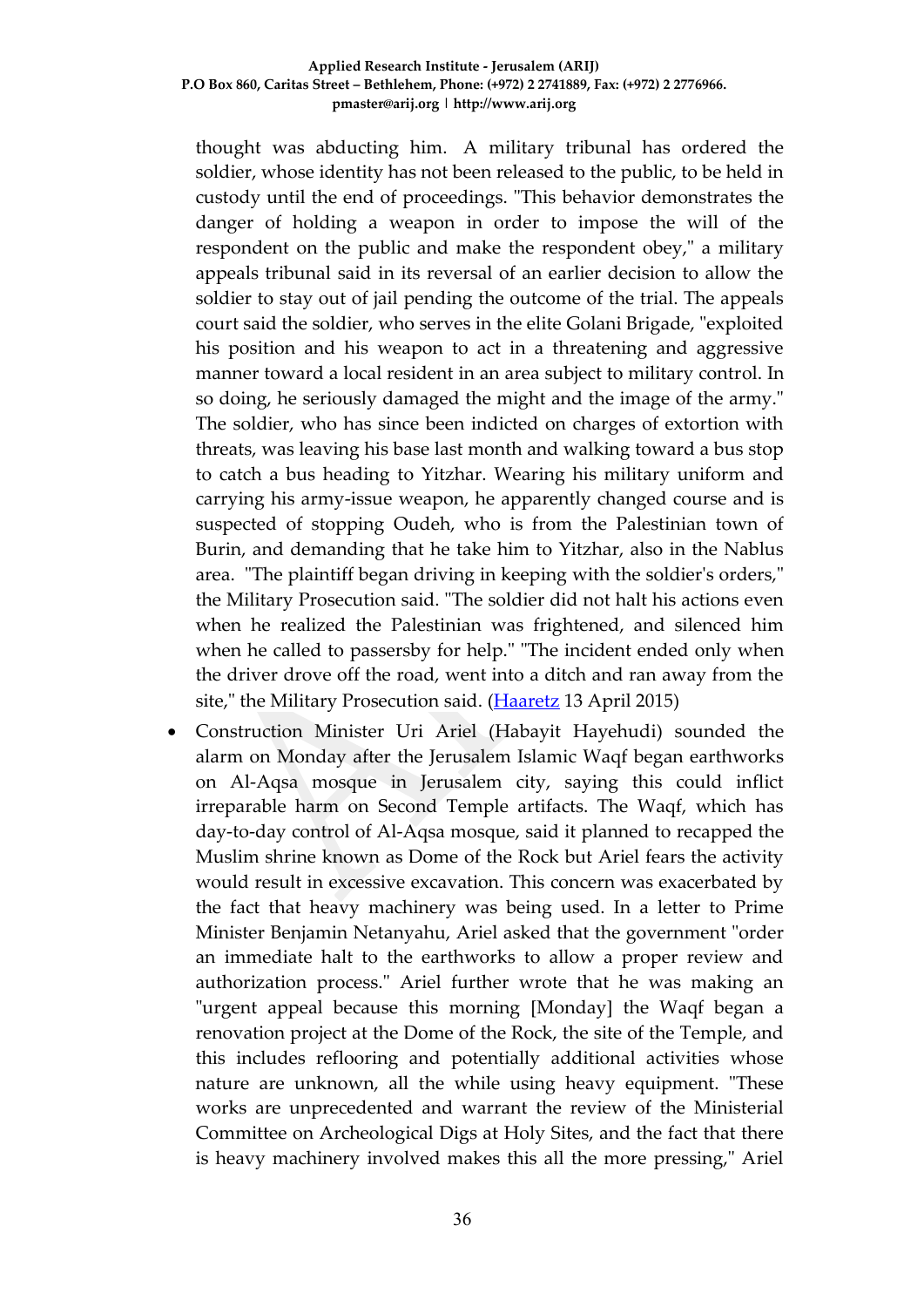thought was abducting him. A military tribunal has ordered the soldier, whose identity has not been released to the public, to be held in custody until the end of proceedings. "This behavior demonstrates the danger of holding a weapon in order to impose the will of the respondent on the public and make the respondent obey," a military appeals tribunal said in its reversal of an earlier decision to allow the soldier to stay out of jail pending the outcome of the trial. The appeals court said the soldier, who serves in the elite Golani Brigade, "exploited his position and his weapon to act in a threatening and aggressive manner toward a local resident in an area subject to military control. In so doing, he seriously damaged the might and the image of the army." The soldier, who has since been indicted on charges of extortion with threats, was leaving his base last month and walking toward a bus stop to catch a bus heading to Yitzhar. Wearing his military uniform and carrying his army-issue weapon, he apparently changed course and is suspected of stopping Oudeh, who is from the Palestinian town of Burin, and demanding that he take him to Yitzhar, also in the Nablus area. "The plaintiff began driving in keeping with the soldier's orders," the Military Prosecution said. "The soldier did not halt his actions even when he realized the Palestinian was frightened, and silenced him when he called to passersby for help." "The incident ended only when the driver drove off the road, went into a ditch and ran away from the site," the Military Prosecution said. (Haaretz 13 April 2015)

- Construction Minister Uri Ariel (Habayit Hayehudi) sounded the alarm on Monday after the Jerusalem Islamic Waqf began earthworks on Al-Aqsa mosque in Jerusalem city, saying this could inflict irreparable harm on Second Temple artifacts. The Waqf, which has day-to-day control of Al-Aqsa mosque, said it planned to recapped the Muslim shrine known as Dome of the Rock but Ariel fears the activity would result in excessive excavation. This concern was exacerbated by the fact that heavy machinery was being used. In a letter to Prime Minister Benjamin Netanyahu, Ariel asked that the government "order an immediate halt to the earthworks to allow a proper review and authorization process." Ariel further wrote that he was making an "urgent appeal because this morning [Monday] the Waqf began a renovation project at the Dome of the Rock, the site of the Temple, and this includes reflooring and potentially additional activities whose nature are unknown, all the while using heavy equipment. "These works are unprecedented and warrant the review of the Ministerial Committee on Archeological Digs at Holy Sites, and the fact that there is heavy machinery involved makes this all the more pressing," Ariel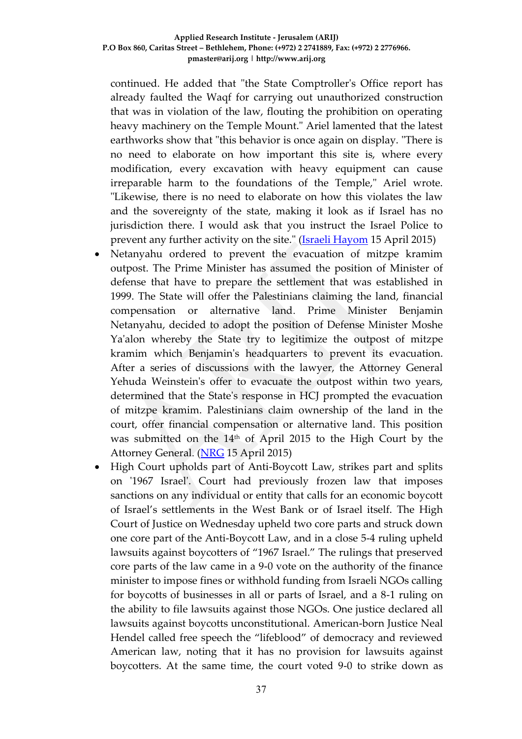continued. He added that "the State Comptroller's Office report has already faulted the Waqf for carrying out unauthorized construction that was in violation of the law, flouting the prohibition on operating heavy machinery on the Temple Mount." Ariel lamented that the latest earthworks show that "this behavior is once again on display. "There is no need to elaborate on how important this site is, where every modification, every excavation with heavy equipment can cause irreparable harm to the foundations of the Temple," Ariel wrote. "Likewise, there is no need to elaborate on how this violates the law and the sovereignty of the state, making it look as if Israel has no jurisdiction there. I would ask that you instruct the Israel Police to prevent any further activity on the site." (Israeli Hayom 15 April 2015)

- Netanyahu ordered to prevent the evacuation of mitzpe kramim outpost. The Prime Minister has assumed the position of Minister of defense that have to prepare the settlement that was established in 1999. The State will offer the Palestinians claiming the land, financial compensation or alternative land. Prime Minister Benjamin Netanyahu, decided to adopt the position of Defense Minister Moshe Ya'alon whereby the State try to legitimize the outpost of mitzpe kramim which Benjamin's headquarters to prevent its evacuation. After a series of discussions with the lawyer, the Attorney General Yehuda Weinstein's offer to evacuate the outpost within two years, determined that the State's response in HCJ prompted the evacuation of mitzpe kramim. Palestinians claim ownership of the land in the court, offer financial compensation or alternative land. This position was submitted on the 14th of April 2015 to the High Court by the Attorney General. (NRG 15 April 2015)
- High Court upholds part of Anti-Boycott Law, strikes part and splits on '1967 Israel'. Court had previously frozen law that imposes sanctions on any individual or entity that calls for an economic boycott of Israel's settlements in the West Bank or of Israel itself. The High Court of Justice on Wednesday upheld two core parts and struck down one core part of the Anti-Boycott Law, and in a close 5-4 ruling upheld lawsuits against boycotters of "1967 Israel." The rulings that preserved core parts of the law came in a 9-0 vote on the authority of the finance minister to impose fines or withhold funding from Israeli NGOs calling for boycotts of businesses in all or parts of Israel, and a 8-1 ruling on the ability to file lawsuits against those NGOs. One justice declared all lawsuits against boycotts unconstitutional. American-born Justice Neal Hendel called free speech the "lifeblood" of democracy and reviewed American law, noting that it has no provision for lawsuits against boycotters. At the same time, the court voted 9-0 to strike down as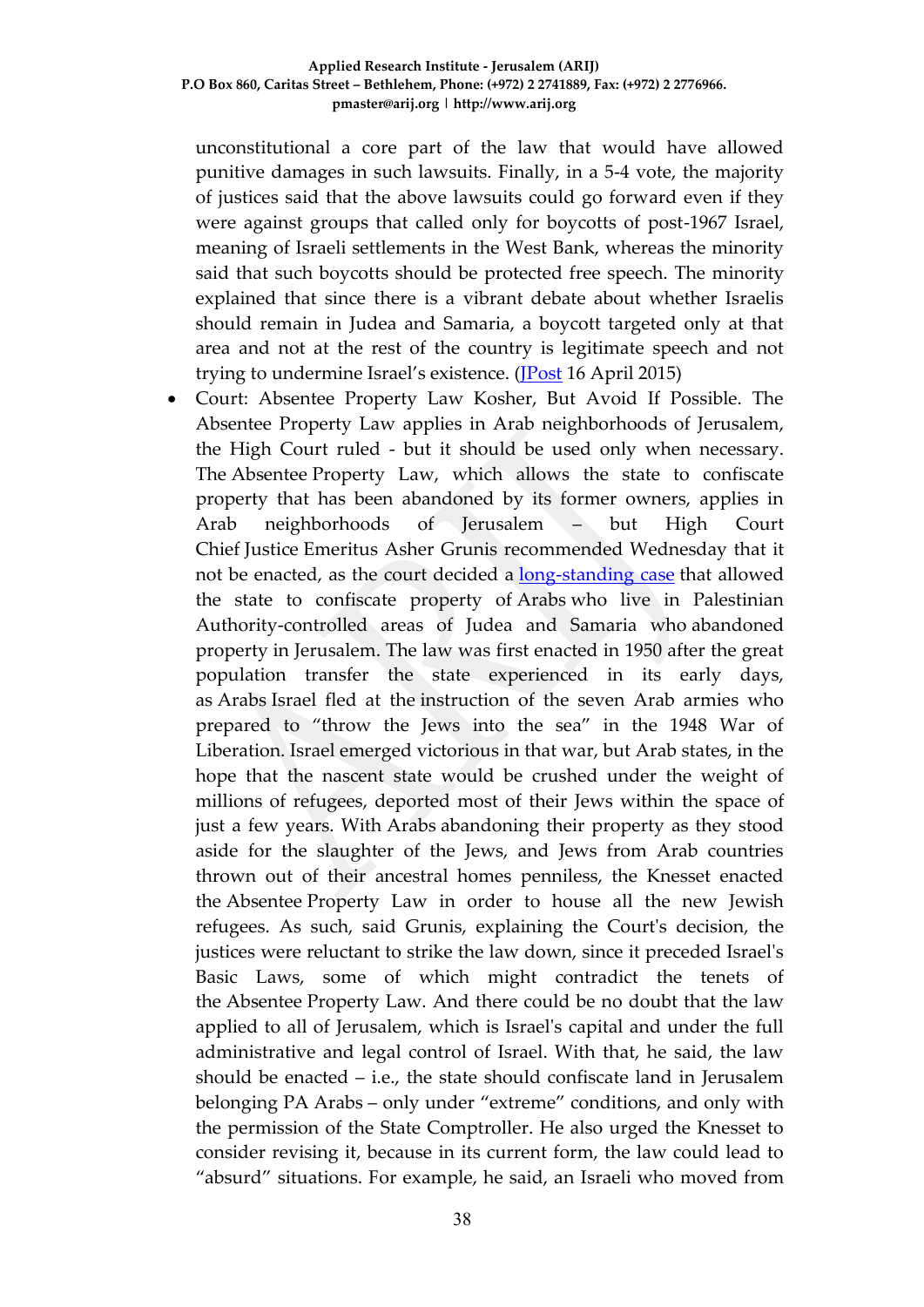unconstitutional a core part of the law that would have allowed punitive damages in such lawsuits. Finally, in a 5-4 vote, the majority of justices said that the above lawsuits could go forward even if they were against groups that called only for boycotts of post-1967 Israel, meaning of Israeli settlements in the West Bank, whereas the minority said that such boycotts should be protected free speech. The minority explained that since there is a vibrant debate about whether Israelis should remain in Judea and Samaria, a boycott targeted only at that area and not at the rest of the country is legitimate speech and not trying to undermine Israel's existence. (JPost 16 April 2015)

- Court: Absentee Property Law Kosher, But Avoid If Possible. The Absentee Property Law applies in Arab neighborhoods of Jerusalem, the High Court ruled - but it should be used only when necessary. The Absentee Property Law, which allows the state to confiscate property that has been abandoned by its former owners, applies in Arab neighborhoods of Jerusalem – but High Court Chief Justice Emeritus Asher Grunis recommended Wednesday that it not be enacted, as the court decided a long-standing case that allowed the state to confiscate property of Arabs who live in Palestinian Authority-controlled areas of Judea and Samaria who abandoned property in Jerusalem. The law was first enacted in 1950 after the great population transfer the state experienced in its early days, as Arabs Israel fled at the instruction of the seven Arab armies who prepared to "throw the Jews into the sea" in the 1948 War of Liberation. Israel emerged victorious in that war, but Arab states, in the hope that the nascent state would be crushed under the weight of millions of refugees, deported most of their Jews within the space of just a few years. With Arabs abandoning their property as they stood aside for the slaughter of the Jews, and Jews from Arab countries thrown out of their ancestral homes penniless, the Knesset enacted the Absentee Property Law in order to house all the new Jewish refugees. As such, said Grunis, explaining the Court's decision, the justices were reluctant to strike the law down, since it preceded Israel's Basic Laws, some of which might contradict the tenets of the Absentee Property Law. And there could be no doubt that the law applied to all of Jerusalem, which is Israel's capital and under the full administrative and legal control of Israel. With that, he said, the law should be enacted – i.e., the state should confiscate land in Jerusalem belonging PA Arabs – only under "extreme" conditions, and only with the permission of the State Comptroller. He also urged the Knesset to consider revising it, because in its current form, the law could lead to "absurd" situations. For example, he said, an Israeli who moved from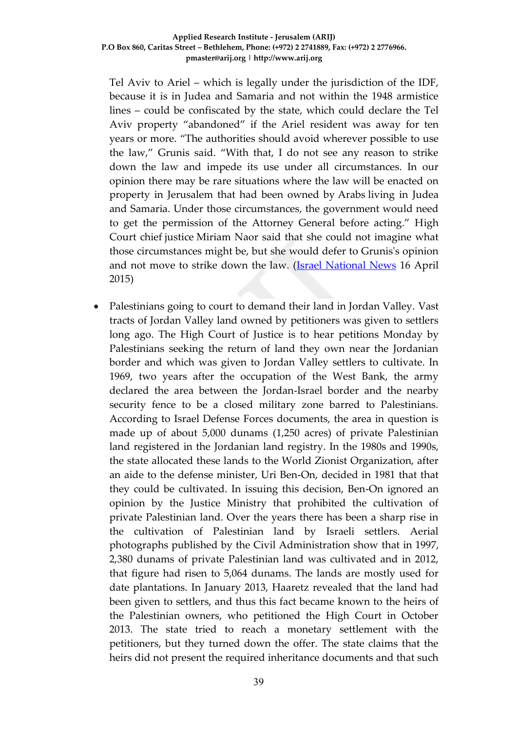Tel Aviv to Ariel – which is legally under the jurisdiction of the IDF, because it is in Judea and Samaria and not within the 1948 armistice lines – could be confiscated by the state, which could declare the Tel Aviv property "abandoned" if the Ariel resident was away for ten years or more. "The authorities should avoid wherever possible to use the law," Grunis said. "With that, I do not see any reason to strike down the law and impede its use under all circumstances. In our opinion there may be rare situations where the law will be enacted on property in Jerusalem that had been owned by Arabs living in Judea and Samaria. Under those circumstances, the government would need to get the permission of the Attorney General before acting." High Court chief justice Miriam Naor said that she could not imagine what those circumstances might be, but she would defer to Grunis's opinion and not move to strike down the law. (Israel National News 16 April 2015)

- Palestinians going to court to demand their land in Jordan Valley. Vast tracts of Jordan Valley land owned by petitioners was given to settlers long ago. The High Court of Justice is to hear petitions Monday by Palestinians seeking the return of land they own near the Jordanian border and which was given to Jordan Valley settlers to cultivate. In 1969, two years after the occupation of the West Bank, the army declared the area between the Jordan-Israel border and the nearby security fence to be a closed military zone barred to Palestinians. According to Israel Defense Forces documents, the area in question is made up of about 5,000 dunams (1,250 acres) of private Palestinian land registered in the Jordanian land registry. In the 1980s and 1990s, the state allocated these lands to the World Zionist Organization, after an aide to the defense minister, Uri Ben-On, decided in 1981 that that they could be cultivated. In issuing this decision, Ben-On ignored an opinion by the Justice Ministry that prohibited the cultivation of private Palestinian land. Over the years there has been a sharp rise in the cultivation of Palestinian land by Israeli settlers. Aerial photographs published by the Civil Administration show that in 1997, 2,380 dunams of private Palestinian land was cultivated and in 2012, that figure had risen to 5,064 dunams. The lands are mostly used for date plantations. In January 2013, Haaretz revealed that the land had been given to settlers, and thus this fact became known to the heirs of the Palestinian owners, who petitioned the High Court in October 2013. The state tried to reach a monetary settlement with the petitioners, but they turned down the offer. The state claims that the heirs did not present the required inheritance documents and that such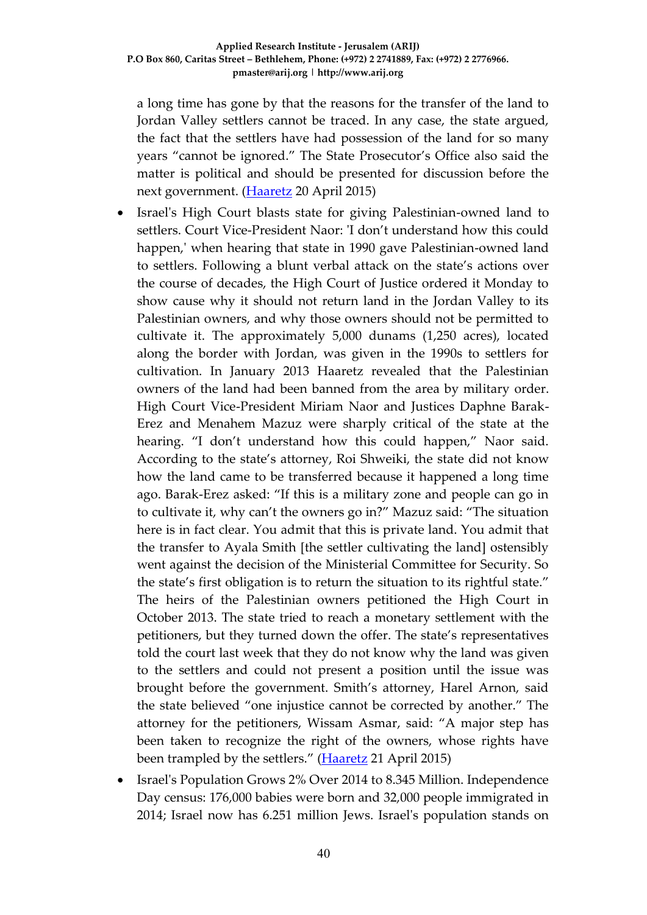a long time has gone by that the reasons for the transfer of the land to Jordan Valley settlers cannot be traced. In any case, the state argued, the fact that the settlers have had possession of the land for so many years "cannot be ignored." The State Prosecutor's Office also said the matter is political and should be presented for discussion before the next government. ([Haaretz]() 20 April 2015)

- Israel's High Court blasts state for giving Palestinian-owned land to settlers. Court Vice-President Naor: 'I don't understand how this could happen,' when hearing that state in 1990 gave Palestinian-owned land to settlers. Following a blunt verbal attack on the state's actions over the course of decades, the High Court of Justice ordered it Monday to show cause why it should not return land in the Jordan Valley to its Palestinian owners, and why those owners should not be permitted to cultivate it. The approximately 5,000 dunams (1,250 acres), located along the border with Jordan, was given in the 1990s to settlers for cultivation. In January 2013 Haaretz revealed that the Palestinian owners of the land had been banned from the area by military order. High Court Vice-President Miriam Naor and Justices Daphne Barak-Erez and Menahem Mazuz were sharply critical of the state at the hearing. "I don't understand how this could happen," Naor said. According to the state's attorney, Roi Shweiki, the state did not know how the land came to be transferred because it happened a long time ago. Barak-Erez asked: "If this is a military zone and people can go in to cultivate it, why can't the owners go in?" Mazuz said: "The situation here is in fact clear. You admit that this is private land. You admit that the transfer to Ayala Smith [the settler cultivating the land] ostensibly went against the decision of the Ministerial Committee for Security. So the state's first obligation is to return the situation to its rightful state." The heirs of the Palestinian owners petitioned the High Court in October 2013. The state tried to reach a monetary settlement with the petitioners, but they turned down the offer. The state's representatives told the court last week that they do not know why the land was given to the settlers and could not present a position until the issue was brought before the government. Smith's attorney, Harel Arnon, said the state believed "one injustice cannot be corrected by another." The attorney for the petitioners, Wissam Asmar, said: "A major step has been taken to recognize the right of the owners, whose rights have been trampled by the settlers." ([Haaretz]() 21 April 2015)
- Israel's Population Grows 2% Over 2014 to 8.345 Million. Independence Day census: 176,000 babies were born and 32,000 people immigrated in 2014; Israel now has 6.251 million Jews. Israel's population stands on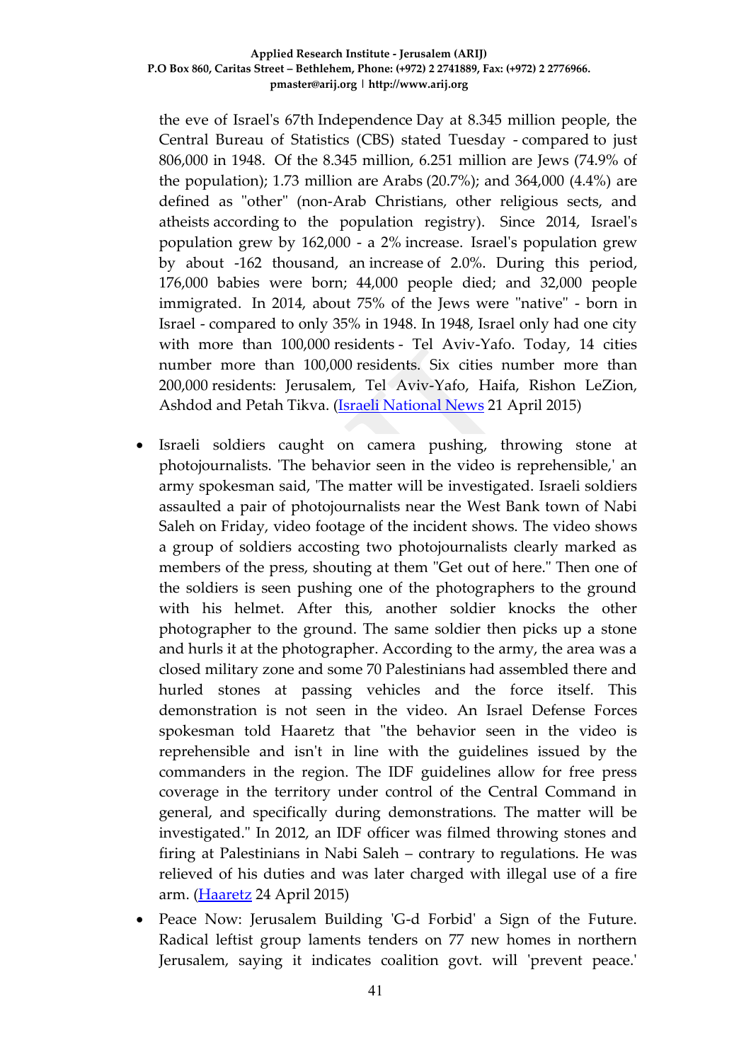the eve of Israel's 67th Independence Day at 8.345 million people, the Central Bureau of Statistics (CBS) stated Tuesday - compared to just 806,000 in 1948. Of the 8.345 million, 6.251 million are Jews (74.9% of the population); 1.73 million are Arabs (20.7%); and 364,000 (4.4%) are defined as "other" (non-Arab Christians, other religious sects, and atheists according to the population registry). Since 2014, Israel's population grew by 162,000 - a 2% increase. Israel's population grew by about -162 thousand, an increase of 2.0%. During this period, 176,000 babies were born; 44,000 people died; and 32,000 people immigrated. In 2014, about 75% of the Jews were "native" - born in Israel - compared to only 35% in 1948. In 1948, Israel only had one city with more than 100,000 residents - Tel Aviv-Yafo. Today, 14 cities number more than 100,000 residents. Six cities number more than 200,000 residents: Jerusalem, Tel Aviv-Yafo, Haifa, Rishon LeZion, Ashdod and Petah Tikva. (Israeli National News 21 April 2015)

- Israeli soldiers caught on camera pushing, throwing stone at photojournalists. 'The behavior seen in the video is reprehensible,' an army spokesman said, 'The matter will be investigated. Israeli soldiers assaulted a pair of photojournalists near the West Bank town of Nabi Saleh on Friday, video footage of the incident shows. The video shows a group of soldiers accosting two photojournalists clearly marked as members of the press, shouting at them "Get out of here." Then one of the soldiers is seen pushing one of the photographers to the ground with his helmet. After this, another soldier knocks the other photographer to the ground. The same soldier then picks up a stone and hurls it at the photographer. According to the army, the area was a closed military zone and some 70 Palestinians had assembled there and hurled stones at passing vehicles and the force itself. This demonstration is not seen in the video. An Israel Defense Forces spokesman told Haaretz that "the behavior seen in the video is reprehensible and isn't in line with the guidelines issued by the commanders in the region. The IDF guidelines allow for free press coverage in the territory under control of the Central Command in general, and specifically during demonstrations. The matter will be investigated." In 2012, an IDF officer was filmed throwing stones and firing at Palestinians in Nabi Saleh – contrary to regulations. He was relieved of his duties and was later charged with illegal use of a fire arm. (Haaretz 24 April 2015)
- Peace Now: Jerusalem Building 'G-d Forbid' a Sign of the Future. Radical leftist group laments tenders on 77 new homes in northern Jerusalem, saying it indicates coalition govt. will 'prevent peace.'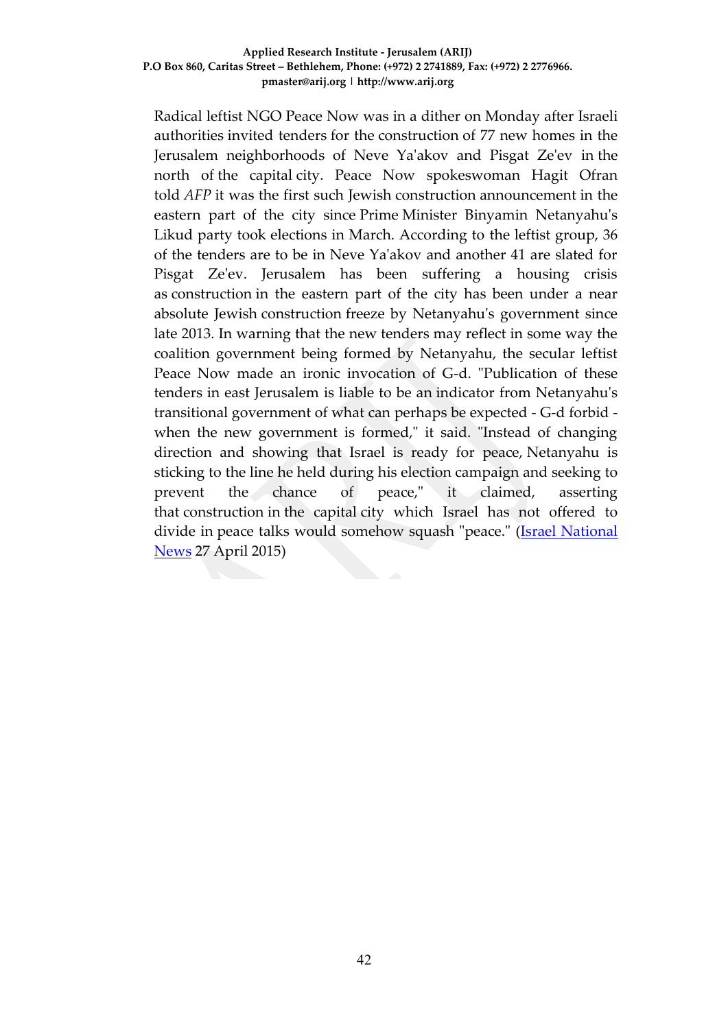Radical leftist NGO Peace Now was in a dither on Monday after Israeli authorities invited tenders for the construction of 77 new homes in the Jerusalem neighborhoods of Neve Ya'akov and Pisgat Ze'ev in the north of the capital city. Peace Now spokeswoman Hagit Ofran told *AFP* it was the first such Jewish construction announcement in the eastern part of the city since Prime Minister Binyamin Netanyahu's Likud party took elections in March. According to the leftist group, 36 of the tenders are to be in Neve Ya'akov and another 41 are slated for Pisgat Ze'ev. Jerusalem has been suffering a housing crisis as construction in the eastern part of the city has been under a near absolute Jewish construction freeze by Netanyahu's government since late 2013. In warning that the new tenders may reflect in some way the coalition government being formed by Netanyahu, the secular leftist Peace Now made an ironic invocation of G-d. "Publication of these tenders in east Jerusalem is liable to be an indicator from Netanyahu's transitional government of what can perhaps be expected - G-d forbid - when the new government is formed," it said. "Instead of changing direction and showing that Israel is ready for peace, Netanyahu is sticking to the line he held during his election campaign and seeking to prevent the chance of peace," it claimed, asserting that construction in the capital city which Israel has not offered to divide in peace talks would somehow squash "peace." (Israel National News 27 April 2015)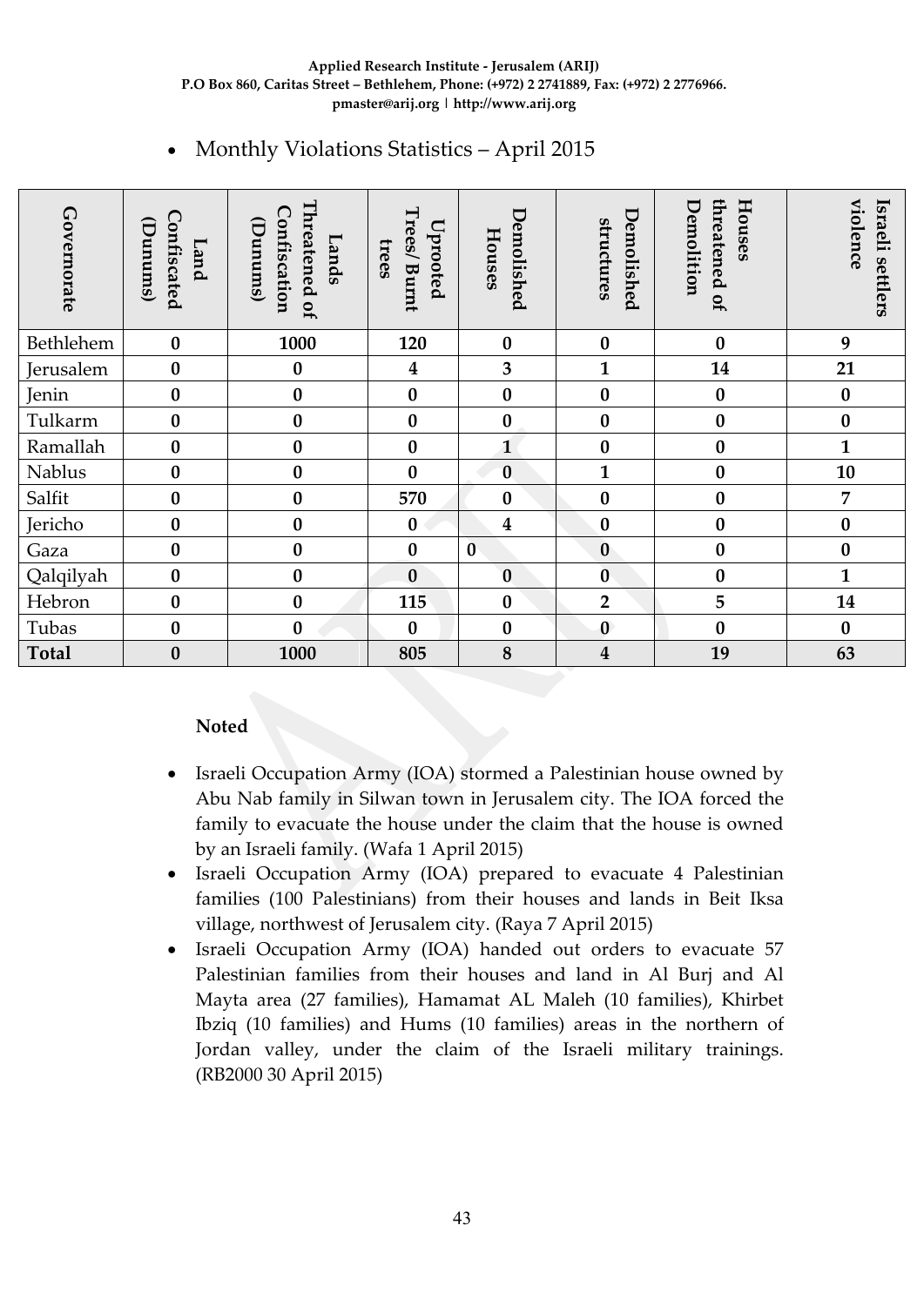- Monthly Violations Statistics – April 2015

| Governorate | Land Confiscated (Dunums) | Lands Threatened of Confiscation (Dunums) | Uprooted Trees/ Burnt trees | Demolished Houses | Demolished structures | Houses threatened of Demolition | Israeli settlers violence |
|---|---|---|---|---|---|---|---|
| Bethlehem | 0 | 1000 | 120 | 0 | 0 | 0 | 9 |
| Jerusalem | 0 | 0 | 4 | 3 | 1 | 14 | 21 |
| Jenin | 0 | 0 | 0 | 0 | 0 | 0 | 0 |
| Tulkarm | 0 | 0 | 0 | 0 | 0 | 0 | 0 |
| Ramallah | 0 | 0 | 0 | 1 | 0 | 0 | 1 |
| Nablus | 0 | 0 | 0 | 0 | 1 | 0 | 10 |
| Salfit | 0 | 0 | 570 | 0 | 0 | 0 | 7 |
| Jericho | 0 | 0 | 0 | 4 | 0 | 0 | 0 |
| Gaza | 0 | 0 | 0 | 0 | 0 | 0 | 0 |
| Qalqilyah | 0 | 0 | 0 | 0 | 0 | 0 | 1 |
| Hebron | 0 | 0 | 115 | 0 | 2 | 5 | 14 |
| Tubas | 0 | 0 | 0 | 0 | 0 | 0 | 0 |
| **Total** | **0** | **1000** | **805** | **8** | **4** | **19** | **63** |

**Noted**

- Israeli Occupation Army (IOA) stormed a Palestinian house owned by Abu Nab family in Silwan town in Jerusalem city. The IOA forced the family to evacuate the house under the claim that the house is owned by an Israeli family. (Wafa 1 April 2015)
- Israeli Occupation Army (IOA) prepared to evacuate 4 Palestinian families (100 Palestinians) from their houses and lands in Beit Iksa village, northwest of Jerusalem city. (Raya 7 April 2015)
- Israeli Occupation Army (IOA) handed out orders to evacuate 57 Palestinian families from their houses and land in Al Burj and Al Mayta area (27 families), Hamamat AL Maleh (10 families), Khirbet Ibziq (10 families) and Hums (10 families) areas in the northern of Jordan valley, under the claim of the Israeli military trainings. (RB2000 30 April 2015)